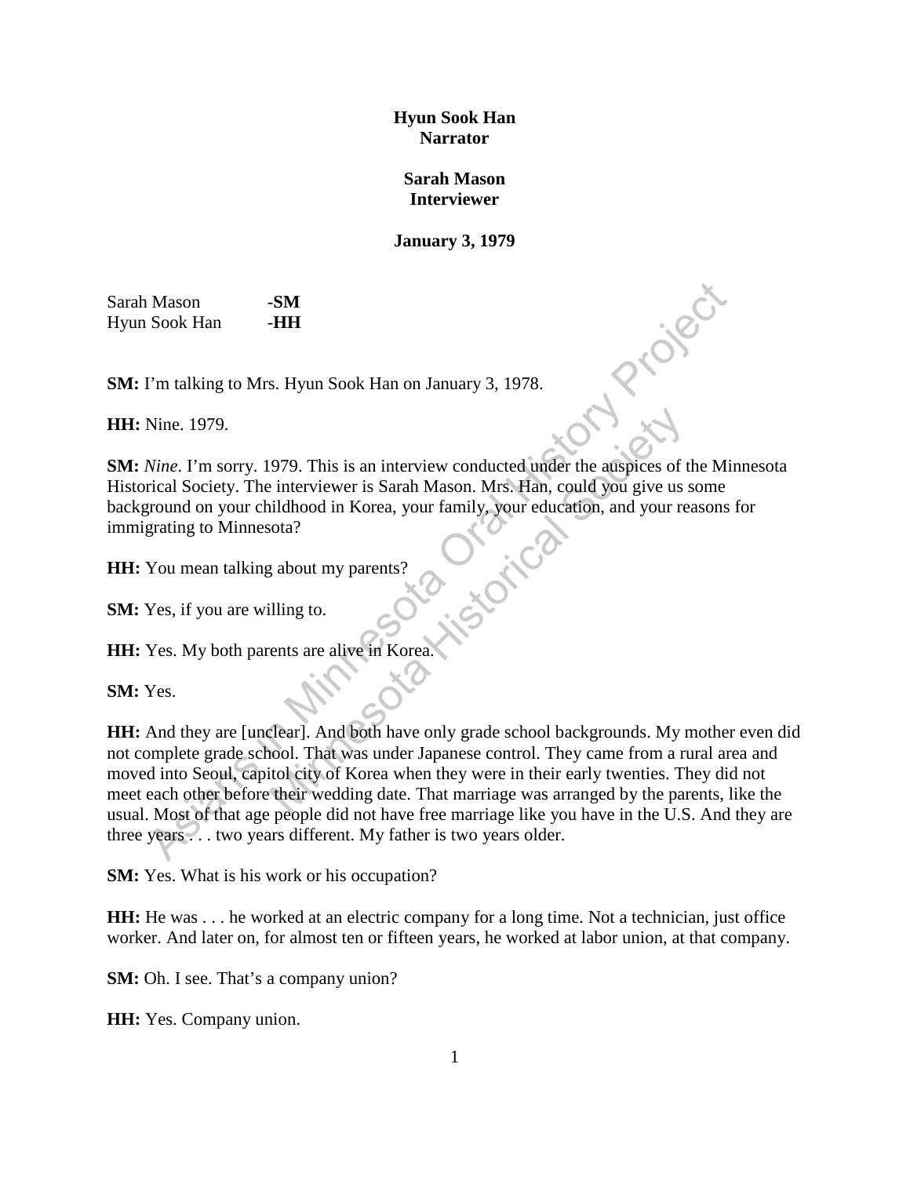**Hyun Sook Han**
**Narrator**

**Sarah Mason**
**Interviewer**

**January 3, 1979**

Sarah Mason -**SM**
Hyun Sook Han -**HH**

**SM:** I'm talking to Mrs. Hyun Sook Han on January 3, 1978.

**HH:** Nine. 1979.

**SM:** *Nine*. I'm sorry. 1979. This is an interview conducted under the auspices of the Minnesota Historical Society. The interviewer is Sarah Mason. Mrs. Han, could you give us some background on your childhood in Korea, your family, your education, and your reasons for immigrating to Minnesota?

**HH:** You mean talking about my parents?

**SM:** Yes, if you are willing to.

**HH:** Yes. My both parents are alive in Korea.

**SM:** Yes.

**HH:** And they are [unclear]. And both have only grade school backgrounds. My mother even did not complete grade school. That was under Japanese control. They came from a rural area and moved into Seoul, capitol city of Korea when they were in their early twenties. They did not meet each other before their wedding date. That marriage was arranged by the parents, like the usual. Most of that age people did not have free marriage like you have in the U.S. And they are three years . . . two years different. My father is two years older.

**SM:** Yes. What is his work or his occupation?

**HH:** He was . . . he worked at an electric company for a long time. Not a technician, just office worker. And later on, for almost ten or fifteen years, he worked at labor union, at that company.

**SM:** Oh. I see. That's a company union?

**HH:** Yes. Company union.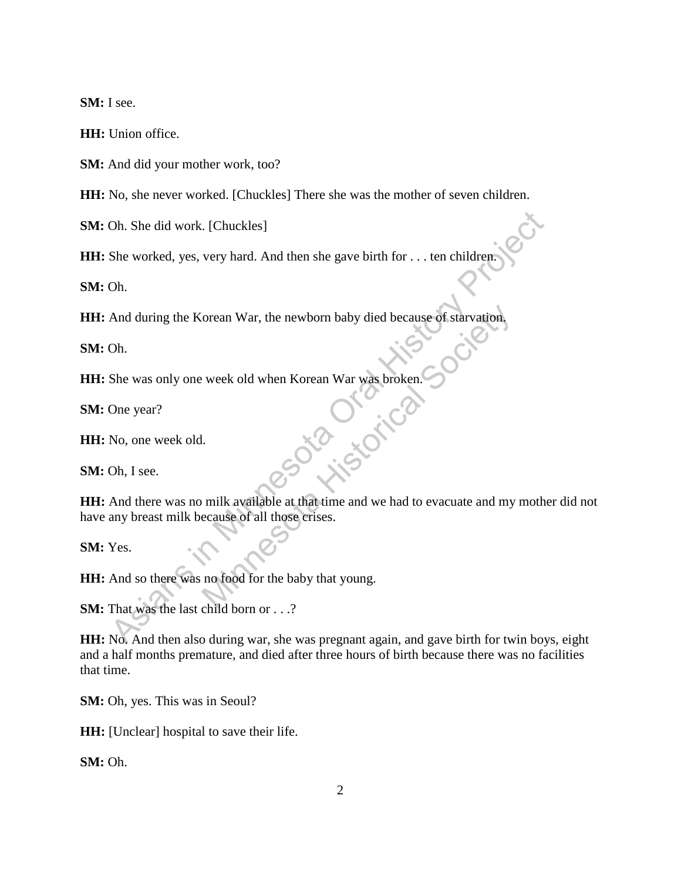**SM:** I see.

**HH:** Union office.

**SM:** And did your mother work, too?

**HH:** No, she never worked. [Chuckles] There she was the mother of seven children.

**SM:** Oh. She did work. [Chuckles]

**HH:** She worked, yes, very hard. And then she gave birth for . . . ten children.

**SM:** Oh.

**HH:** And during the Korean War, the newborn baby died because of starvation.

**SM:** Oh.

**HH:** She was only one week old when Korean War was broken.

**SM:** One year?

**HH:** No, one week old.

**SM:** Oh, I see.

**HH:** And there was no milk available at that time and we had to evacuate and my mother did not have any breast milk because of all those crises.

**SM:** Yes.

**HH:** And so there was no food for the baby that young.

**SM:** That was the last child born or . . .?

**HH:** No. And then also during war, she was pregnant again, and gave birth for twin boys, eight and a half months premature, and died after three hours of birth because there was no facilities that time.

**SM:** Oh, yes. This was in Seoul?

**HH:** [Unclear] hospital to save their life.

**SM:** Oh.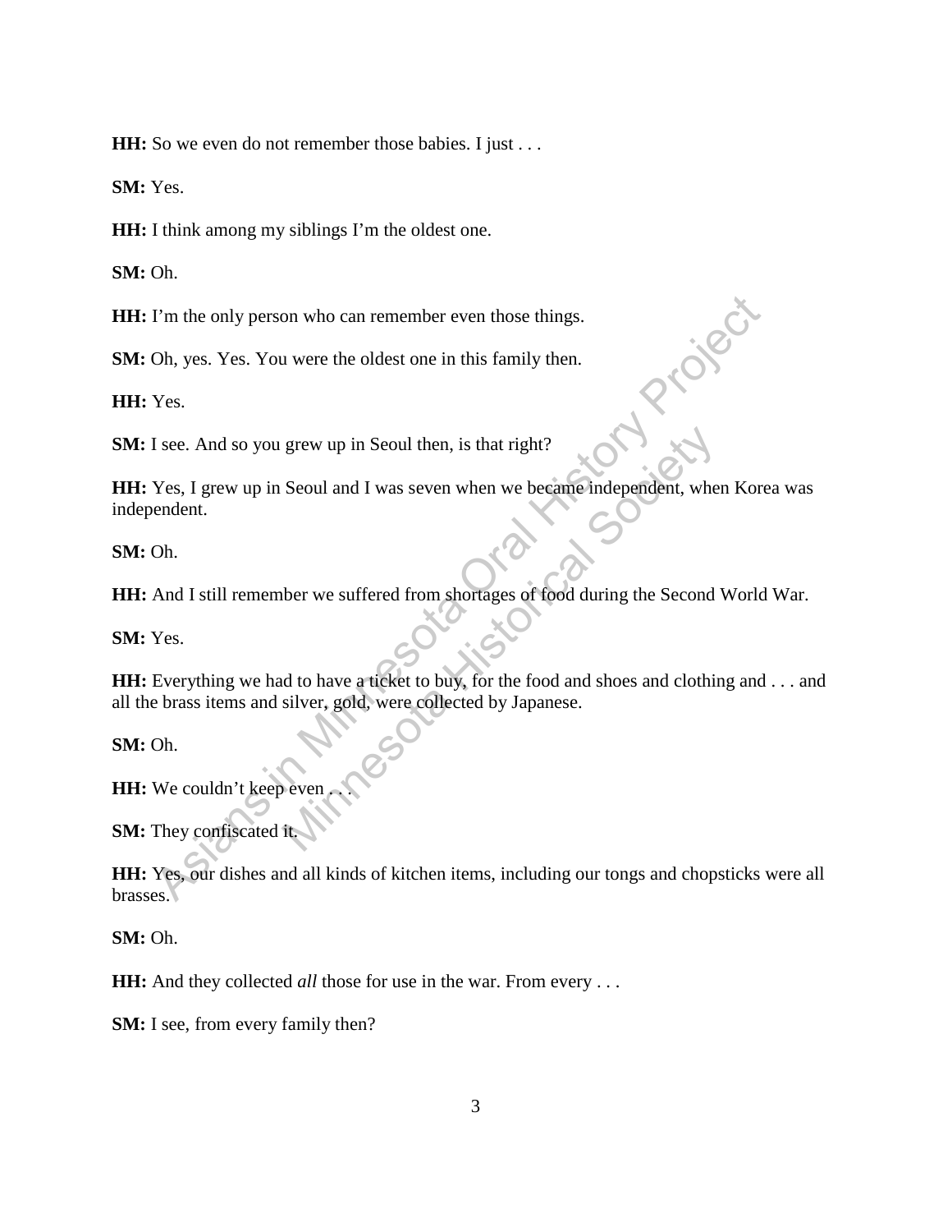**HH:** So we even do not remember those babies. I just . . .

**SM:** Yes.

**HH:** I think among my siblings I'm the oldest one.

**SM:** Oh.

**HH:** I'm the only person who can remember even those things.

**SM:** Oh, yes. Yes. You were the oldest one in this family then.

**HH:** Yes.

**SM:** I see. And so you grew up in Seoul then, is that right?

**HH:** Yes, I grew up in Seoul and I was seven when we became independent, when Korea was independent.

**SM:** Oh.

**HH:** And I still remember we suffered from shortages of food during the Second World War.

**SM:** Yes.

**HH:** Everything we had to have a ticket to buy, for the food and shoes and clothing and . . . and all the brass items and silver, gold, were collected by Japanese.

**SM:** Oh.

**HH:** We couldn't keep even . . .

**SM:** They confiscated it.

**HH:** Yes, our dishes and all kinds of kitchen items, including our tongs and chopsticks were all brasses.

**SM:** Oh.

**HH:** And they collected *all* those for use in the war. From every . . .

**SM:** I see, from every family then?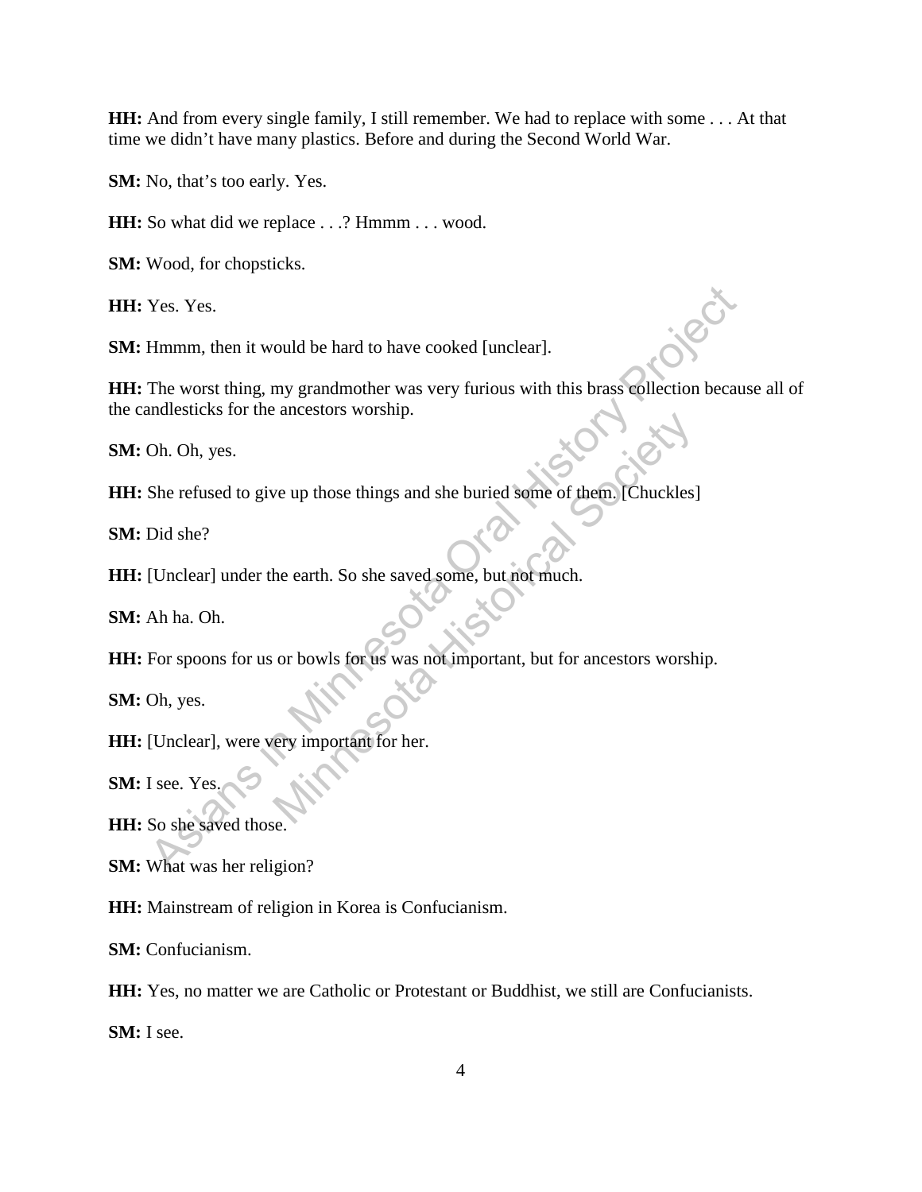**HH:** And from every single family, I still remember. We had to replace with some . . . At that time we didn't have many plastics. Before and during the Second World War.

**SM:** No, that's too early. Yes.

**HH:** So what did we replace . . .? Hmmm . . . wood.

**SM:** Wood, for chopsticks.

**HH:** Yes. Yes.

**SM:** Hmmm, then it would be hard to have cooked [unclear].

**HH:** The worst thing, my grandmother was very furious with this brass collection because all of the candlesticks for the ancestors worship.

**SM:** Oh. Oh, yes.

**HH:** She refused to give up those things and she buried some of them. [Chuckles]

**SM:** Did she?

**HH:** [Unclear] under the earth. So she saved some, but not much.

**SM:** Ah ha. Oh.

**HH:** For spoons for us or bowls for us was not important, but for ancestors worship.

**SM:** Oh, yes.

**HH:** [Unclear], were very important for her.

**SM:** I see. Yes.

**HH:** So she saved those.

**SM:** What was her religion?

**HH:** Mainstream of religion in Korea is Confucianism.

**SM:** Confucianism.

**HH:** Yes, no matter we are Catholic or Protestant or Buddhist, we still are Confucianists.

**SM:** I see.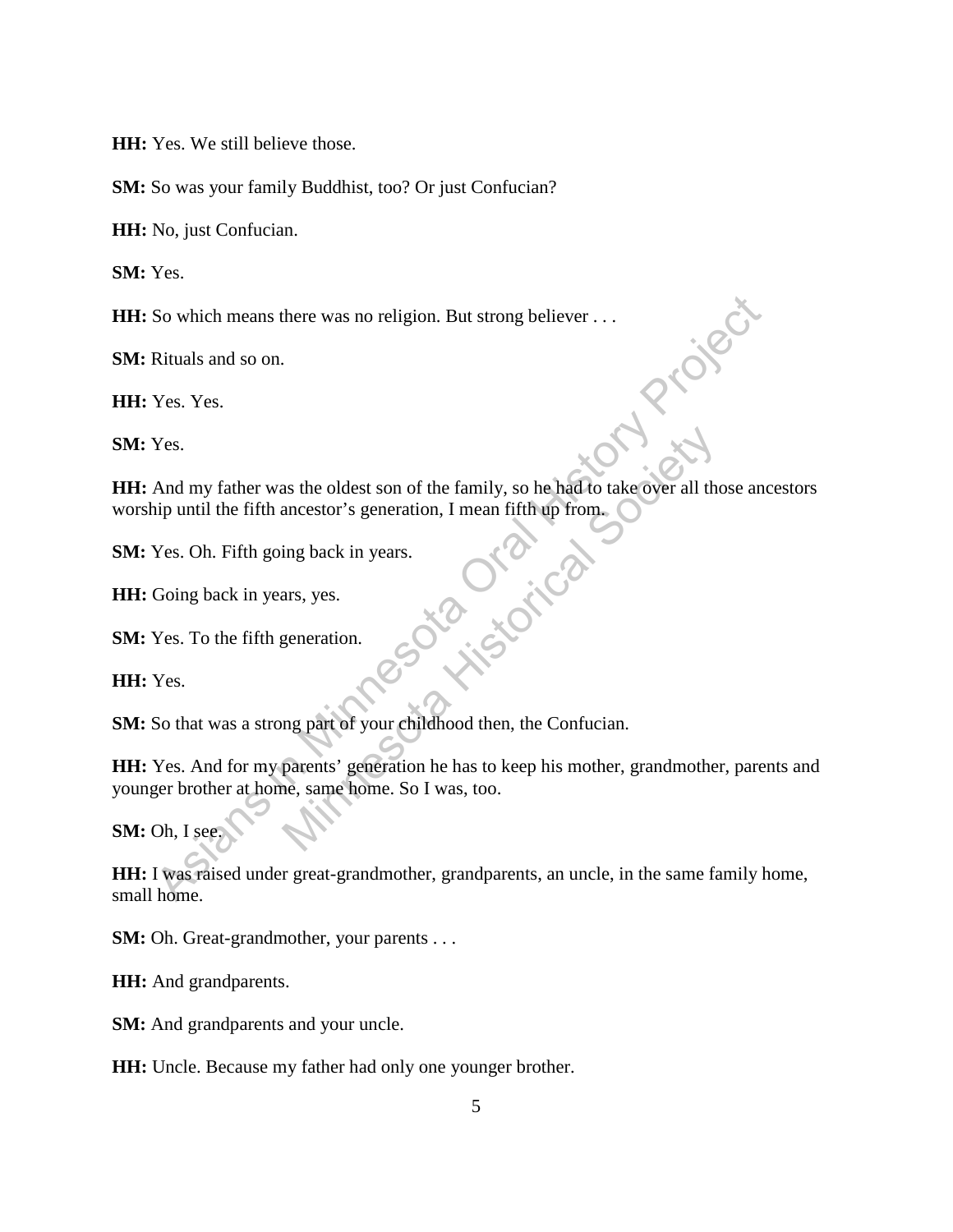**HH:** Yes. We still believe those.

**SM:** So was your family Buddhist, too? Or just Confucian?

**HH:** No, just Confucian.

**SM:** Yes.

**HH:** So which means there was no religion. But strong believer . . .

**SM:** Rituals and so on.

**HH:** Yes. Yes.

**SM:** Yes.

**HH:** And my father was the oldest son of the family, so he had to take over all those ancestors worship until the fifth ancestor's generation, I mean fifth up from.

**SM:** Yes. Oh. Fifth going back in years.

**HH:** Going back in years, yes.

**SM:** Yes. To the fifth generation.

**HH:** Yes.

**SM:** So that was a strong part of your childhood then, the Confucian.

**HH:** Yes. And for my parents' generation he has to keep his mother, grandmother, parents and younger brother at home, same home. So I was, too.

**SM:** Oh, I see.

**HH:** I was raised under great-grandmother, grandparents, an uncle, in the same family home, small home.

**SM:** Oh. Great-grandmother, your parents . . .

**HH:** And grandparents.

**SM:** And grandparents and your uncle.

**HH:** Uncle. Because my father had only one younger brother.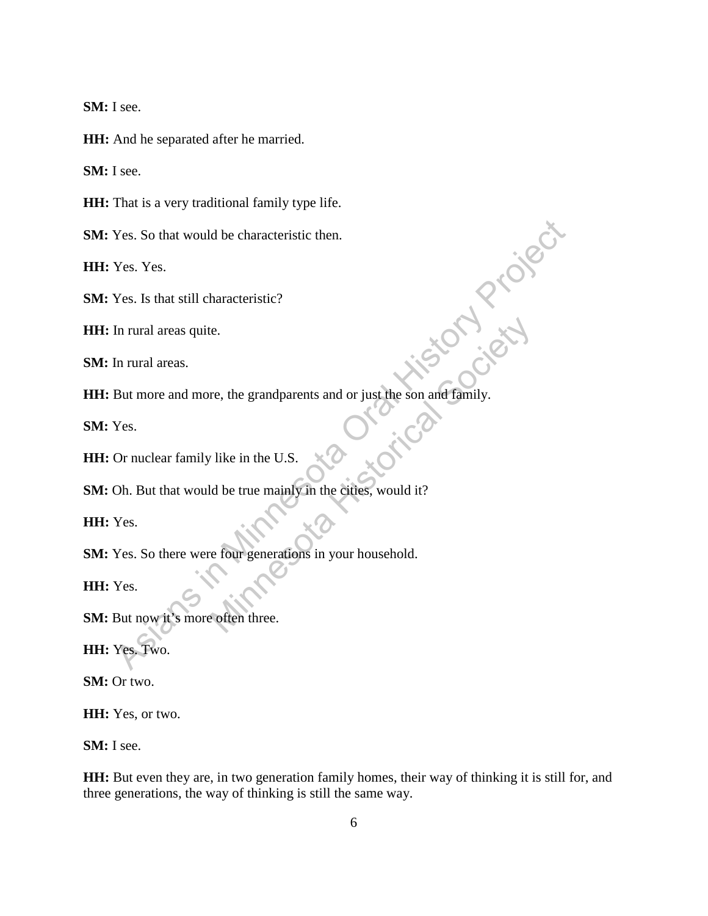**SM:** I see.

**HH:** And he separated after he married.

**SM:** I see.

**HH:** That is a very traditional family type life.

**SM:** Yes. So that would be characteristic then.

**HH:** Yes. Yes.

**SM:** Yes. Is that still characteristic?

**HH:** In rural areas quite.

**SM:** In rural areas.

**HH:** But more and more, the grandparents and or just the son and family.

**SM:** Yes.

**HH:** Or nuclear family like in the U.S.

**SM:** Oh. But that would be true mainly in the cities, would it?

**HH:** Yes.

**SM:** Yes. So there were four generations in your household.

**HH:** Yes.

**SM:** But now it's more often three.

**HH:** Yes. Two.

**SM:** Or two.

**HH:** Yes, or two.

**SM:** I see.

**HH:** But even they are, in two generation family homes, their way of thinking it is still for, and three generations, the way of thinking is still the same way.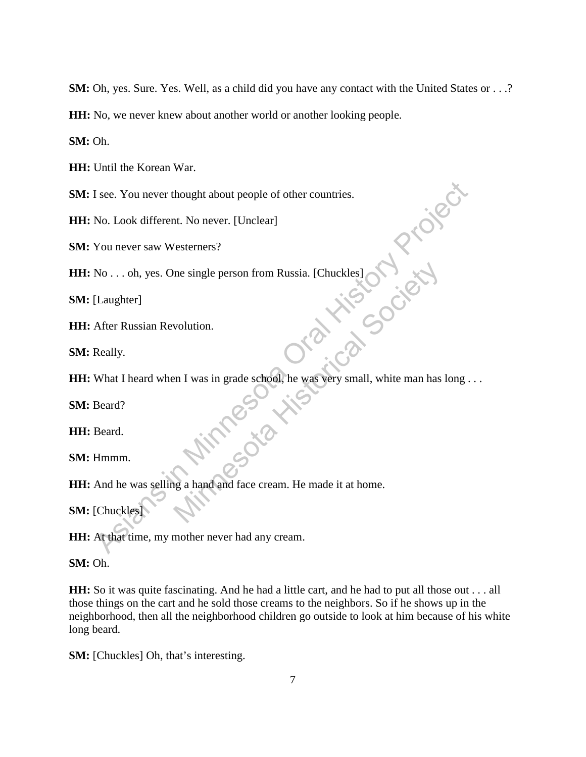**SM:** Oh, yes. Sure. Yes. Well, as a child did you have any contact with the United States or . . .?

**HH:** No, we never knew about another world or another looking people.

**SM:** Oh.

**HH:** Until the Korean War.

**SM:** I see. You never thought about people of other countries.

**HH:** No. Look different. No never. [Unclear]

**SM:** You never saw Westerners?

**HH:** No . . . oh, yes. One single person from Russia. [Chuckles]

**SM:** [Laughter]

**HH:** After Russian Revolution.

**SM:** Really.

**HH:** What I heard when I was in grade school, he was very small, white man has long . . .

**SM:** Beard?

**HH:** Beard.

**SM:** Hmmm.

**HH:** And he was selling a hand and face cream. He made it at home.

**SM:** [Chuckles]

**HH:** At that time, my mother never had any cream.

**SM:** Oh.

**HH:** So it was quite fascinating. And he had a little cart, and he had to put all those out . . . all those things on the cart and he sold those creams to the neighbors. So if he shows up in the neighborhood, then all the neighborhood children go outside to look at him because of his white long beard.

**SM:** [Chuckles] Oh, that's interesting.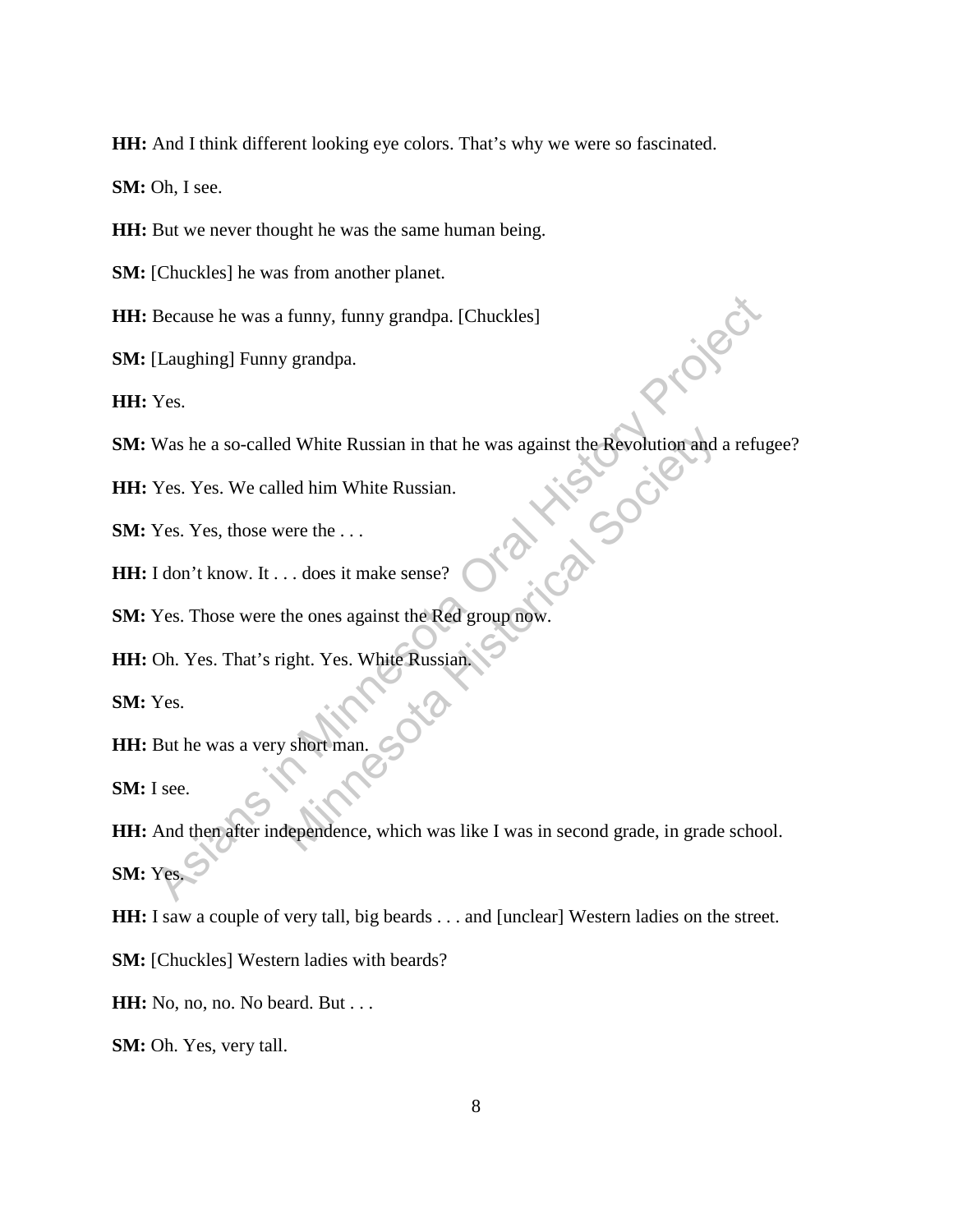**HH:** And I think different looking eye colors. That's why we were so fascinated.

**SM:** Oh, I see.

**HH:** But we never thought he was the same human being.

**SM:** [Chuckles] he was from another planet.

**HH:** Because he was a funny, funny grandpa. [Chuckles]

**SM:** [Laughing] Funny grandpa.

**HH:** Yes.

**SM:** Was he a so-called White Russian in that he was against the Revolution and a refugee?

**HH:** Yes. Yes. We called him White Russian.

**SM:** Yes. Yes, those were the . . .

**HH:** I don't know. It . . . does it make sense?

**SM:** Yes. Those were the ones against the Red group now.

**HH:** Oh. Yes. That's right. Yes. White Russian.

**SM:** Yes.

**HH:** But he was a very short man.

**SM:** I see.

**HH:** And then after independence, which was like I was in second grade, in grade school.

**SM:** Yes.

**HH:** I saw a couple of very tall, big beards . . . and [unclear] Western ladies on the street.

**SM:** [Chuckles] Western ladies with beards?

**HH:** No, no, no. No beard. But . . .

**SM:** Oh. Yes, very tall.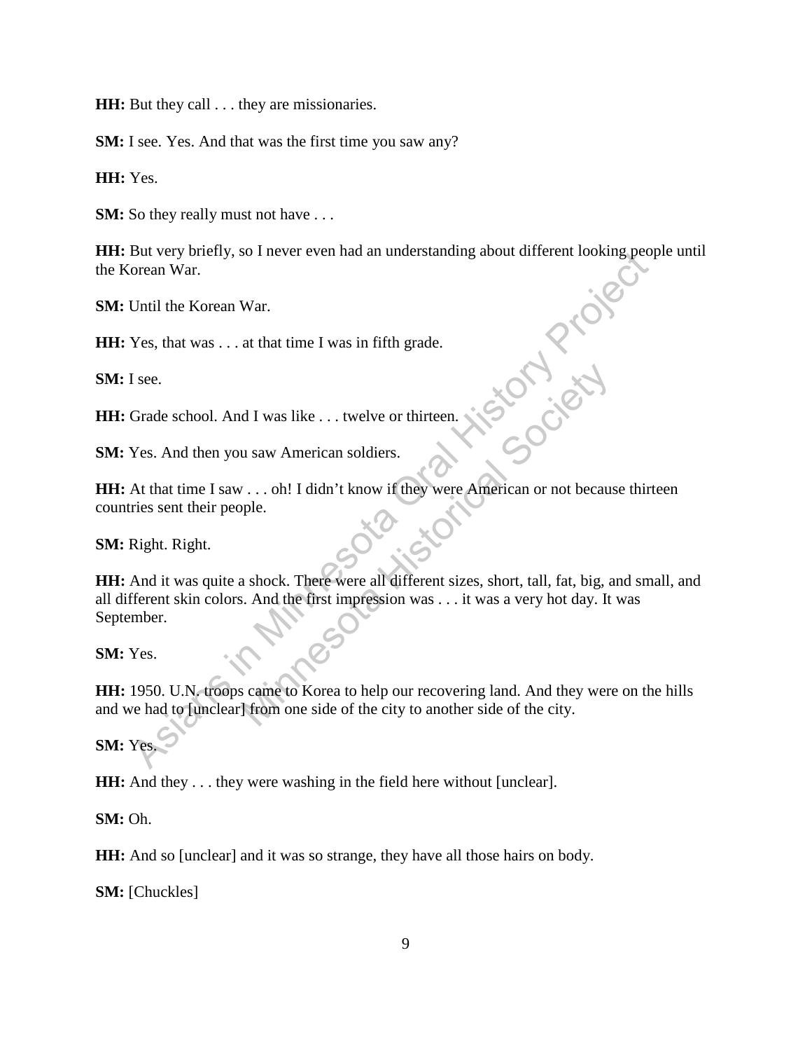**HH:** But they call . . . they are missionaries.

**SM:** I see. Yes. And that was the first time you saw any?

**HH:** Yes.

**SM:** So they really must not have . . .

**HH:** But very briefly, so I never even had an understanding about different looking people until the Korean War.

**SM:** Until the Korean War.

**HH:** Yes, that was . . . at that time I was in fifth grade.

**SM:** I see.

**HH:** Grade school. And I was like . . . twelve or thirteen.

**SM:** Yes. And then you saw American soldiers.

**HH:** At that time I saw . . . oh! I didn't know if they were American or not because thirteen countries sent their people.

**SM:** Right. Right.

**HH:** And it was quite a shock. There were all different sizes, short, tall, fat, big, and small, and all different skin colors. And the first impression was . . . it was a very hot day. It was September.

**SM:** Yes.

**HH:** 1950. U.N. troops came to Korea to help our recovering land. And they were on the hills and we had to [unclear] from one side of the city to another side of the city.

**SM:** Yes.

**HH:** And they . . . they were washing in the field here without [unclear].

**SM:** Oh.

**HH:** And so [unclear] and it was so strange, they have all those hairs on body.

**SM:** [Chuckles]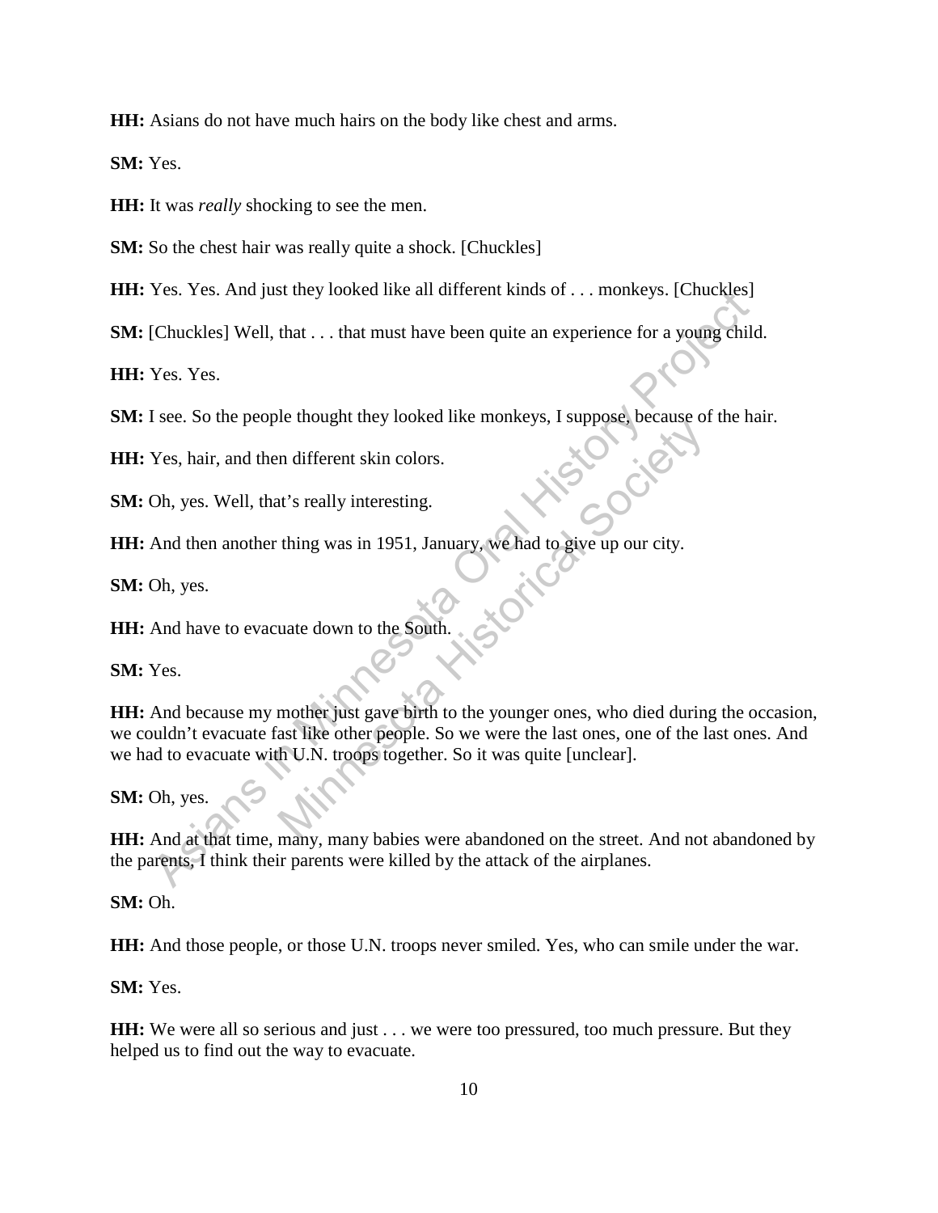**HH:** Asians do not have much hairs on the body like chest and arms.

**SM:** Yes.

**HH:** It was *really* shocking to see the men.

**SM:** So the chest hair was really quite a shock. [Chuckles]

**HH:** Yes. Yes. And just they looked like all different kinds of . . . monkeys. [Chuckles]

**SM:** [Chuckles] Well, that . . . that must have been quite an experience for a young child.

**HH:** Yes. Yes.

**SM:** I see. So the people thought they looked like monkeys, I suppose, because of the hair.

**HH:** Yes, hair, and then different skin colors.

**SM:** Oh, yes. Well, that's really interesting.

**HH:** And then another thing was in 1951, January, we had to give up our city.

**SM:** Oh, yes.

**HH:** And have to evacuate down to the South.

**SM:** Yes.

**HH:** And because my mother just gave birth to the younger ones, who died during the occasion, we couldn't evacuate fast like other people. So we were the last ones, one of the last ones. And we had to evacuate with U.N. troops together. So it was quite [unclear].

**SM:** Oh, yes.

**HH:** And at that time, many, many babies were abandoned on the street. And not abandoned by the parents, I think their parents were killed by the attack of the airplanes.

**SM:** Oh.

**HH:** And those people, or those U.N. troops never smiled. Yes, who can smile under the war.

**SM:** Yes.

**HH:** We were all so serious and just . . . we were too pressured, too much pressure. But they helped us to find out the way to evacuate.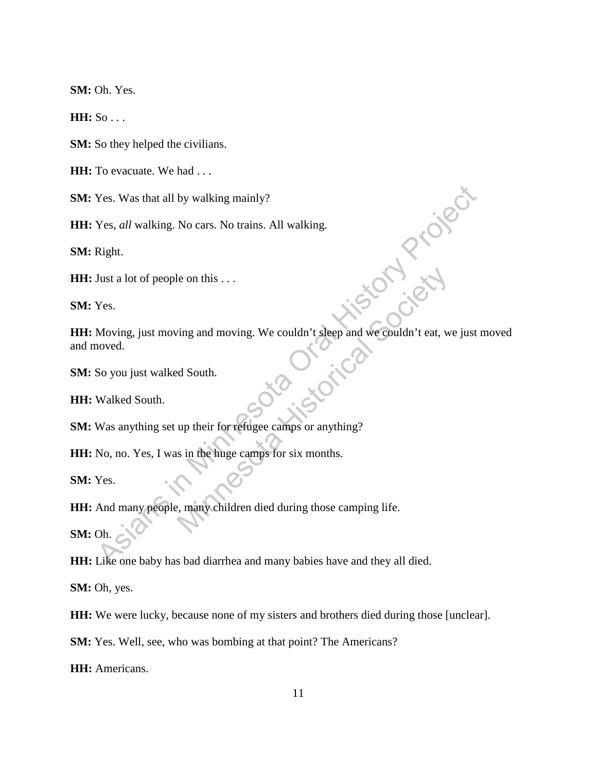**SM:** Oh. Yes.

**HH:** So . . .

**SM:** So they helped the civilians.

**HH:** To evacuate. We had . . .

**SM:** Yes. Was that all by walking mainly?

**HH:** Yes, *all* walking. No cars. No trains. All walking.

**SM:** Right.

**HH:** Just a lot of people on this . . .

**SM:** Yes.

**HH:** Moving, just moving and moving. We couldn't sleep and we couldn't eat, we just moved and moved.

**SM:** So you just walked South.

**HH:** Walked South.

**SM:** Was anything set up their for refugee camps or anything?

**HH:** No, no. Yes, I was in the huge camps for six months.

**SM:** Yes.

**HH:** And many people, many children died during those camping life.

**SM:** Oh.

**HH:** Like one baby has bad diarrhea and many babies have and they all died.

**SM:** Oh, yes.

**HH:** We were lucky, because none of my sisters and brothers died during those [unclear].

**SM:** Yes. Well, see, who was bombing at that point? The Americans?

**HH:** Americans.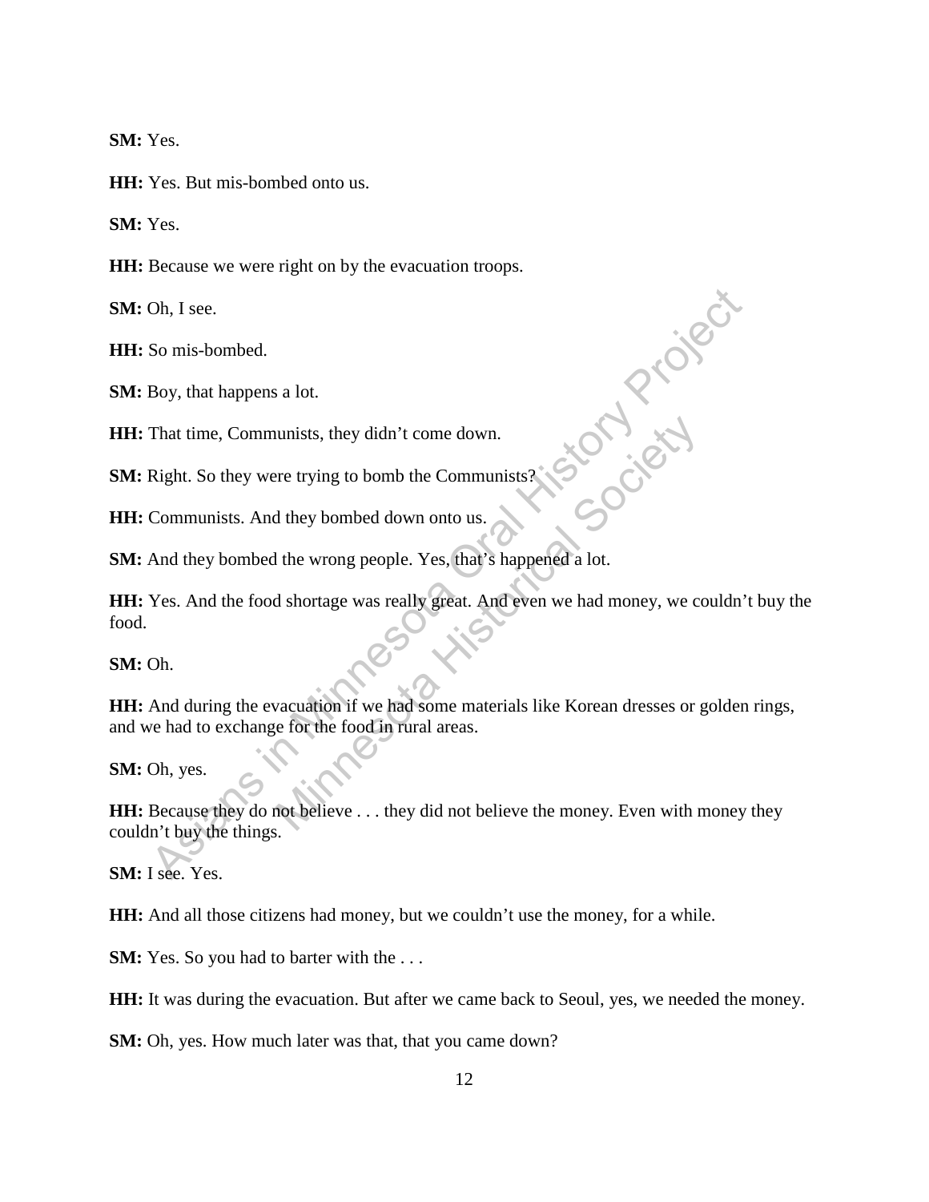**SM:** Yes.

**HH:** Yes. But mis-bombed onto us.

**SM:** Yes.

**HH:** Because we were right on by the evacuation troops.

**SM:** Oh, I see.

**HH:** So mis-bombed.

**SM:** Boy, that happens a lot.

**HH:** That time, Communists, they didn't come down.

**SM:** Right. So they were trying to bomb the Communists?

**HH:** Communists. And they bombed down onto us.

**SM:** And they bombed the wrong people. Yes, that's happened a lot.

**HH:** Yes. And the food shortage was really great. And even we had money, we couldn't buy the food.

**SM:** Oh.

**HH:** And during the evacuation if we had some materials like Korean dresses or golden rings, and we had to exchange for the food in rural areas.

**SM:** Oh, yes.

**HH:** Because they do not believe . . . they did not believe the money. Even with money they couldn't buy the things.

**SM:** I see. Yes.

**HH:** And all those citizens had money, but we couldn't use the money, for a while.

**SM:** Yes. So you had to barter with the . . .

**HH:** It was during the evacuation. But after we came back to Seoul, yes, we needed the money.

**SM:** Oh, yes. How much later was that, that you came down?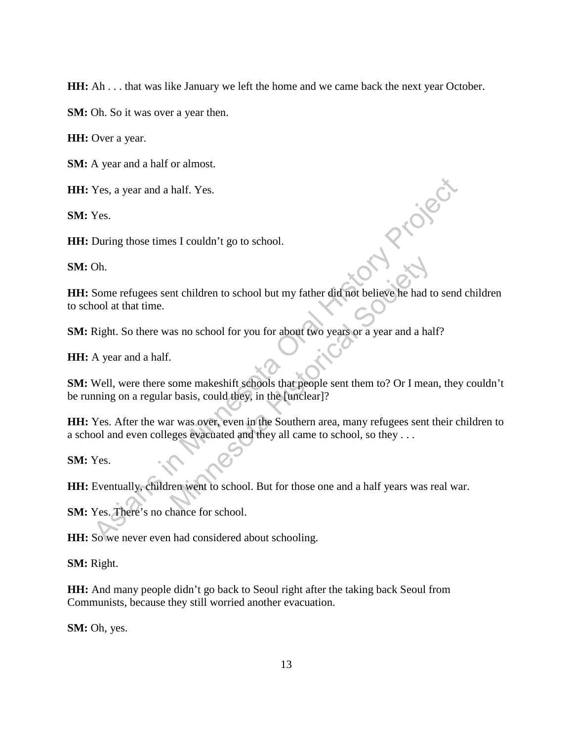**HH:** Ah . . . that was like January we left the home and we came back the next year October.

**SM:** Oh. So it was over a year then.

**HH:** Over a year.

**SM:** A year and a half or almost.

**HH:** Yes, a year and a half. Yes.

**SM:** Yes.

**HH:** During those times I couldn't go to school.

**SM:** Oh.

**HH:** Some refugees sent children to school but my father did not believe he had to send children to school at that time.

**SM:** Right. So there was no school for you for about two years or a year and a half?

**HH:** A year and a half.

**SM:** Well, were there some makeshift schools that people sent them to? Or I mean, they couldn't be running on a regular basis, could they, in the [unclear]?

**HH:** Yes. After the war was over, even in the Southern area, many refugees sent their children to a school and even colleges evacuated and they all came to school, so they . . .

**SM:** Yes.

**HH:** Eventually, children went to school. But for those one and a half years was real war.

**SM:** Yes. There's no chance for school.

**HH:** So we never even had considered about schooling.

**SM:** Right.

**HH:** And many people didn't go back to Seoul right after the taking back Seoul from Communists, because they still worried another evacuation.

**SM:** Oh, yes.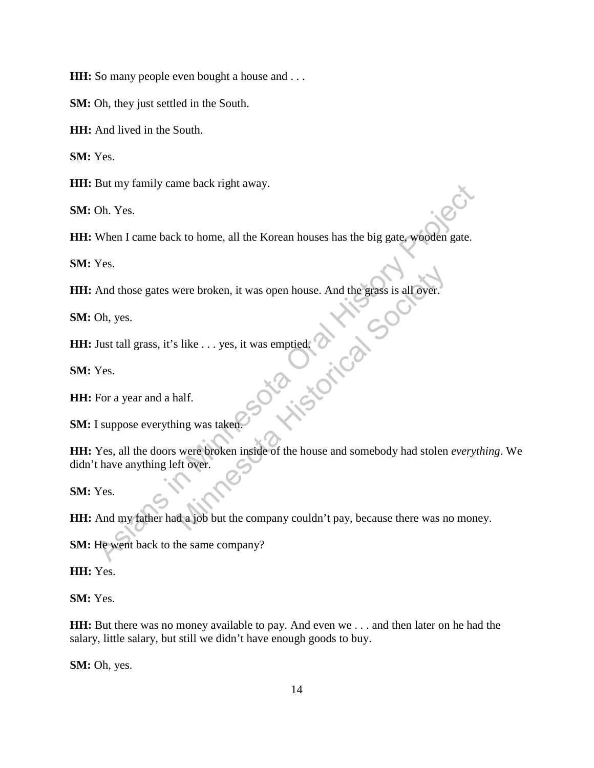**HH:** So many people even bought a house and . . .

**SM:** Oh, they just settled in the South.

**HH:** And lived in the South.

**SM:** Yes.

**HH:** But my family came back right away.

**SM:** Oh. Yes.

**HH:** When I came back to home, all the Korean houses has the big gate, wooden gate.

**SM:** Yes.

**HH:** And those gates were broken, it was open house. And the grass is all over.

**SM:** Oh, yes.

**HH:** Just tall grass, it's like . . . yes, it was emptied.

**SM:** Yes.

**HH:** For a year and a half.

**SM:** I suppose everything was taken.

**HH:** Yes, all the doors were broken inside of the house and somebody had stolen *everything*. We didn't have anything left over.

**SM:** Yes.

**HH:** And my father had a job but the company couldn't pay, because there was no money.

**SM:** He went back to the same company?

**HH:** Yes.

**SM:** Yes.

**HH:** But there was no money available to pay. And even we . . . and then later on he had the salary, little salary, but still we didn't have enough goods to buy.

**SM:** Oh, yes.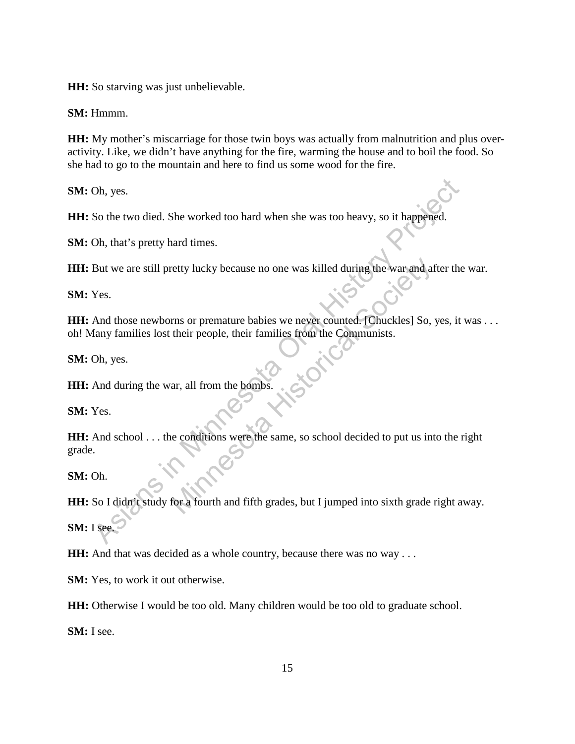**HH:** So starving was just unbelievable.

**SM:** Hmmm.

**HH:** My mother's miscarriage for those twin boys was actually from malnutrition and plus over-activity. Like, we didn't have anything for the fire, warming the house and to boil the food. So she had to go to the mountain and here to find us some wood for the fire.

**SM:** Oh, yes.

**HH:** So the two died. She worked too hard when she was too heavy, so it happened.

**SM:** Oh, that's pretty hard times.

**HH:** But we are still pretty lucky because no one was killed during the war and after the war.

**SM:** Yes.

**HH:** And those newborns or premature babies we never counted. [Chuckles] So, yes, it was . . . oh! Many families lost their people, their families from the Communists.

**SM:** Oh, yes.

**HH:** And during the war, all from the bombs.

**SM:** Yes.

**HH:** And school . . . the conditions were the same, so school decided to put us into the right grade.

**SM:** Oh.

**HH:** So I didn't study for a fourth and fifth grades, but I jumped into sixth grade right away.

**SM:** I see.

**HH:** And that was decided as a whole country, because there was no way . . .

**SM:** Yes, to work it out otherwise.

**HH:** Otherwise I would be too old. Many children would be too old to graduate school.

**SM:** I see.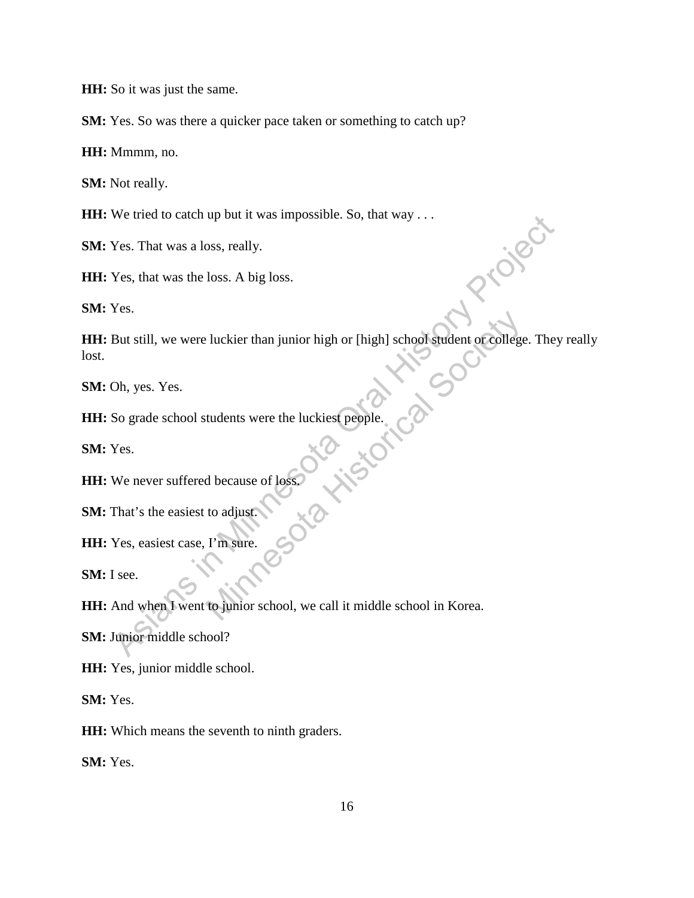**HH:** So it was just the same.

**SM:** Yes. So was there a quicker pace taken or something to catch up?

**HH:** Mmmm, no.

**SM:** Not really.

**HH:** We tried to catch up but it was impossible. So, that way . . .

**SM:** Yes. That was a loss, really.

**HH:** Yes, that was the loss. A big loss.

**SM:** Yes.

**HH:** But still, we were luckier than junior high or [high] school student or college. They really lost.

**SM:** Oh, yes. Yes.

**HH:** So grade school students were the luckiest people.

**SM:** Yes.

**HH:** We never suffered because of loss.

**SM:** That's the easiest to adjust.

**HH:** Yes, easiest case, I'm sure.

**SM:** I see.

**HH:** And when I went to junior school, we call it middle school in Korea.

**SM:** Junior middle school?

**HH:** Yes, junior middle school.

**SM:** Yes.

**HH:** Which means the seventh to ninth graders.

**SM:** Yes.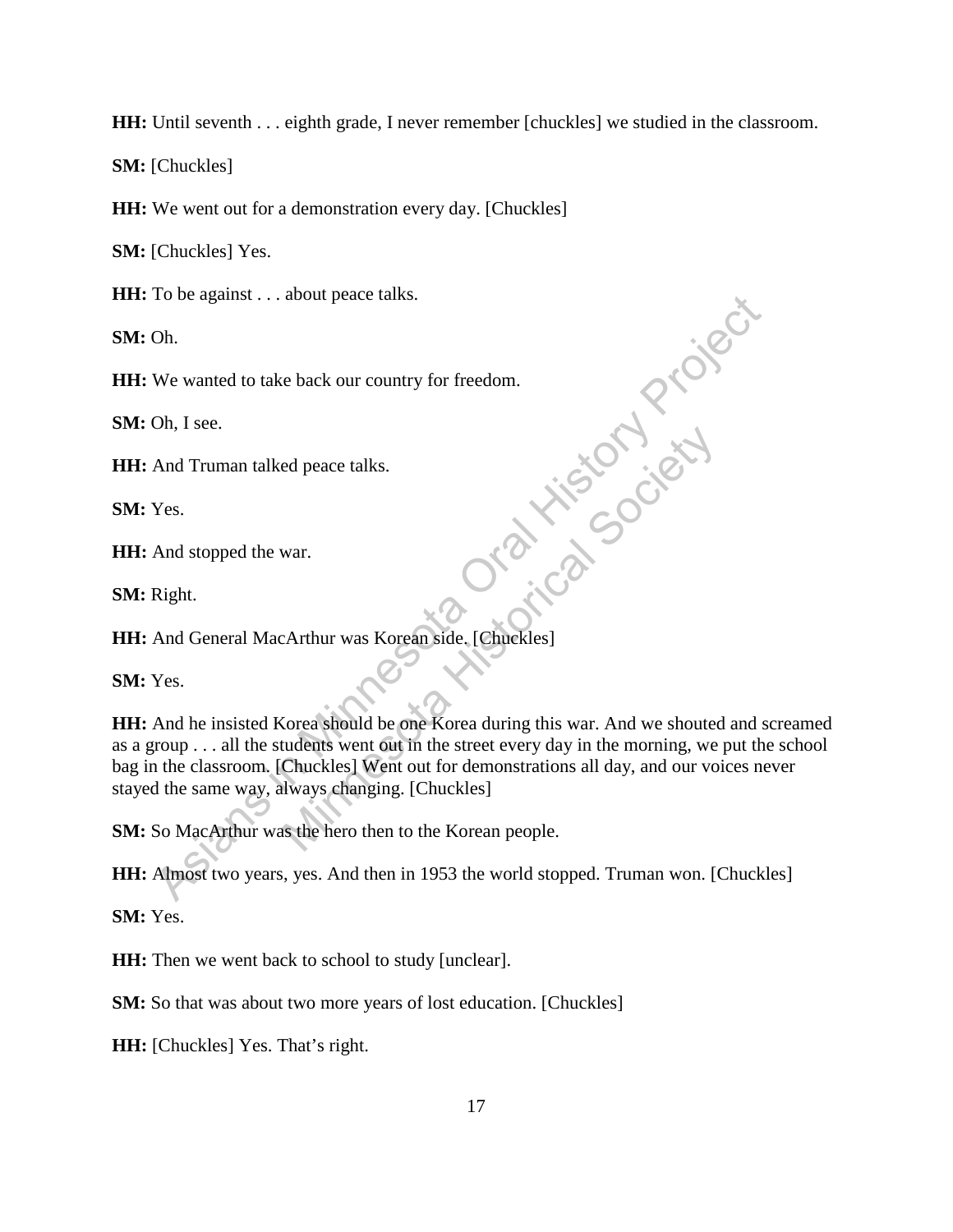**HH:** Until seventh . . . eighth grade, I never remember [chuckles] we studied in the classroom.

**SM:** [Chuckles]

**HH:** We went out for a demonstration every day. [Chuckles]

**SM:** [Chuckles] Yes.

**HH:** To be against . . . about peace talks.

**SM:** Oh.

**HH:** We wanted to take back our country for freedom.

**SM:** Oh, I see.

**HH:** And Truman talked peace talks.

**SM:** Yes.

**HH:** And stopped the war.

**SM:** Right.

**HH:** And General MacArthur was Korean side. [Chuckles]

**SM:** Yes.

**HH:** And he insisted Korea should be one Korea during this war. And we shouted and screamed as a group . . . all the students went out in the street every day in the morning, we put the school bag in the classroom. [Chuckles] Went out for demonstrations all day, and our voices never stayed the same way, always changing. [Chuckles]

**SM:** So MacArthur was the hero then to the Korean people.

**HH:** Almost two years, yes. And then in 1953 the world stopped. Truman won. [Chuckles]

**SM:** Yes.

**HH:** Then we went back to school to study [unclear].

**SM:** So that was about two more years of lost education. [Chuckles]

**HH:** [Chuckles] Yes. That's right.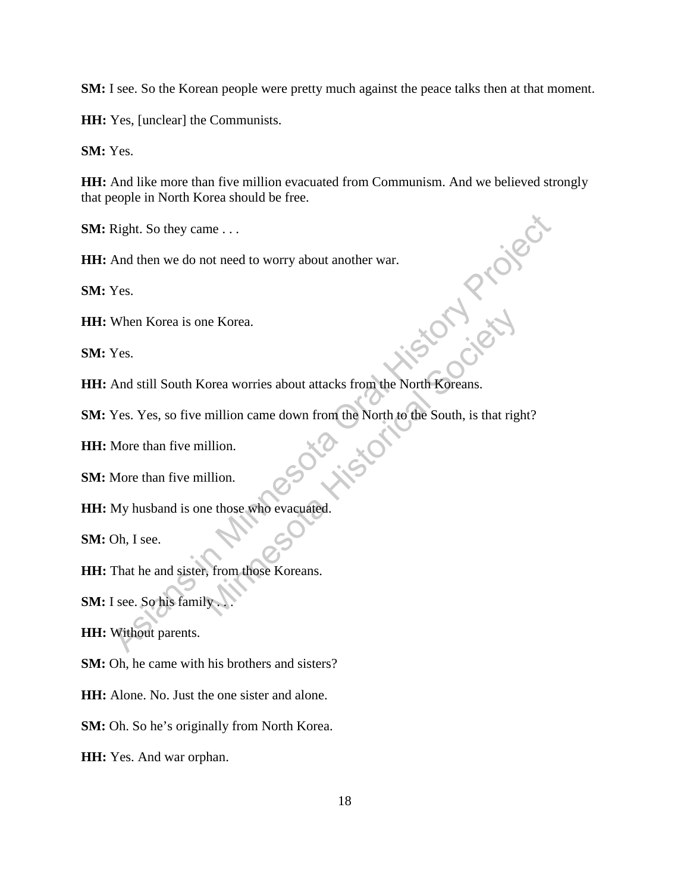**SM:** I see. So the Korean people were pretty much against the peace talks then at that moment.

**HH:** Yes, [unclear] the Communists.

**SM:** Yes.

**HH:** And like more than five million evacuated from Communism. And we believed strongly that people in North Korea should be free.

**SM:** Right. So they came . . .

**HH:** And then we do not need to worry about another war.

**SM:** Yes.

**HH:** When Korea is one Korea.

**SM:** Yes.

**HH:** And still South Korea worries about attacks from the North Koreans.

**SM:** Yes. Yes, so five million came down from the North to the South, is that right?

**HH:** More than five million.

**SM:** More than five million.

**HH:** My husband is one those who evacuated.

**SM:** Oh, I see.

**HH:** That he and sister, from those Koreans.

**SM:** I see. So his family . . .

**HH:** Without parents.

**SM:** Oh, he came with his brothers and sisters?

**HH:** Alone. No. Just the one sister and alone.

**SM:** Oh. So he's originally from North Korea.

**HH:** Yes. And war orphan.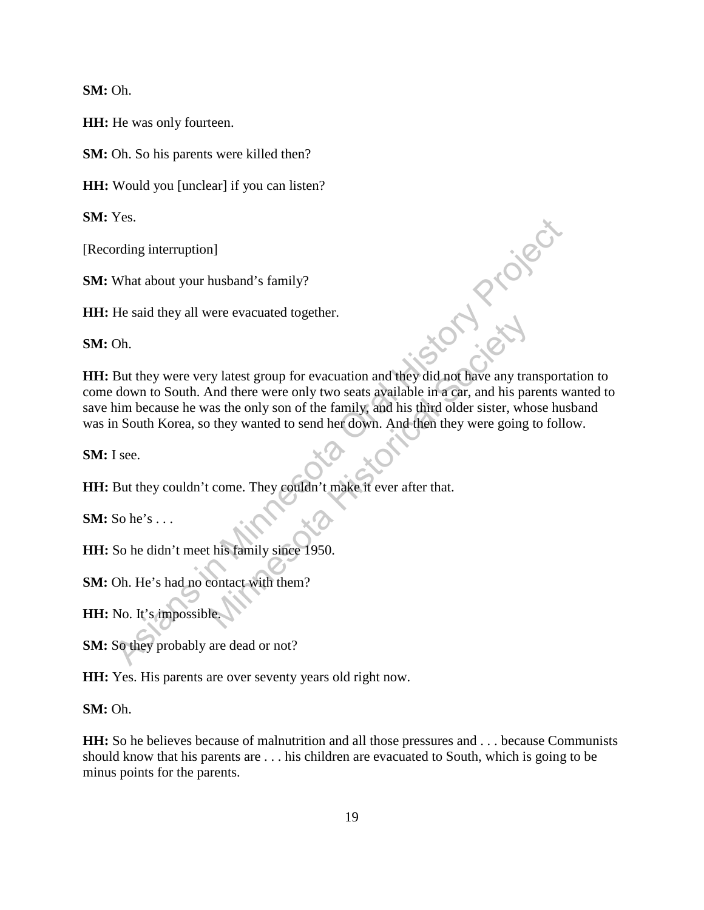**SM:** Oh.

**HH:** He was only fourteen.

**SM:** Oh. So his parents were killed then?

**HH:** Would you [unclear] if you can listen?

**SM:** Yes.

[Recording interruption]

**SM:** What about your husband's family?

**HH:** He said they all were evacuated together.

**SM:** Oh.

**HH:** But they were very latest group for evacuation and they did not have any transportation to come down to South. And there were only two seats available in a car, and his parents wanted to save him because he was the only son of the family, and his third older sister, whose husband was in South Korea, so they wanted to send her down. And then they were going to follow.

**SM:** I see.

**HH:** But they couldn't come. They couldn't make it ever after that.

**SM:** So he's . . .

**HH:** So he didn't meet his family since 1950.

**SM:** Oh. He's had no contact with them?

**HH:** No. It's impossible.

**SM:** So they probably are dead or not?

**HH:** Yes. His parents are over seventy years old right now.

**SM:** Oh.

**HH:** So he believes because of malnutrition and all those pressures and . . . because Communists should know that his parents are . . . his children are evacuated to South, which is going to be minus points for the parents.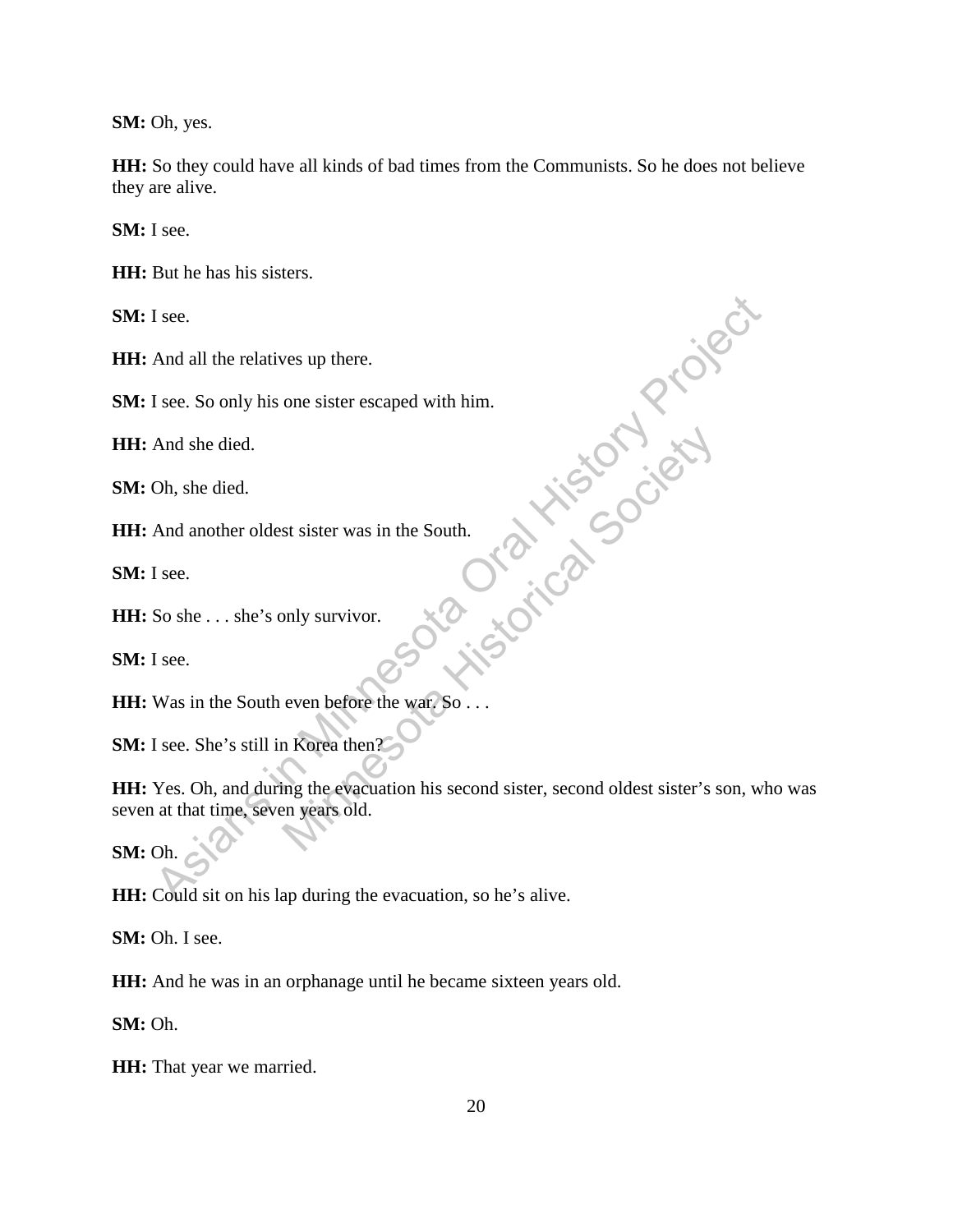**SM:** Oh, yes.

**HH:** So they could have all kinds of bad times from the Communists. So he does not believe they are alive.

**SM:** I see.

**HH:** But he has his sisters.

**SM:** I see.

**HH:** And all the relatives up there.

**SM:** I see. So only his one sister escaped with him.

**HH:** And she died.

**SM:** Oh, she died.

**HH:** And another oldest sister was in the South.

**SM:** I see.

**HH:** So she . . . she's only survivor.

**SM:** I see.

**HH:** Was in the South even before the war. So . . .

**SM:** I see. She's still in Korea then?

**HH:** Yes. Oh, and during the evacuation his second sister, second oldest sister's son, who was seven at that time, seven years old.

**SM:** Oh.

**HH:** Could sit on his lap during the evacuation, so he's alive.

**SM:** Oh. I see.

**HH:** And he was in an orphanage until he became sixteen years old.

**SM:** Oh.

**HH:** That year we married.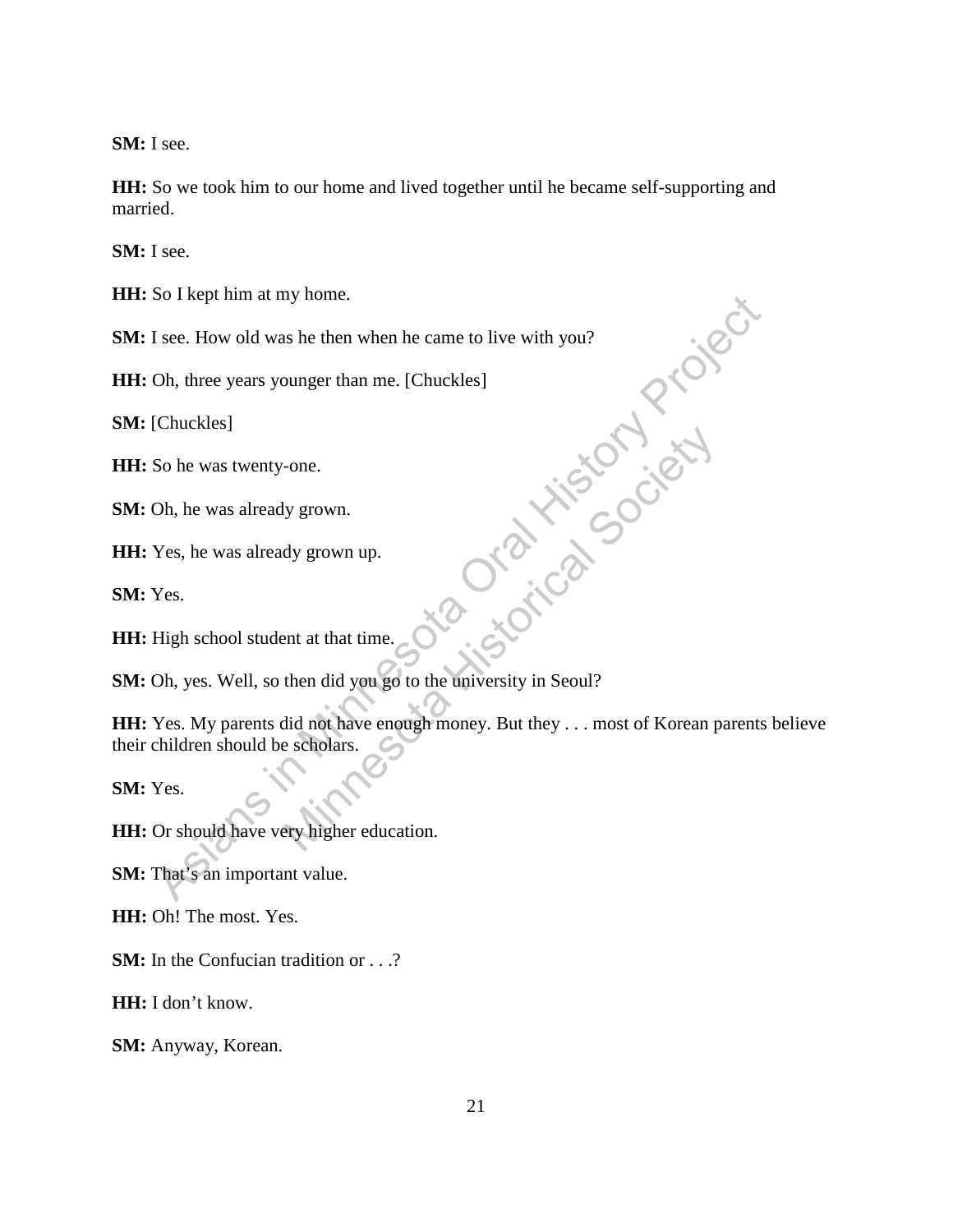**SM:** I see.

**HH:** So we took him to our home and lived together until he became self-supporting and married.

**SM:** I see.

**HH:** So I kept him at my home.

**SM:** I see. How old was he then when he came to live with you?

**HH:** Oh, three years younger than me. [Chuckles]

**SM:** [Chuckles]

**HH:** So he was twenty-one.

**SM:** Oh, he was already grown.

**HH:** Yes, he was already grown up.

**SM:** Yes.

**HH:** High school student at that time.

**SM:** Oh, yes. Well, so then did you go to the university in Seoul?

**HH:** Yes. My parents did not have enough money. But they . . . most of Korean parents believe their children should be scholars.

**SM:** Yes.

**HH:** Or should have very higher education.

**SM:** That's an important value.

**HH:** Oh! The most. Yes.

**SM:** In the Confucian tradition or . . .?

**HH:** I don't know.

**SM:** Anyway, Korean.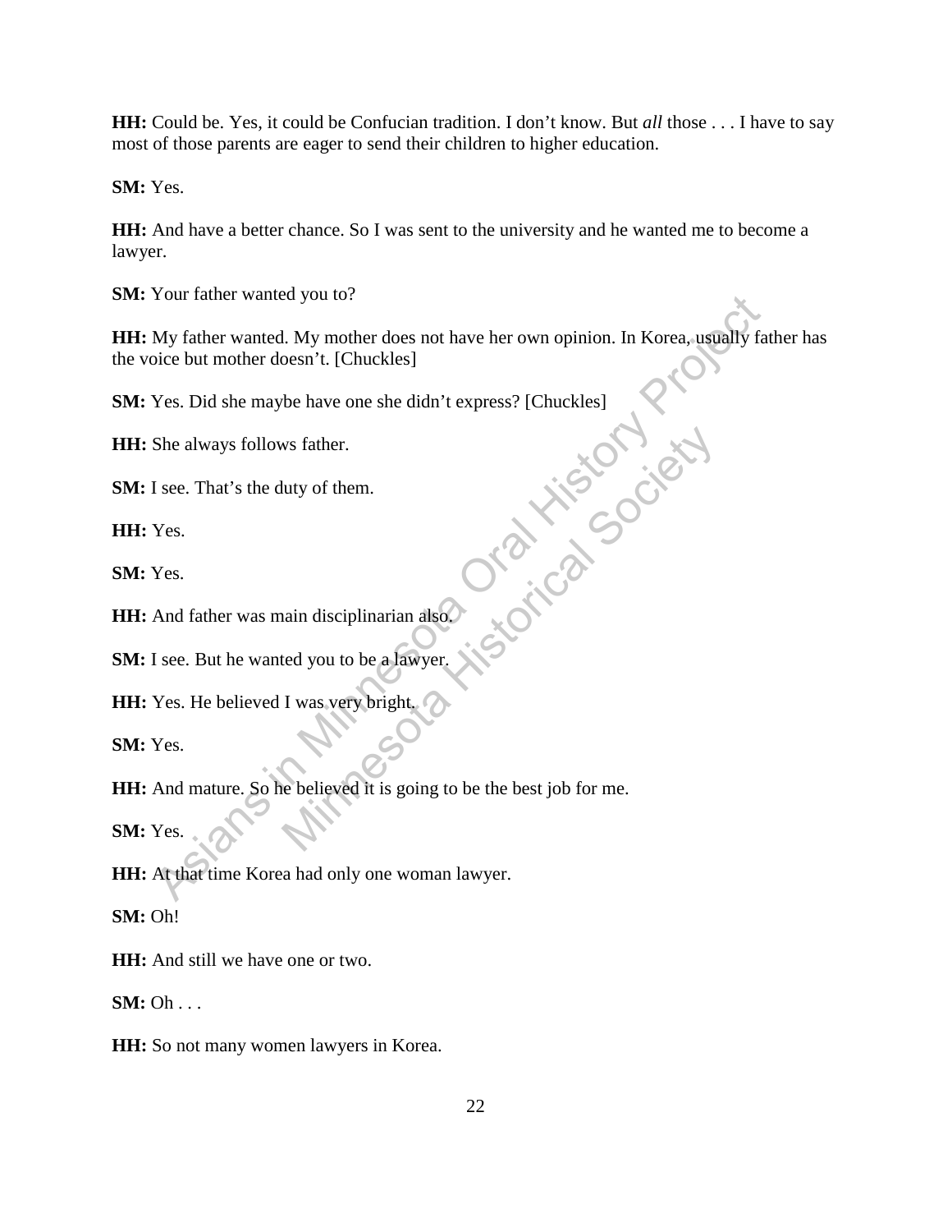**HH:** Could be. Yes, it could be Confucian tradition. I don't know. But *all* those . . . I have to say most of those parents are eager to send their children to higher education.

**SM:** Yes.

**HH:** And have a better chance. So I was sent to the university and he wanted me to become a lawyer.

**SM:** Your father wanted you to?

**HH:** My father wanted. My mother does not have her own opinion. In Korea, usually father has the voice but mother doesn't. [Chuckles]

**SM:** Yes. Did she maybe have one she didn't express? [Chuckles]

**HH:** She always follows father.

**SM:** I see. That's the duty of them.

**HH:** Yes.

**SM:** Yes.

**HH:** And father was main disciplinarian also.

**SM:** I see. But he wanted you to be a lawyer.

**HH:** Yes. He believed I was very bright.

**SM:** Yes.

**HH:** And mature. So he believed it is going to be the best job for me.

**SM:** Yes.

**HH:** At that time Korea had only one woman lawyer.

**SM:** Oh!

**HH:** And still we have one or two.

**SM:** Oh . . .

**HH:** So not many women lawyers in Korea.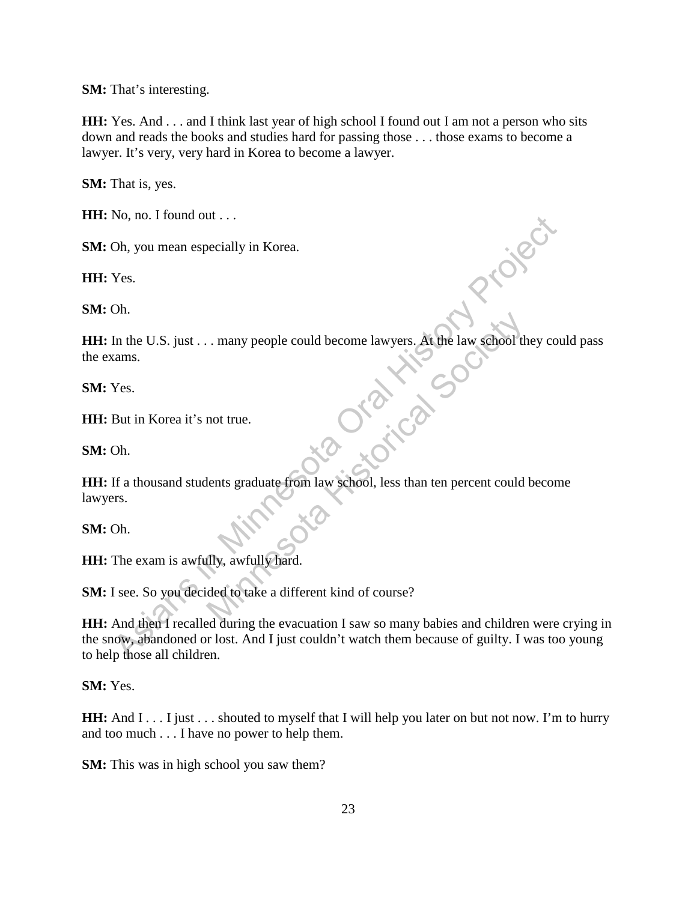**SM:** That's interesting.

**HH:** Yes. And . . . and I think last year of high school I found out I am not a person who sits down and reads the books and studies hard for passing those . . . those exams to become a lawyer. It's very, very hard in Korea to become a lawyer.

**SM:** That is, yes.

**HH:** No, no. I found out . . .

**SM:** Oh, you mean especially in Korea.

**HH:** Yes.

**SM:** Oh.

**HH:** In the U.S. just . . . many people could become lawyers. At the law school they could pass the exams.

**SM:** Yes.

**HH:** But in Korea it's not true.

**SM:** Oh.

**HH:** If a thousand students graduate from law school, less than ten percent could become lawyers.

**SM:** Oh.

**HH:** The exam is awfully, awfully hard.

**SM:** I see. So you decided to take a different kind of course?

**HH:** And then I recalled during the evacuation I saw so many babies and children were crying in the snow, abandoned or lost. And I just couldn't watch them because of guilty. I was too young to help those all children.

**SM:** Yes.

**HH:** And I . . . I just . . . shouted to myself that I will help you later on but not now. I'm to hurry and too much . . . I have no power to help them.

**SM:** This was in high school you saw them?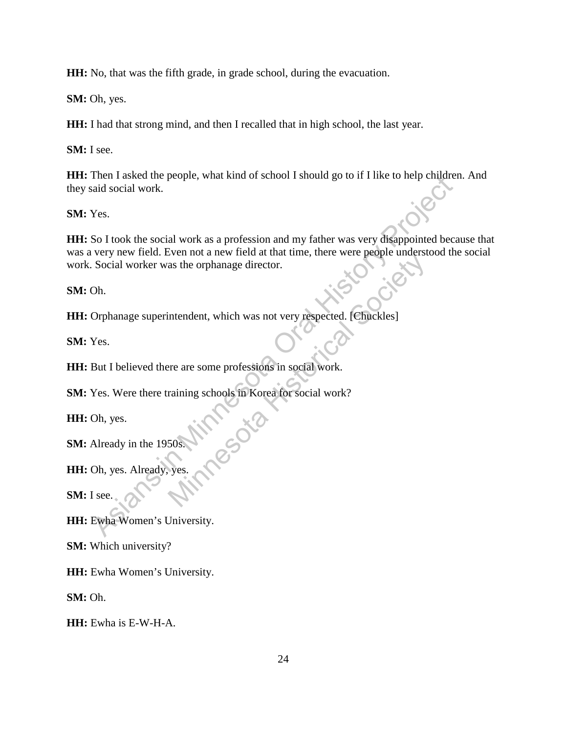**HH:** No, that was the fifth grade, in grade school, during the evacuation.

**SM:** Oh, yes.

**HH:** I had that strong mind, and then I recalled that in high school, the last year.

**SM:** I see.

**HH:** Then I asked the people, what kind of school I should go to if I like to help children. And they said social work.

**SM:** Yes.

**HH:** So I took the social work as a profession and my father was very disappointed because that was a very new field. Even not a new field at that time, there were people understood the social work. Social worker was the orphanage director.

**SM:** Oh.

**HH:** Orphanage superintendent, which was not very respected. [Chuckles]

**SM:** Yes.

**HH:** But I believed there are some professions in social work.

**SM:** Yes. Were there training schools in Korea for social work?

**HH:** Oh, yes.

**SM:** Already in the 1950s.

**HH:** Oh, yes. Already, yes.

**SM:** I see.

**HH:** Ewha Women's University.

**SM:** Which university?

**HH:** Ewha Women's University.

**SM:** Oh.

**HH:** Ewha is E-W-H-A.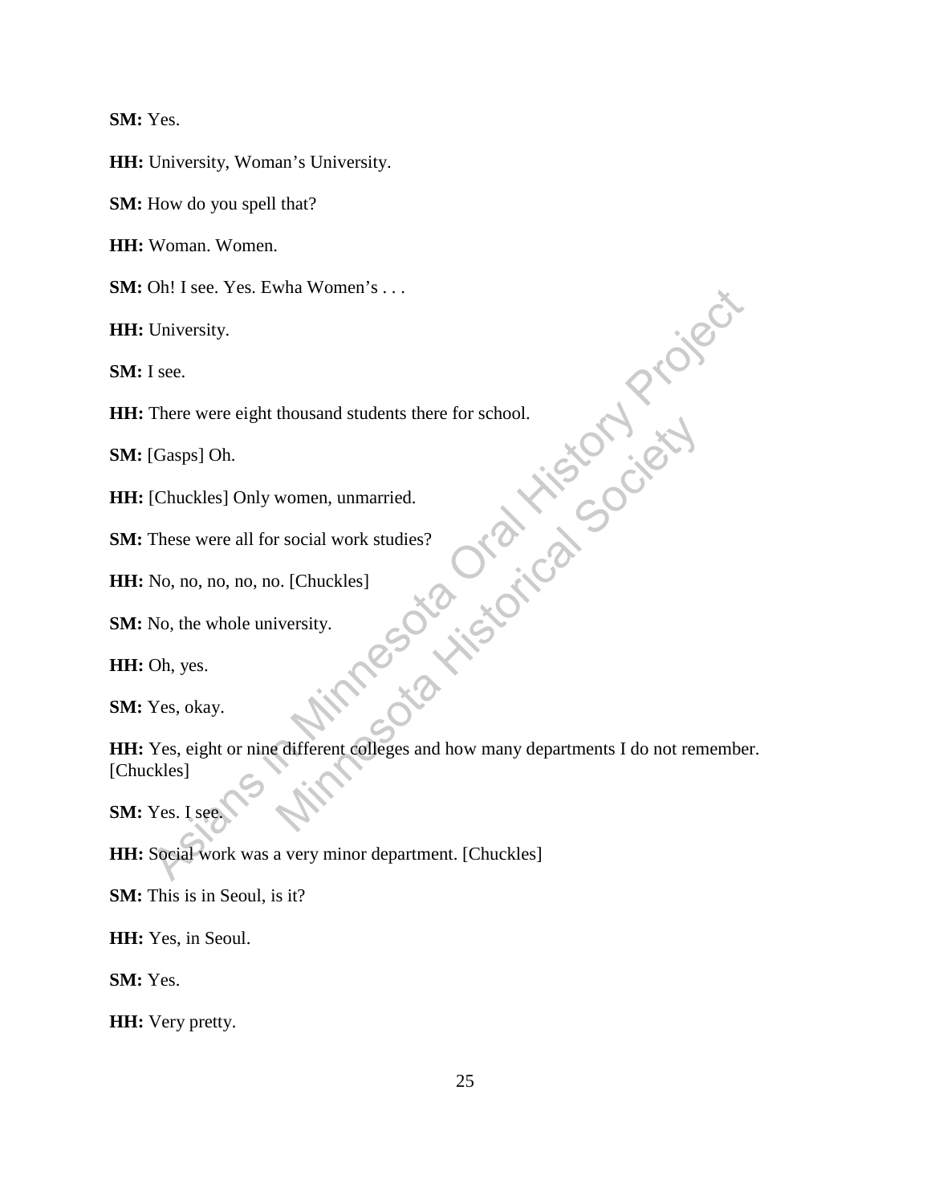**SM:** Yes.

**HH:** University, Woman's University.

**SM:** How do you spell that?

**HH:** Woman. Women.

**SM:** Oh! I see. Yes. Ewha Women's . . .

**HH:** University.

**SM:** I see.

**HH:** There were eight thousand students there for school.

**SM:** [Gasps] Oh.

**HH:** [Chuckles] Only women, unmarried.

**SM:** These were all for social work studies?

**HH:** No, no, no, no, no. [Chuckles]

**SM:** No, the whole university.

**HH:** Oh, yes.

**SM:** Yes, okay.

**HH:** Yes, eight or nine different colleges and how many departments I do not remember. [Chuckles]

**SM:** Yes. I see.

**HH:** Social work was a very minor department. [Chuckles]

**SM:** This is in Seoul, is it?

**HH:** Yes, in Seoul.

**SM:** Yes.

**HH:** Very pretty.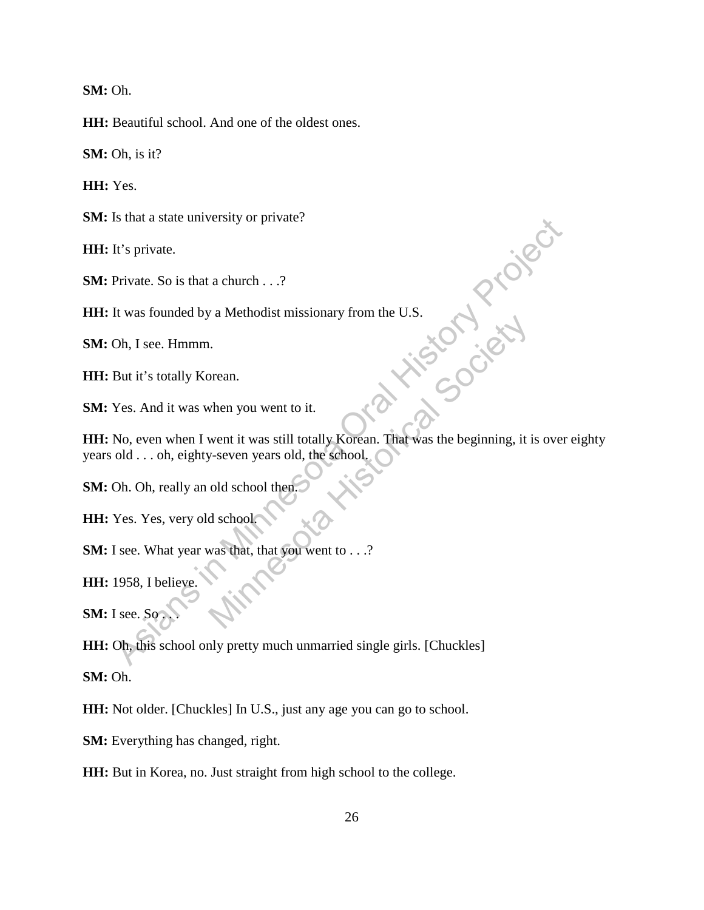**SM:** Oh.

**HH:** Beautiful school. And one of the oldest ones.

**SM:** Oh, is it?

**HH:** Yes.

**SM:** Is that a state university or private?

**HH:** It's private.

**SM:** Private. So is that a church . . .?

**HH:** It was founded by a Methodist missionary from the U.S.

**SM:** Oh, I see. Hmmm.

**HH:** But it's totally Korean.

**SM:** Yes. And it was when you went to it.

**HH:** No, even when I went it was still totally Korean. That was the beginning, it is over eighty years old . . . oh, eighty-seven years old, the school.

**SM:** Oh. Oh, really an old school then.

**HH:** Yes. Yes, very old school.

**SM:** I see. What year was that, that you went to . . .?

**HH:** 1958, I believe.

**SM:** I see. So . . .

**HH:** Oh, this school only pretty much unmarried single girls. [Chuckles]

**SM:** Oh.

**HH:** Not older. [Chuckles] In U.S., just any age you can go to school.

**SM:** Everything has changed, right.

**HH:** But in Korea, no. Just straight from high school to the college.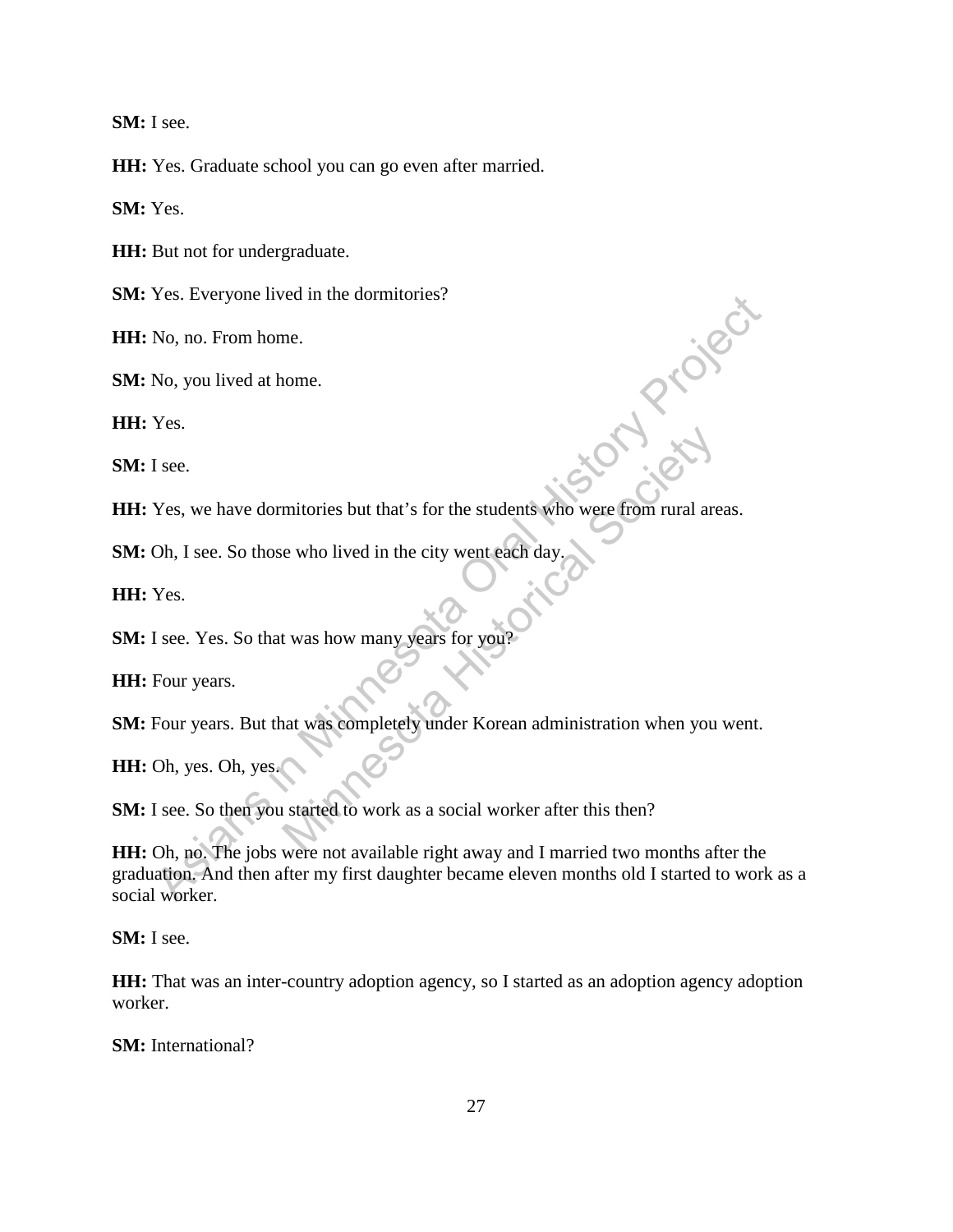**SM:** I see.

**HH:** Yes. Graduate school you can go even after married.

**SM:** Yes.

**HH:** But not for undergraduate.

**SM:** Yes. Everyone lived in the dormitories?

**HH:** No, no. From home.

**SM:** No, you lived at home.

**HH:** Yes.

**SM:** I see.

**HH:** Yes, we have dormitories but that's for the students who were from rural areas.

**SM:** Oh, I see. So those who lived in the city went each day.

**HH:** Yes.

**SM:** I see. Yes. So that was how many years for you?

**HH:** Four years.

**SM:** Four years. But that was completely under Korean administration when you went.

**HH:** Oh, yes. Oh, yes.

**SM:** I see. So then you started to work as a social worker after this then?

**HH:** Oh, no. The jobs were not available right away and I married two months after the graduation. And then after my first daughter became eleven months old I started to work as a social worker.

**SM:** I see.

**HH:** That was an inter-country adoption agency, so I started as an adoption agency adoption worker.

**SM:** International?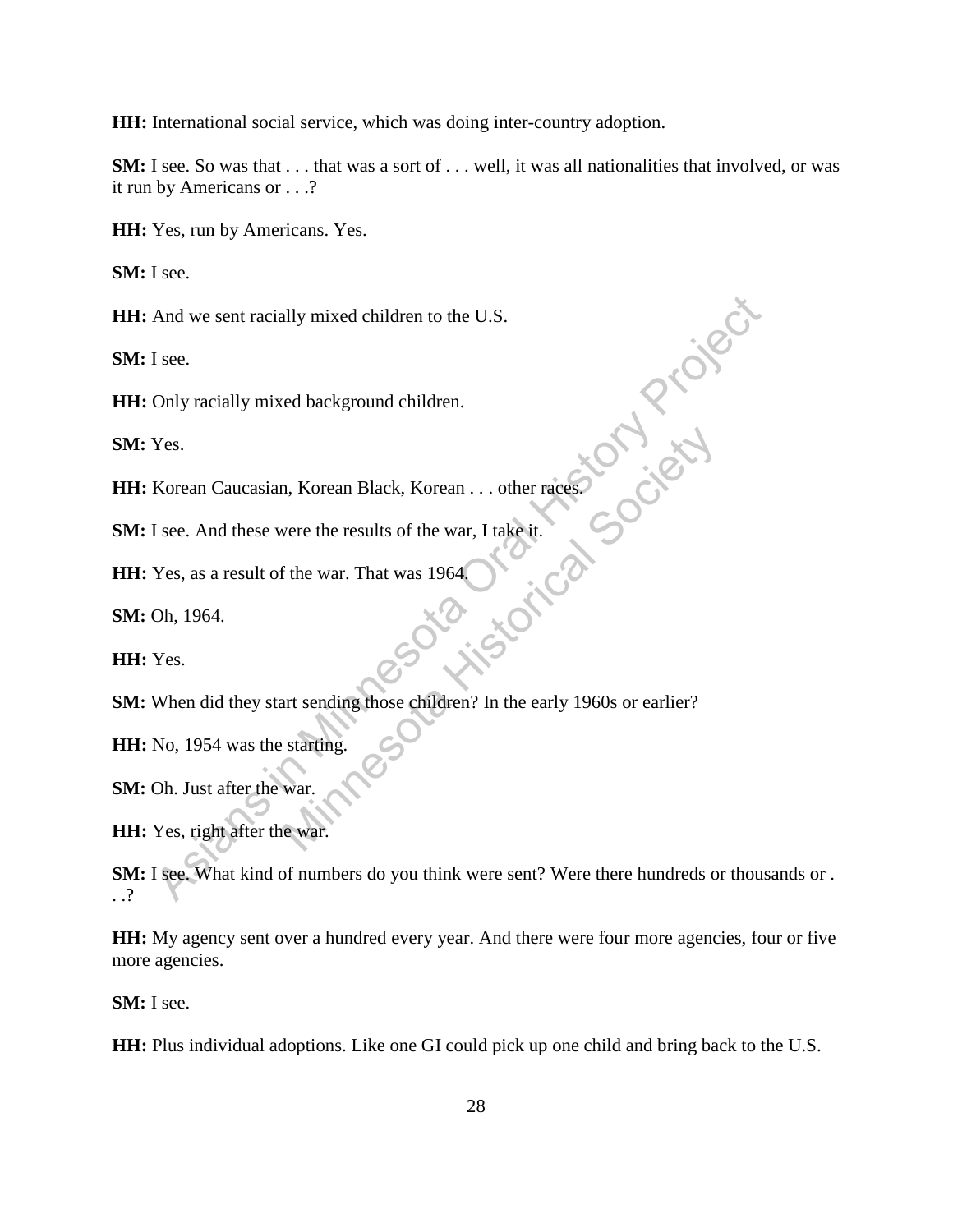**HH:** International social service, which was doing inter-country adoption.

**SM:** I see. So was that . . . that was a sort of . . . well, it was all nationalities that involved, or was it run by Americans or . . .?

**HH:** Yes, run by Americans. Yes.

**SM:** I see.

**HH:** And we sent racially mixed children to the U.S.

**SM:** I see.

**HH:** Only racially mixed background children.

**SM:** Yes.

**HH:** Korean Caucasian, Korean Black, Korean . . . other races.

**SM:** I see. And these were the results of the war, I take it.

**HH:** Yes, as a result of the war. That was 1964.

**SM:** Oh, 1964.

**HH:** Yes.

**SM:** When did they start sending those children? In the early 1960s or earlier?

**HH:** No, 1954 was the starting.

**SM:** Oh. Just after the war.

**HH:** Yes, right after the war.

**SM:** I see. What kind of numbers do you think were sent? Were there hundreds or thousands or . . .?

**HH:** My agency sent over a hundred every year. And there were four more agencies, four or five more agencies.

**SM:** I see.

**HH:** Plus individual adoptions. Like one GI could pick up one child and bring back to the U.S.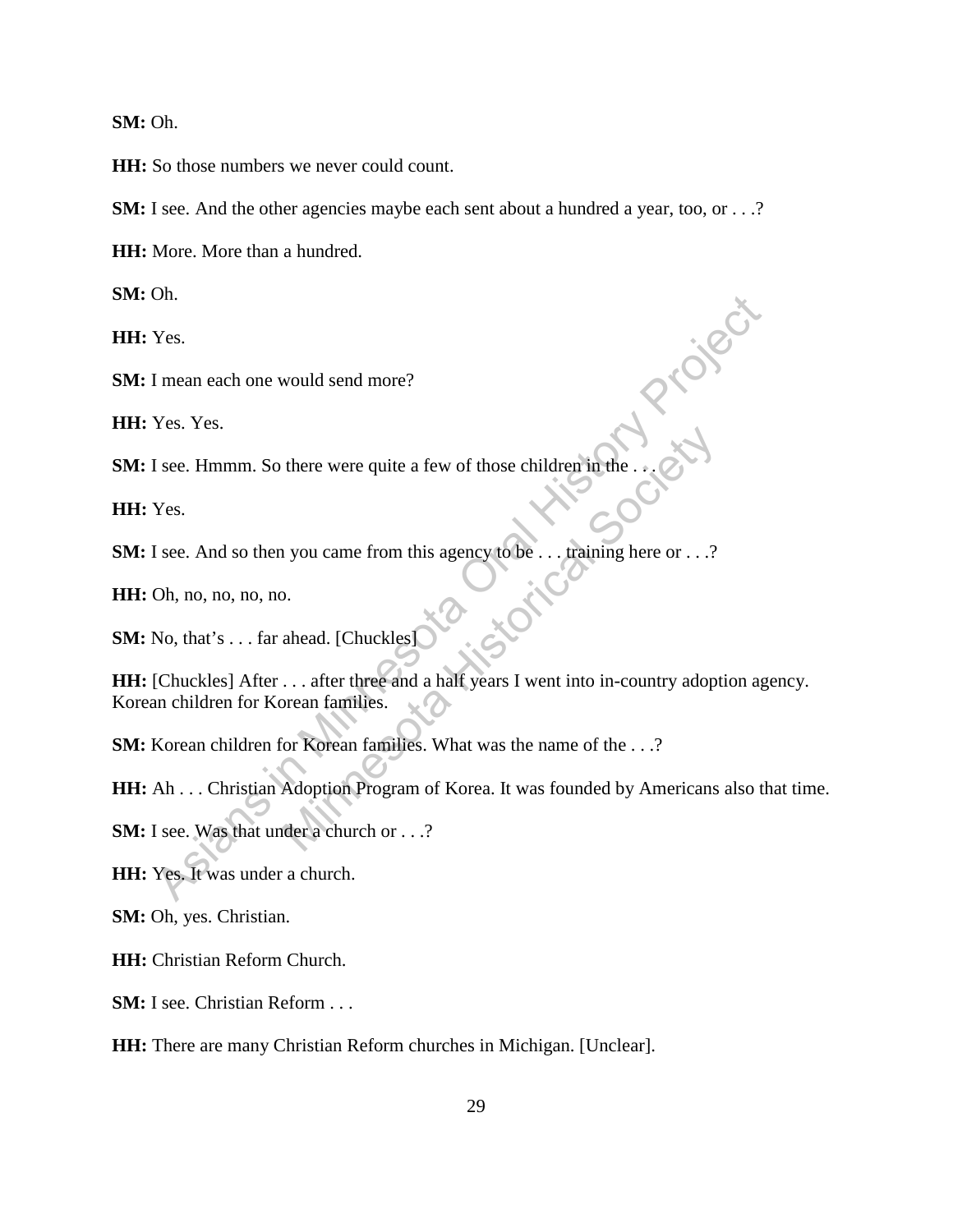**SM:** Oh.

**HH:** So those numbers we never could count.

**SM:** I see. And the other agencies maybe each sent about a hundred a year, too, or . . .?

**HH:** More. More than a hundred.

**SM:** Oh.

**HH:** Yes.

**SM:** I mean each one would send more?

**HH:** Yes. Yes.

**SM:** I see. Hmmm. So there were quite a few of those children in the . . .

**HH:** Yes.

**SM:** I see. And so then you came from this agency to be . . . training here or . . .?

**HH:** Oh, no, no, no, no.

**SM:** No, that's . . . far ahead. [Chuckles]

**HH:** [Chuckles] After . . . after three and a half years I went into in-country adoption agency. Korean children for Korean families.

**SM:** Korean children for Korean families. What was the name of the . . .?

**HH:** Ah . . . Christian Adoption Program of Korea. It was founded by Americans also that time.

**SM:** I see. Was that under a church or . . .?

**HH:** Yes. It was under a church.

**SM:** Oh, yes. Christian.

**HH:** Christian Reform Church.

**SM:** I see. Christian Reform . . .

**HH:** There are many Christian Reform churches in Michigan. [Unclear].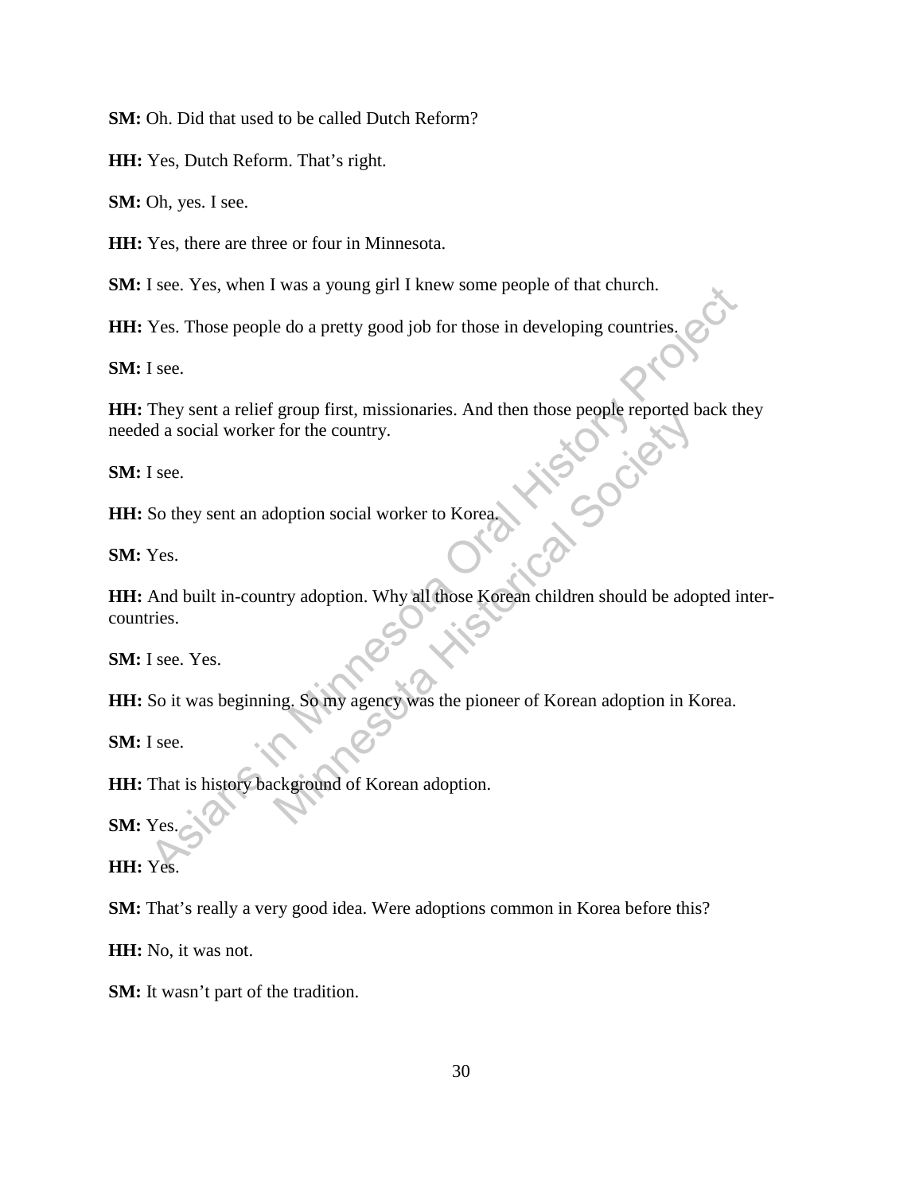**SM:** Oh. Did that used to be called Dutch Reform?

**HH:** Yes, Dutch Reform. That's right.

**SM:** Oh, yes. I see.

**HH:** Yes, there are three or four in Minnesota.

**SM:** I see. Yes, when I was a young girl I knew some people of that church.

**HH:** Yes. Those people do a pretty good job for those in developing countries.

**SM:** I see.

**HH:** They sent a relief group first, missionaries. And then those people reported back they needed a social worker for the country.

**SM:** I see.

**HH:** So they sent an adoption social worker to Korea.

**SM:** Yes.

**HH:** And built in-country adoption. Why all those Korean children should be adopted inter-countries.

**SM:** I see. Yes.

**HH:** So it was beginning. So my agency was the pioneer of Korean adoption in Korea.

**SM:** I see.

**HH:** That is history background of Korean adoption.

**SM:** Yes.

**HH:** Yes.

**SM:** That's really a very good idea. Were adoptions common in Korea before this?

**HH:** No, it was not.

**SM:** It wasn't part of the tradition.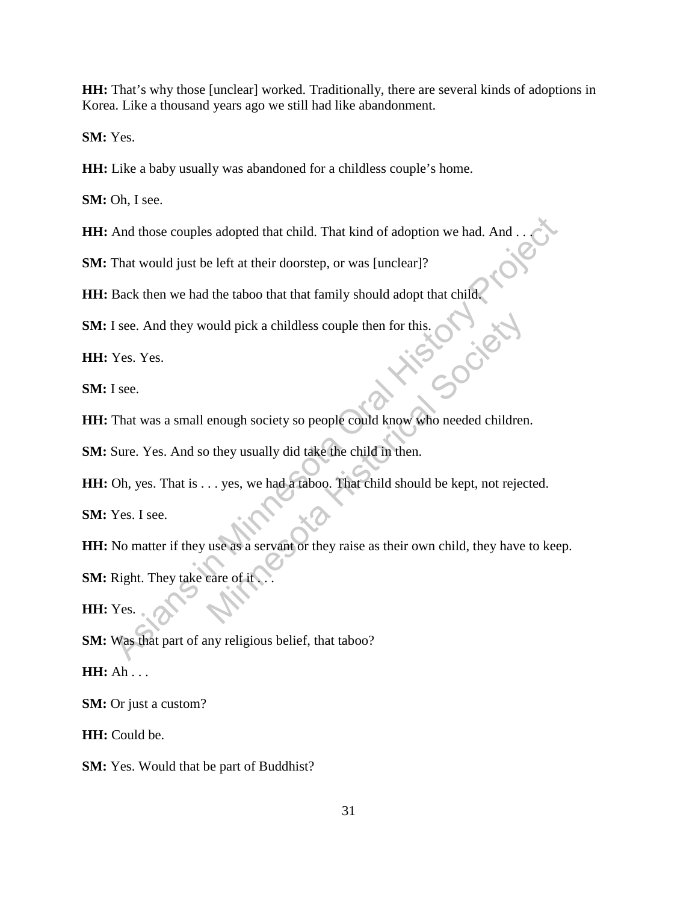**HH:** That's why those [unclear] worked. Traditionally, there are several kinds of adoptions in Korea. Like a thousand years ago we still had like abandonment.

**SM:** Yes.

**HH:** Like a baby usually was abandoned for a childless couple's home.

**SM:** Oh, I see.

**HH:** And those couples adopted that child. That kind of adoption we had. And . . .

**SM:** That would just be left at their doorstep, or was [unclear]?

**HH:** Back then we had the taboo that that family should adopt that child.

**SM:** I see. And they would pick a childless couple then for this.

**HH:** Yes. Yes.

**SM:** I see.

**HH:** That was a small enough society so people could know who needed children.

**SM:** Sure. Yes. And so they usually did take the child in then.

**HH:** Oh, yes. That is . . . yes, we had a taboo. That child should be kept, not rejected.

**SM:** Yes. I see.

**HH:** No matter if they use as a servant or they raise as their own child, they have to keep.

**SM:** Right. They take care of it . . .

**HH:** Yes.

**SM:** Was that part of any religious belief, that taboo?

**HH:** Ah . . .

**SM:** Or just a custom?

**HH:** Could be.

**SM:** Yes. Would that be part of Buddhist?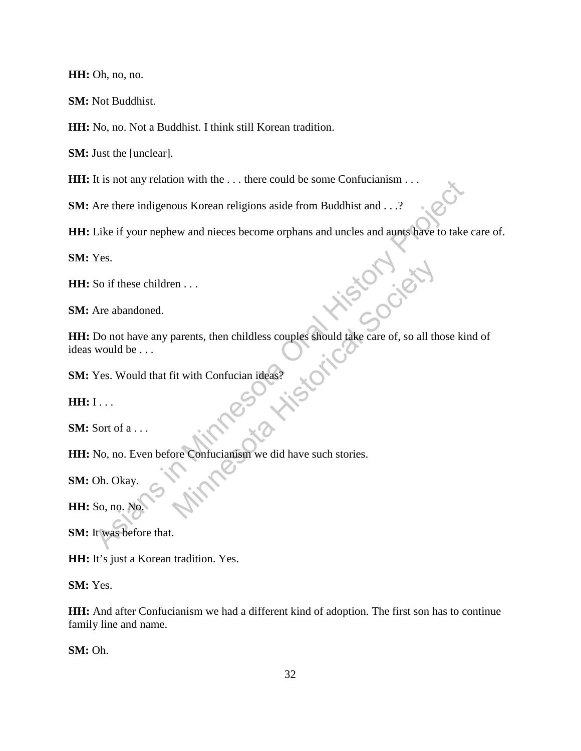**HH:** Oh, no, no.

**SM:** Not Buddhist.

**HH:** No, no. Not a Buddhist. I think still Korean tradition.

**SM:** Just the [unclear].

**HH:** It is not any relation with the . . . there could be some Confucianism . . .

**SM:** Are there indigenous Korean religions aside from Buddhist and . . .?

**HH:** Like if your nephew and nieces become orphans and uncles and aunts have to take care of.

**SM:** Yes.

**HH:** So if these children . . .

**SM:** Are abandoned.

**HH:** Do not have any parents, then childless couples should take care of, so all those kind of ideas would be . . .

**SM:** Yes. Would that fit with Confucian ideas?

**HH:** I . . .

**SM:** Sort of a . . .

**HH:** No, no. Even before Confucianism we did have such stories.

**SM:** Oh. Okay.

**HH:** So, no. No.

**SM:** It was before that.

**HH:** It's just a Korean tradition. Yes.

**SM:** Yes.

**HH:** And after Confucianism we had a different kind of adoption. The first son has to continue family line and name.

**SM:** Oh.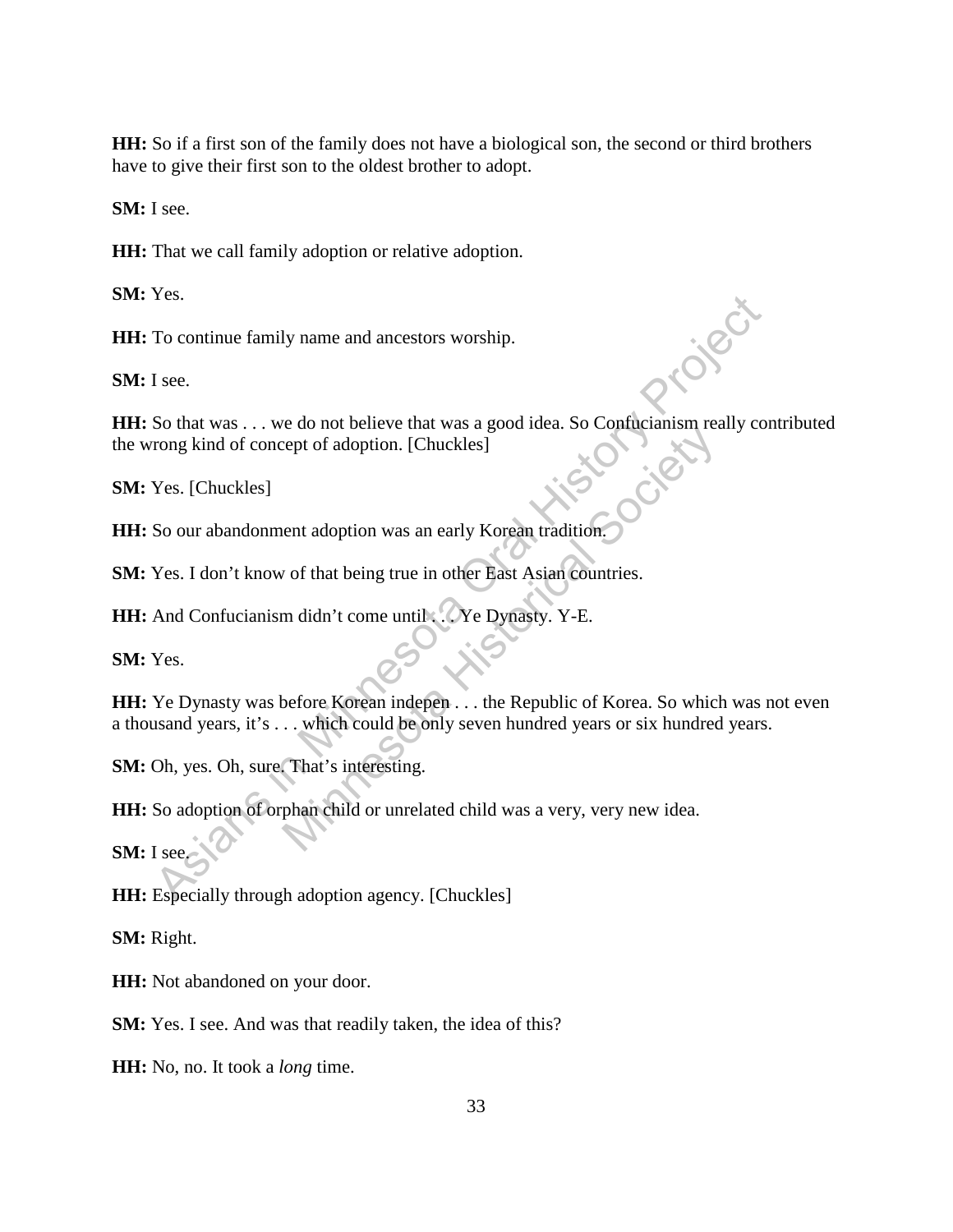**HH:** So if a first son of the family does not have a biological son, the second or third brothers have to give their first son to the oldest brother to adopt.

**SM:** I see.

**HH:** That we call family adoption or relative adoption.

**SM:** Yes.

**HH:** To continue family name and ancestors worship.

**SM:** I see.

**HH:** So that was . . . we do not believe that was a good idea. So Confucianism really contributed the wrong kind of concept of adoption. [Chuckles]

**SM:** Yes. [Chuckles]

**HH:** So our abandonment adoption was an early Korean tradition.

**SM:** Yes. I don't know of that being true in other East Asian countries.

**HH:** And Confucianism didn't come until . . . Ye Dynasty. Y-E.

**SM:** Yes.

**HH:** Ye Dynasty was before Korean indepen . . . the Republic of Korea. So which was not even a thousand years, it's . . . which could be only seven hundred years or six hundred years.

**SM:** Oh, yes. Oh, sure. That's interesting.

**HH:** So adoption of orphan child or unrelated child was a very, very new idea.

**SM:** I see.

**HH:** Especially through adoption agency. [Chuckles]

**SM:** Right.

**HH:** Not abandoned on your door.

**SM:** Yes. I see. And was that readily taken, the idea of this?

**HH:** No, no. It took a *long* time.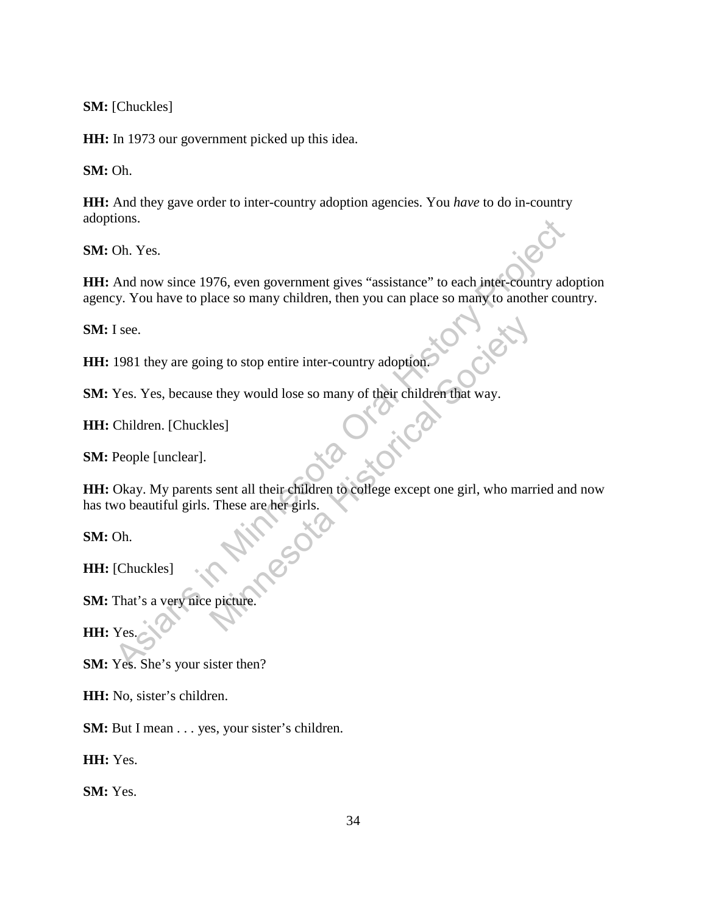**SM:** [Chuckles]

**HH:** In 1973 our government picked up this idea.

**SM:** Oh.

**HH:** And they gave order to inter-country adoption agencies. You *have* to do in-country adoptions.

**SM:** Oh. Yes.

**HH:** And now since 1976, even government gives "assistance" to each inter-country adoption agency. You have to place so many children, then you can place so many to another country.

**SM:** I see.

**HH:** 1981 they are going to stop entire inter-country adoption.

**SM:** Yes. Yes, because they would lose so many of their children that way.

**HH:** Children. [Chuckles]

**SM:** People [unclear].

**HH:** Okay. My parents sent all their children to college except one girl, who married and now has two beautiful girls. These are her girls.

**SM:** Oh.

**HH:** [Chuckles]

**SM:** That's a very nice picture.

**HH:** Yes.

**SM:** Yes. She's your sister then?

**HH:** No, sister's children.

**SM:** But I mean . . . yes, your sister's children.

**HH:** Yes.

**SM:** Yes.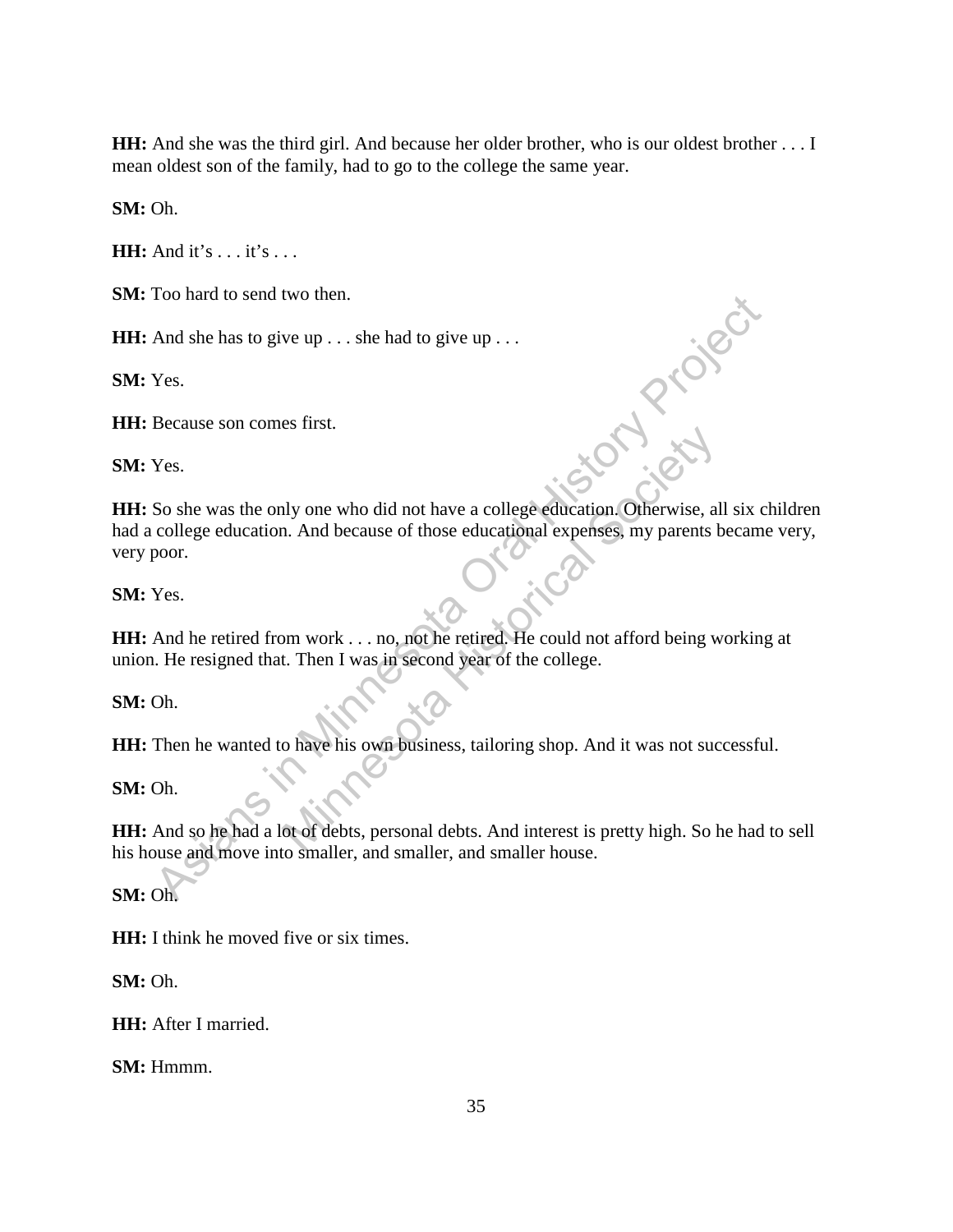**HH:** And she was the third girl. And because her older brother, who is our oldest brother . . . I mean oldest son of the family, had to go to the college the same year.

**SM:** Oh.

**HH:** And it's . . . it's . . .

**SM:** Too hard to send two then.

**HH:** And she has to give up . . . she had to give up . . .

**SM:** Yes.

**HH:** Because son comes first.

**SM:** Yes.

**HH:** So she was the only one who did not have a college education. Otherwise, all six children had a college education. And because of those educational expenses, my parents became very, very poor.

**SM:** Yes.

**HH:** And he retired from work . . . no, not he retired. He could not afford being working at union. He resigned that. Then I was in second year of the college.

**SM:** Oh.

**HH:** Then he wanted to have his own business, tailoring shop. And it was not successful.

**SM:** Oh.

**HH:** And so he had a lot of debts, personal debts. And interest is pretty high. So he had to sell his house and move into smaller, and smaller, and smaller house.

**SM:** Oh.

**HH:** I think he moved five or six times.

**SM:** Oh.

**HH:** After I married.

**SM:** Hmmm.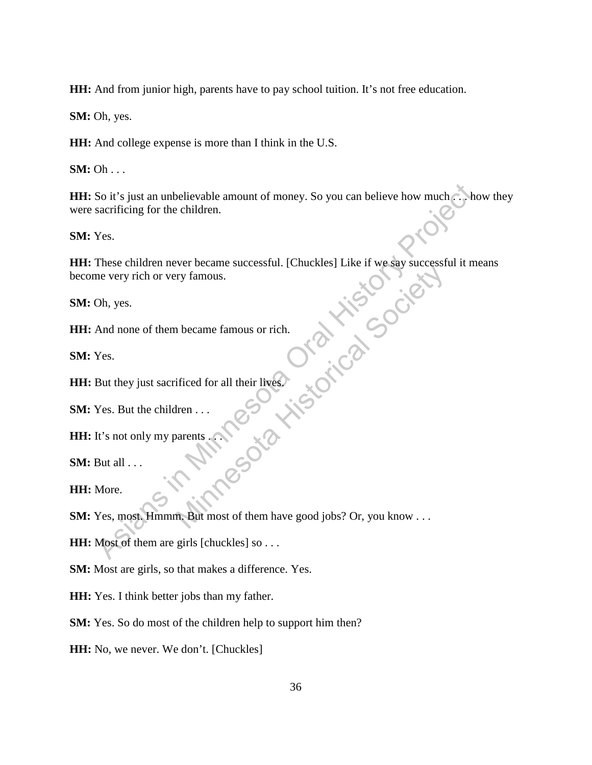**HH:** And from junior high, parents have to pay school tuition. It's not free education.

**SM:** Oh, yes.

**HH:** And college expense is more than I think in the U.S.

**SM:** Oh . . .

**HH:** So it's just an unbelievable amount of money. So you can believe how much . . . how they were sacrificing for the children.

**SM:** Yes.

**HH:** These children never became successful. [Chuckles] Like if we say successful it means become very rich or very famous.

**SM:** Oh, yes.

**HH:** And none of them became famous or rich.

**SM:** Yes.

**HH:** But they just sacrificed for all their lives.

**SM:** Yes. But the children . . .

**HH:** It's not only my parents . . .

**SM:** But all . . .

**HH:** More.

**SM:** Yes, most. Hmmm. But most of them have good jobs? Or, you know . . .

**HH:** Most of them are girls [chuckles] so . . .

**SM:** Most are girls, so that makes a difference. Yes.

**HH:** Yes. I think better jobs than my father.

**SM:** Yes. So do most of the children help to support him then?

**HH:** No, we never. We don't. [Chuckles]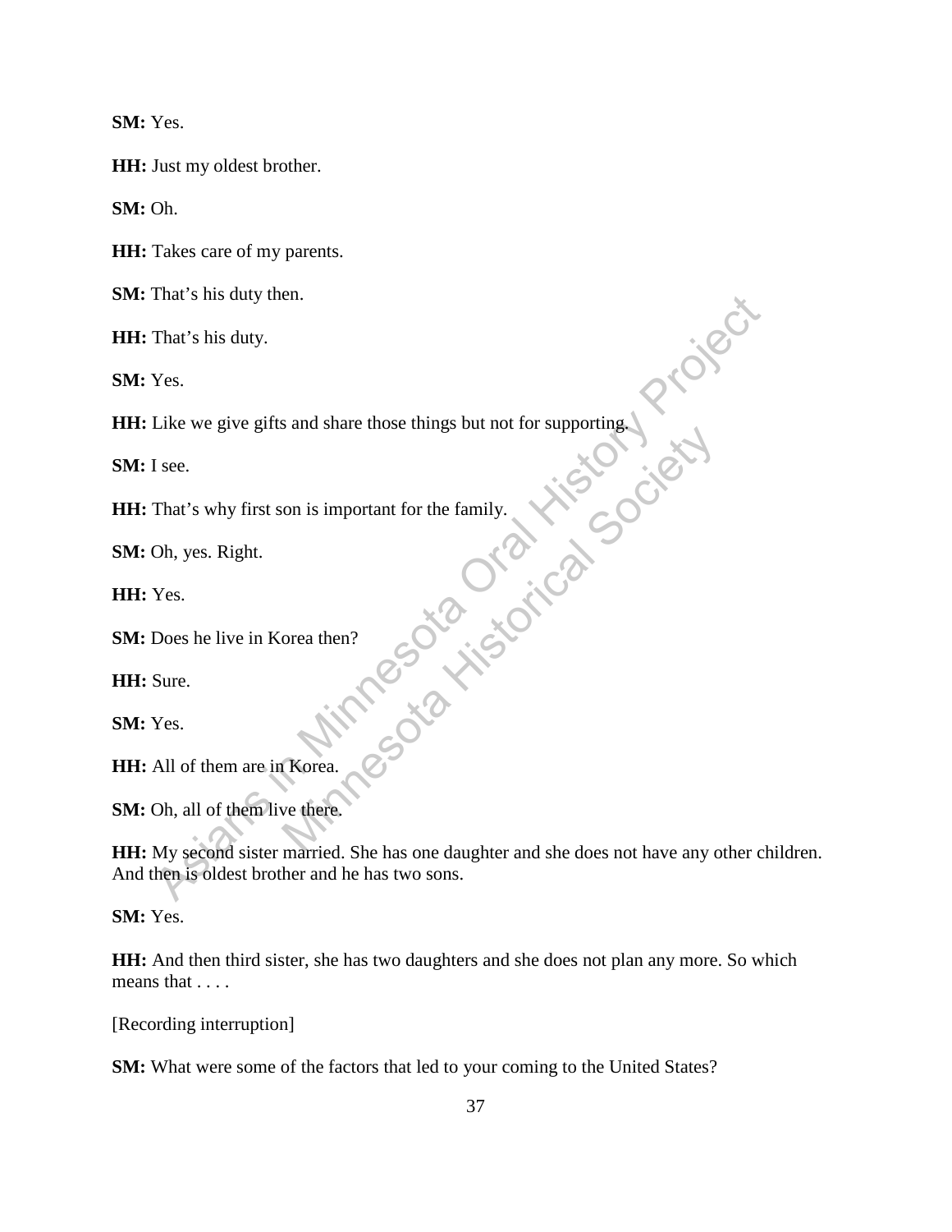**SM:** Yes.

**HH:** Just my oldest brother.

**SM:** Oh.

**HH:** Takes care of my parents.

**SM:** That's his duty then.

**HH:** That's his duty.

**SM:** Yes.

**HH:** Like we give gifts and share those things but not for supporting.

**SM:** I see.

**HH:** That's why first son is important for the family.

**SM:** Oh, yes. Right.

**HH:** Yes.

**SM:** Does he live in Korea then?

**HH:** Sure.

**SM:** Yes.

**HH:** All of them are in Korea.

**SM:** Oh, all of them live there.

**HH:** My second sister married. She has one daughter and she does not have any other children. And then is oldest brother and he has two sons.

**SM:** Yes.

**HH:** And then third sister, she has two daughters and she does not plan any more. So which means that . . . .

[Recording interruption]

**SM:** What were some of the factors that led to your coming to the United States?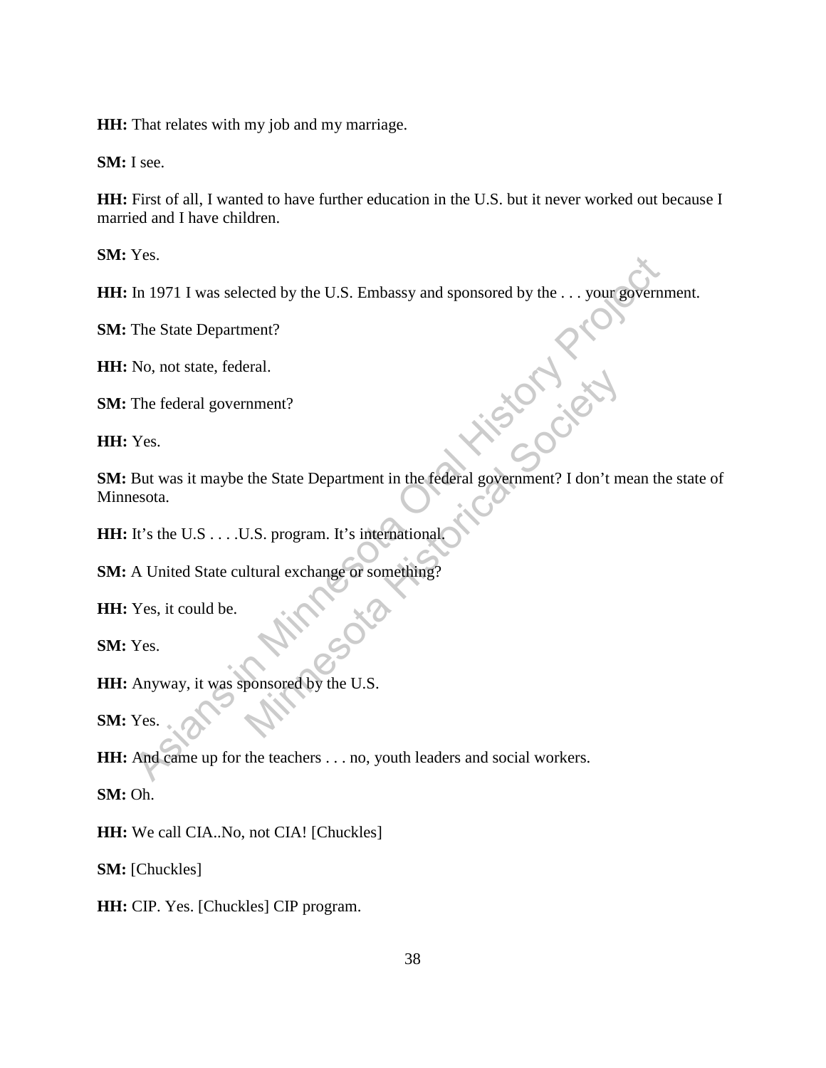**HH:** That relates with my job and my marriage.

**SM:** I see.

**HH:** First of all, I wanted to have further education in the U.S. but it never worked out because I married and I have children.

**SM:** Yes.

**HH:** In 1971 I was selected by the U.S. Embassy and sponsored by the . . . your government.

**SM:** The State Department?

**HH:** No, not state, federal.

**SM:** The federal government?

**HH:** Yes.

**SM:** But was it maybe the State Department in the federal government? I don't mean the state of Minnesota.

**HH:** It's the U.S . . . .U.S. program. It's international.

**SM:** A United State cultural exchange or something?

**HH:** Yes, it could be.

**SM:** Yes.

**HH:** Anyway, it was sponsored by the U.S.

**SM:** Yes.

**HH:** And came up for the teachers . . . no, youth leaders and social workers.

**SM:** Oh.

**HH:** We call CIA..No, not CIA! [Chuckles]

**SM:** [Chuckles]

**HH:** CIP. Yes. [Chuckles] CIP program.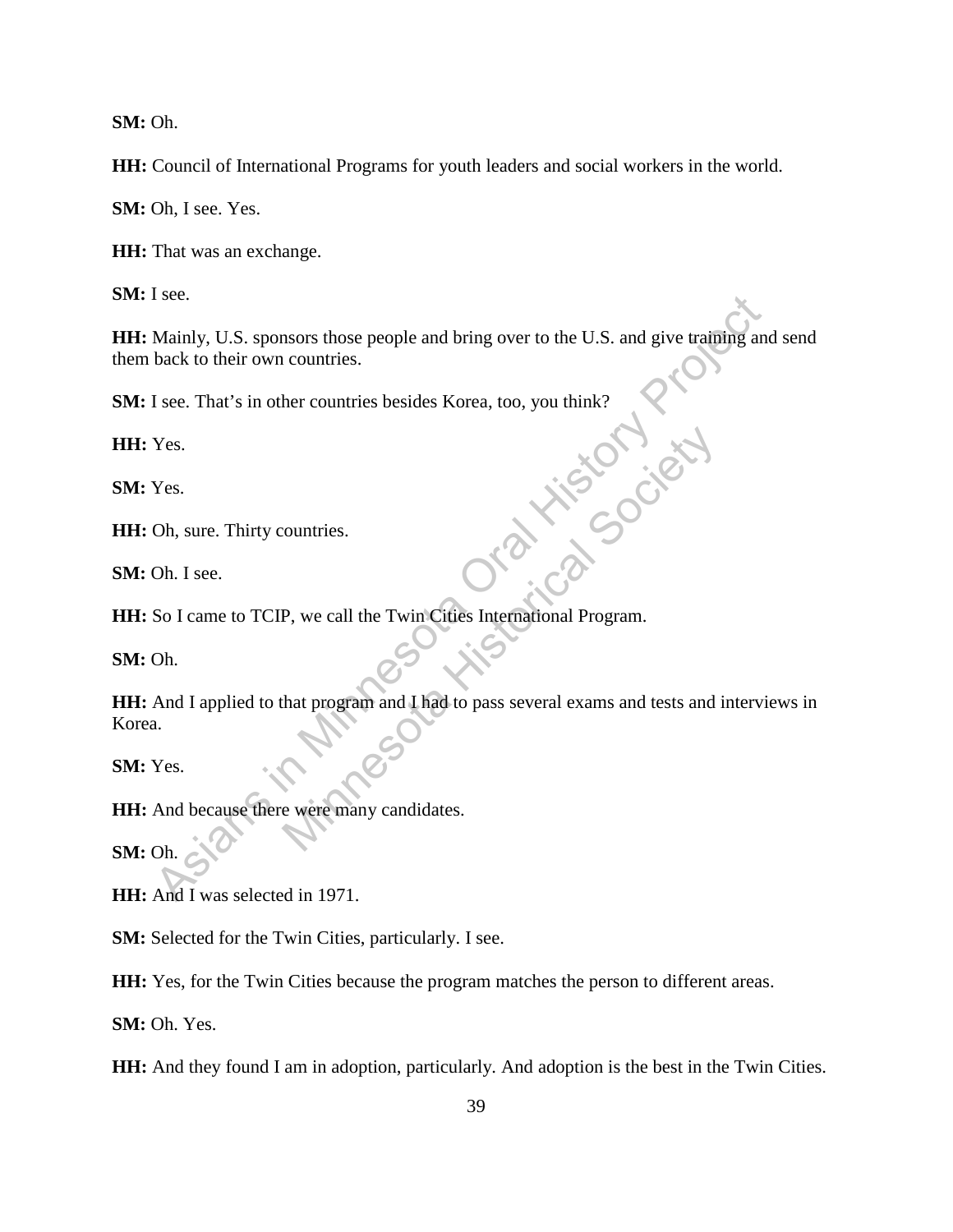**SM:** Oh.

**HH:** Council of International Programs for youth leaders and social workers in the world.

**SM:** Oh, I see. Yes.

**HH:** That was an exchange.

**SM:** I see.

**HH:** Mainly, U.S. sponsors those people and bring over to the U.S. and give training and send them back to their own countries.

**SM:** I see. That's in other countries besides Korea, too, you think?

**HH:** Yes.

**SM:** Yes.

**HH:** Oh, sure. Thirty countries.

**SM:** Oh. I see.

**HH:** So I came to TCIP, we call the Twin Cities International Program.

**SM:** Oh.

**HH:** And I applied to that program and I had to pass several exams and tests and interviews in Korea.

**SM:** Yes.

**HH:** And because there were many candidates.

**SM:** Oh.

**HH:** And I was selected in 1971.

**SM:** Selected for the Twin Cities, particularly. I see.

**HH:** Yes, for the Twin Cities because the program matches the person to different areas.

**SM:** Oh. Yes.

**HH:** And they found I am in adoption, particularly. And adoption is the best in the Twin Cities.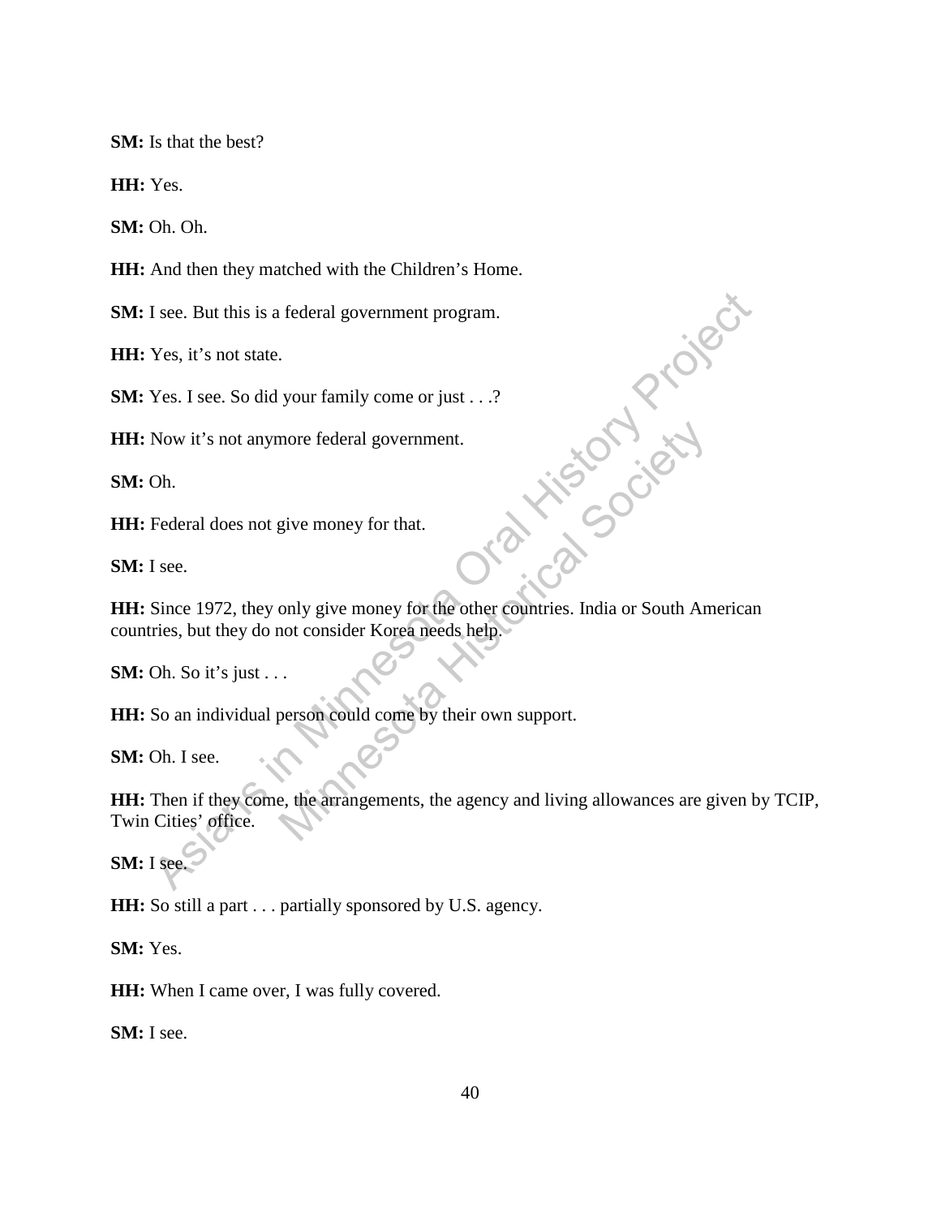**SM:** Is that the best?

**HH:** Yes.

**SM:** Oh. Oh.

**HH:** And then they matched with the Children's Home.

**SM:** I see. But this is a federal government program.

**HH:** Yes, it's not state.

**SM:** Yes. I see. So did your family come or just . . .?

**HH:** Now it's not anymore federal government.

**SM:** Oh.

**HH:** Federal does not give money for that.

**SM:** I see.

**HH:** Since 1972, they only give money for the other countries. India or South American countries, but they do not consider Korea needs help.

**SM:** Oh. So it's just . . .

**HH:** So an individual person could come by their own support.

**SM:** Oh. I see.

**HH:** Then if they come, the arrangements, the agency and living allowances are given by TCIP, Twin Cities' office.

**SM:** I see.

**HH:** So still a part . . . partially sponsored by U.S. agency.

**SM:** Yes.

**HH:** When I came over, I was fully covered.

**SM:** I see.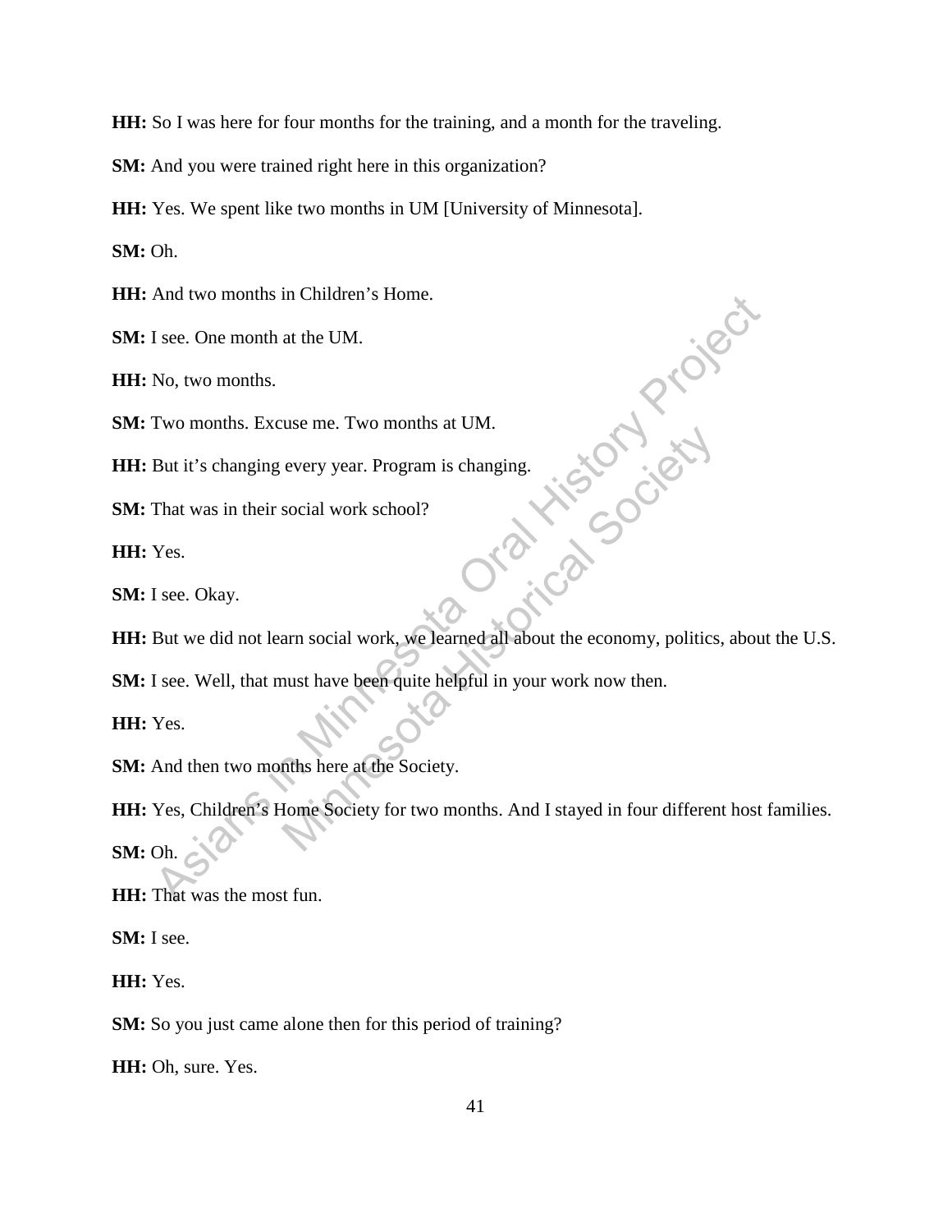**HH:** So I was here for four months for the training, and a month for the traveling.

**SM:** And you were trained right here in this organization?

**HH:** Yes. We spent like two months in UM [University of Minnesota].

**SM:** Oh.

**HH:** And two months in Children's Home.

**SM:** I see. One month at the UM.

**HH:** No, two months.

**SM:** Two months. Excuse me. Two months at UM.

**HH:** But it's changing every year. Program is changing.

**SM:** That was in their social work school?

**HH:** Yes.

**SM:** I see. Okay.

**HH:** But we did not learn social work, we learned all about the economy, politics, about the U.S.

**SM:** I see. Well, that must have been quite helpful in your work now then.

**HH:** Yes.

**SM:** And then two months here at the Society.

**HH:** Yes, Children's Home Society for two months. And I stayed in four different host families.

**SM:** Oh.

**HH:** That was the most fun.

**SM:** I see.

**HH:** Yes.

**SM:** So you just came alone then for this period of training?

**HH:** Oh, sure. Yes.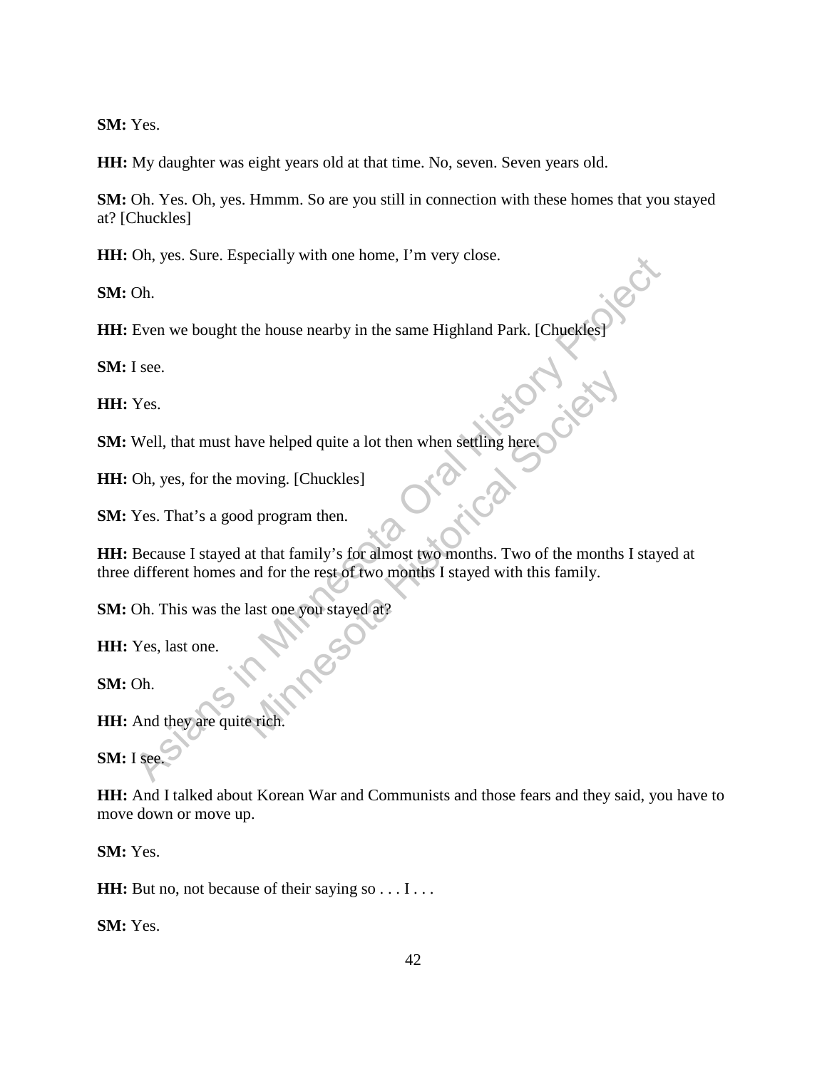**SM:** Yes.

**HH:** My daughter was eight years old at that time. No, seven. Seven years old.

**SM:** Oh. Yes. Oh, yes. Hmmm. So are you still in connection with these homes that you stayed at? [Chuckles]

**HH:** Oh, yes. Sure. Especially with one home, I'm very close.

**SM:** Oh.

**HH:** Even we bought the house nearby in the same Highland Park. [Chuckles]

**SM:** I see.

**HH:** Yes.

**SM:** Well, that must have helped quite a lot then when settling here.

**HH:** Oh, yes, for the moving. [Chuckles]

**SM:** Yes. That's a good program then.

**HH:** Because I stayed at that family's for almost two months. Two of the months I stayed at three different homes and for the rest of two months I stayed with this family.

**SM:** Oh. This was the last one you stayed at?

**HH:** Yes, last one.

**SM:** Oh.

**HH:** And they are quite rich.

**SM:** I see.

**HH:** And I talked about Korean War and Communists and those fears and they said, you have to move down or move up.

**SM:** Yes.

**HH:** But no, not because of their saying so . . . I . . .

**SM:** Yes.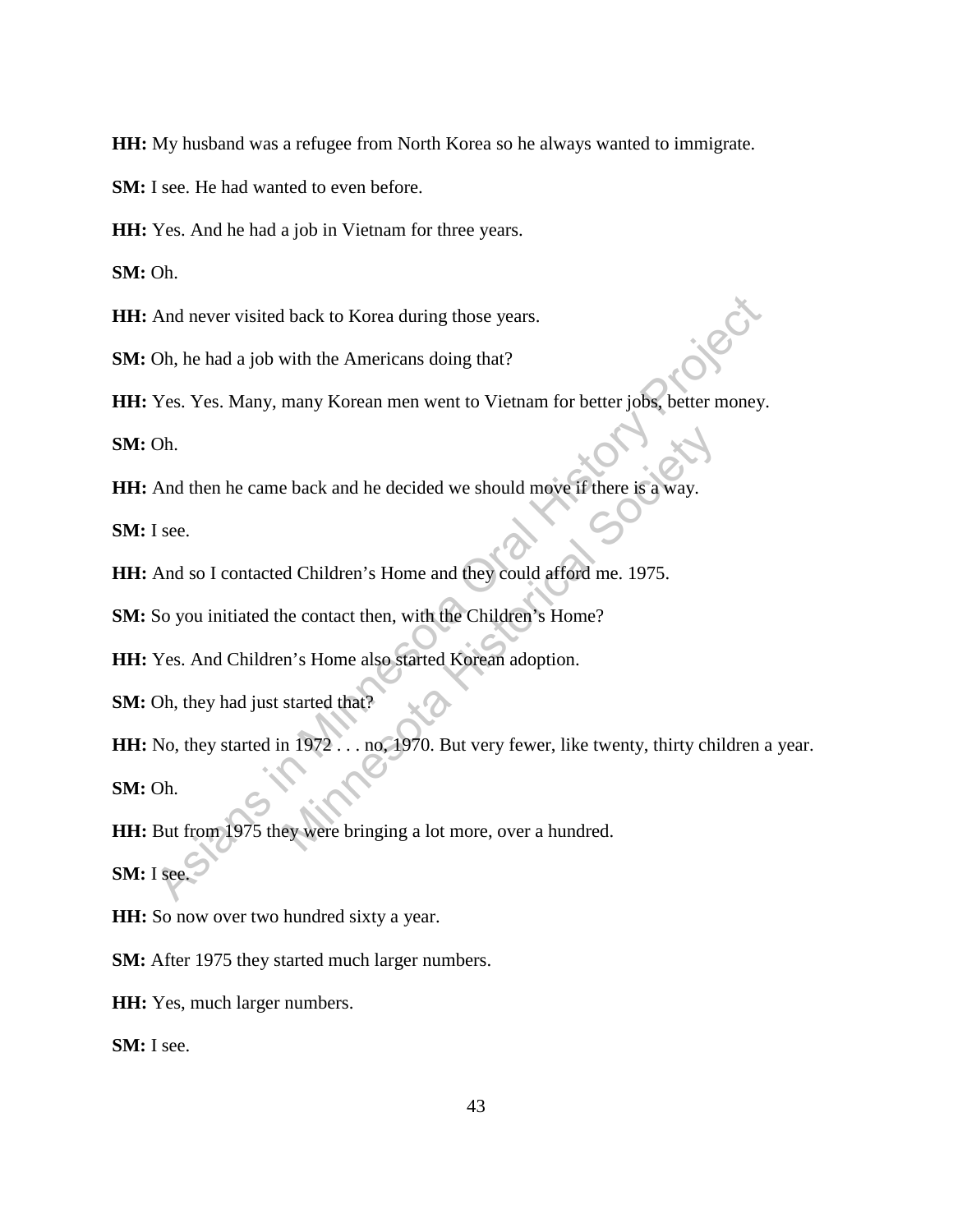**HH:** My husband was a refugee from North Korea so he always wanted to immigrate.

**SM:** I see. He had wanted to even before.

**HH:** Yes. And he had a job in Vietnam for three years.

**SM:** Oh.

**HH:** And never visited back to Korea during those years.

**SM:** Oh, he had a job with the Americans doing that?

**HH:** Yes. Yes. Many, many Korean men went to Vietnam for better jobs, better money.

**SM:** Oh.

**HH:** And then he came back and he decided we should move if there is a way.

**SM:** I see.

**HH:** And so I contacted Children's Home and they could afford me. 1975.

**SM:** So you initiated the contact then, with the Children's Home?

**HH:** Yes. And Children's Home also started Korean adoption.

**SM:** Oh, they had just started that?

**HH:** No, they started in 1972 . . . no, 1970. But very fewer, like twenty, thirty children a year.

**SM:** Oh.

**HH:** But from 1975 they were bringing a lot more, over a hundred.

**SM:** I see.

**HH:** So now over two hundred sixty a year.

**SM:** After 1975 they started much larger numbers.

**HH:** Yes, much larger numbers.

**SM:** I see.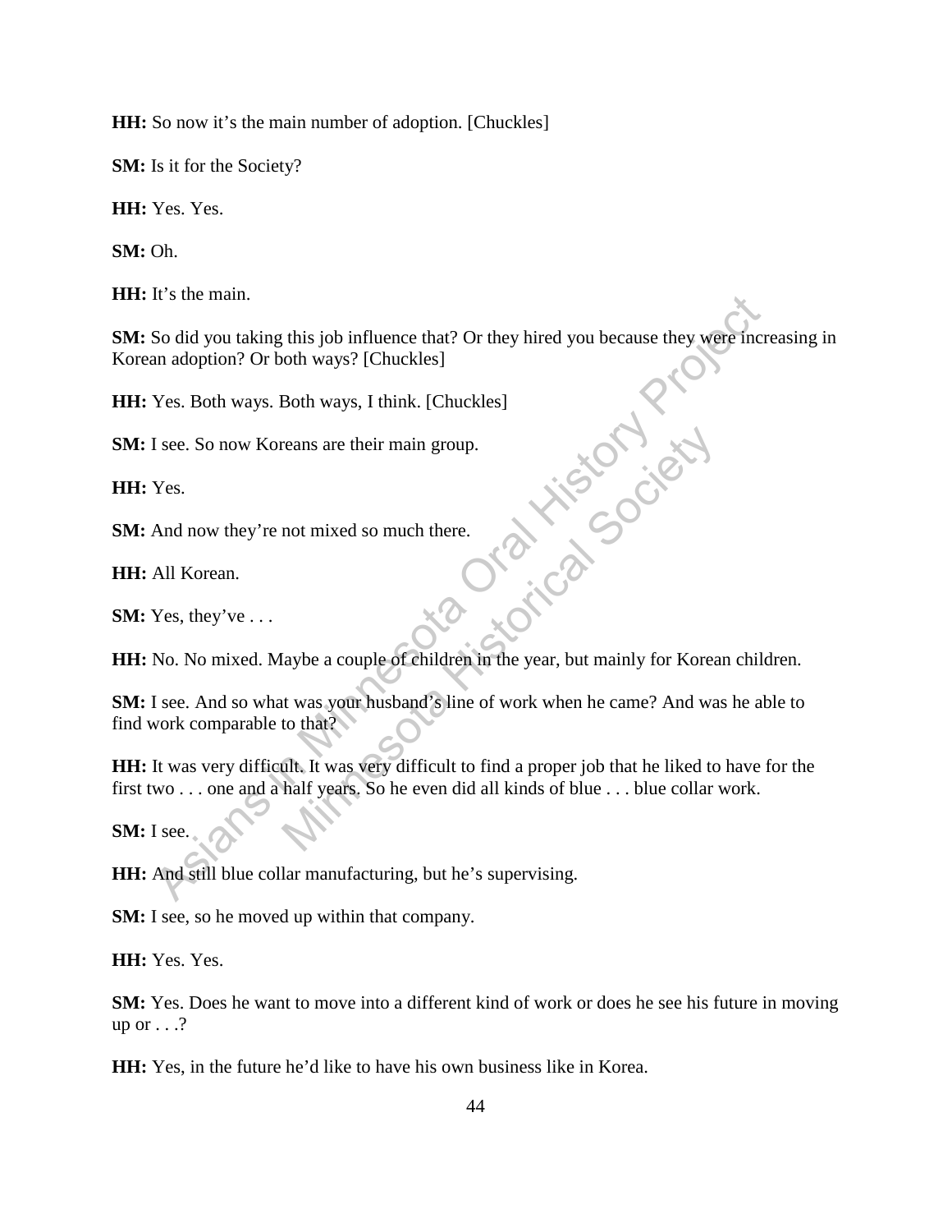**HH:** So now it's the main number of adoption. [Chuckles]

**SM:** Is it for the Society?

**HH:** Yes. Yes.

**SM:** Oh.

**HH:** It's the main.

**SM:** So did you taking this job influence that? Or they hired you because they were increasing in Korean adoption? Or both ways? [Chuckles]

**HH:** Yes. Both ways. Both ways, I think. [Chuckles]

**SM:** I see. So now Koreans are their main group.

**HH:** Yes.

**SM:** And now they're not mixed so much there.

**HH:** All Korean.

**SM:** Yes, they've . . .

**HH:** No. No mixed. Maybe a couple of children in the year, but mainly for Korean children.

**SM:** I see. And so what was your husband's line of work when he came? And was he able to find work comparable to that?

**HH:** It was very difficult. It was very difficult to find a proper job that he liked to have for the first two . . . one and a half years. So he even did all kinds of blue . . . blue collar work.

**SM:** I see.

**HH:** And still blue collar manufacturing, but he's supervising.

**SM:** I see, so he moved up within that company.

**HH:** Yes. Yes.

**SM:** Yes. Does he want to move into a different kind of work or does he see his future in moving up or . . .?

**HH:** Yes, in the future he'd like to have his own business like in Korea.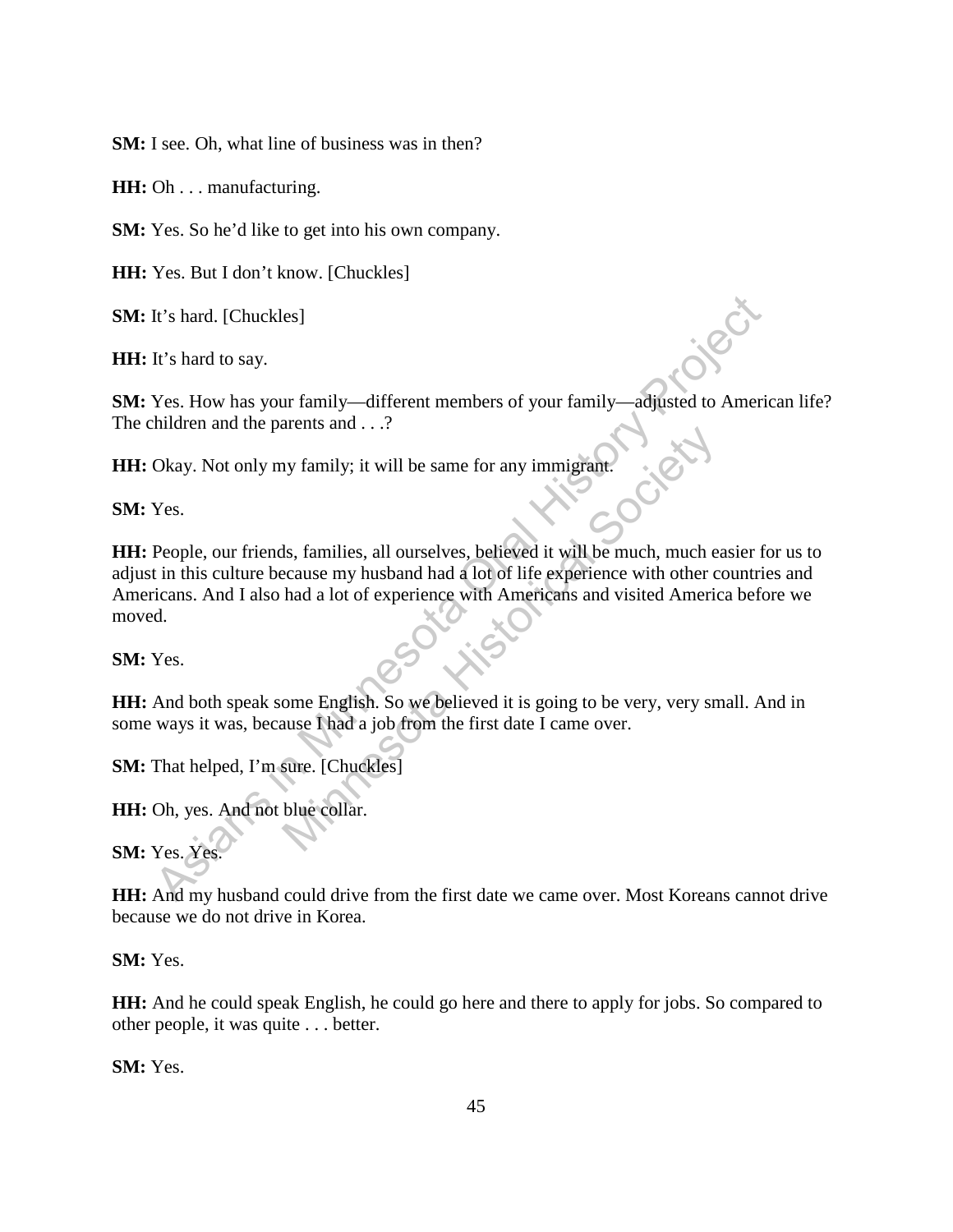**SM:** I see. Oh, what line of business was in then?

**HH:** Oh . . . manufacturing.

**SM:** Yes. So he'd like to get into his own company.

**HH:** Yes. But I don't know. [Chuckles]

**SM:** It's hard. [Chuckles]

**HH:** It's hard to say.

**SM:** Yes. How has your family—different members of your family—adjusted to American life? The children and the parents and . . .?

**HH:** Okay. Not only my family; it will be same for any immigrant.

**SM:** Yes.

**HH:** People, our friends, families, all ourselves, believed it will be much, much easier for us to adjust in this culture because my husband had a lot of life experience with other countries and Americans. And I also had a lot of experience with Americans and visited America before we moved.

**SM:** Yes.

**HH:** And both speak some English. So we believed it is going to be very, very small. And in some ways it was, because I had a job from the first date I came over.

**SM:** That helped, I'm sure. [Chuckles]

**HH:** Oh, yes. And not blue collar.

**SM:** Yes. Yes.

**HH:** And my husband could drive from the first date we came over. Most Koreans cannot drive because we do not drive in Korea.

**SM:** Yes.

**HH:** And he could speak English, he could go here and there to apply for jobs. So compared to other people, it was quite . . . better.

**SM:** Yes.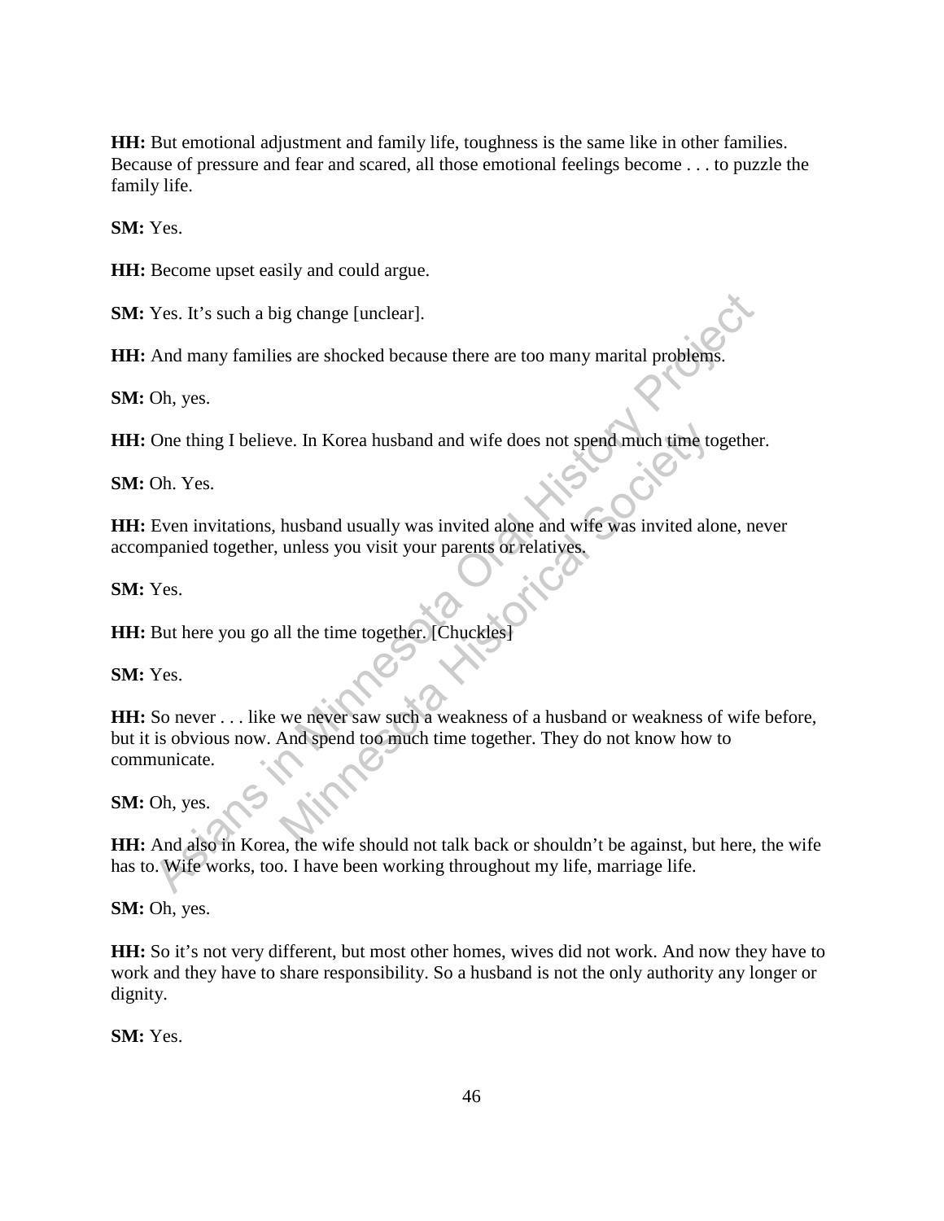**HH:** But emotional adjustment and family life, toughness is the same like in other families. Because of pressure and fear and scared, all those emotional feelings become . . . to puzzle the family life.

**SM:** Yes.

**HH:** Become upset easily and could argue.

**SM:** Yes. It's such a big change [unclear].

**HH:** And many families are shocked because there are too many marital problems.

**SM:** Oh, yes.

**HH:** One thing I believe. In Korea husband and wife does not spend much time together.

**SM:** Oh. Yes.

**HH:** Even invitations, husband usually was invited alone and wife was invited alone, never accompanied together, unless you visit your parents or relatives.

**SM:** Yes.

**HH:** But here you go all the time together. [Chuckles]

**SM:** Yes.

**HH:** So never . . . like we never saw such a weakness of a husband or weakness of wife before, but it is obvious now. And spend too much time together. They do not know how to communicate.

**SM:** Oh, yes.

**HH:** And also in Korea, the wife should not talk back or shouldn't be against, but here, the wife has to. Wife works, too. I have been working throughout my life, marriage life.

**SM:** Oh, yes.

**HH:** So it's not very different, but most other homes, wives did not work. And now they have to work and they have to share responsibility. So a husband is not the only authority any longer or dignity.

**SM:** Yes.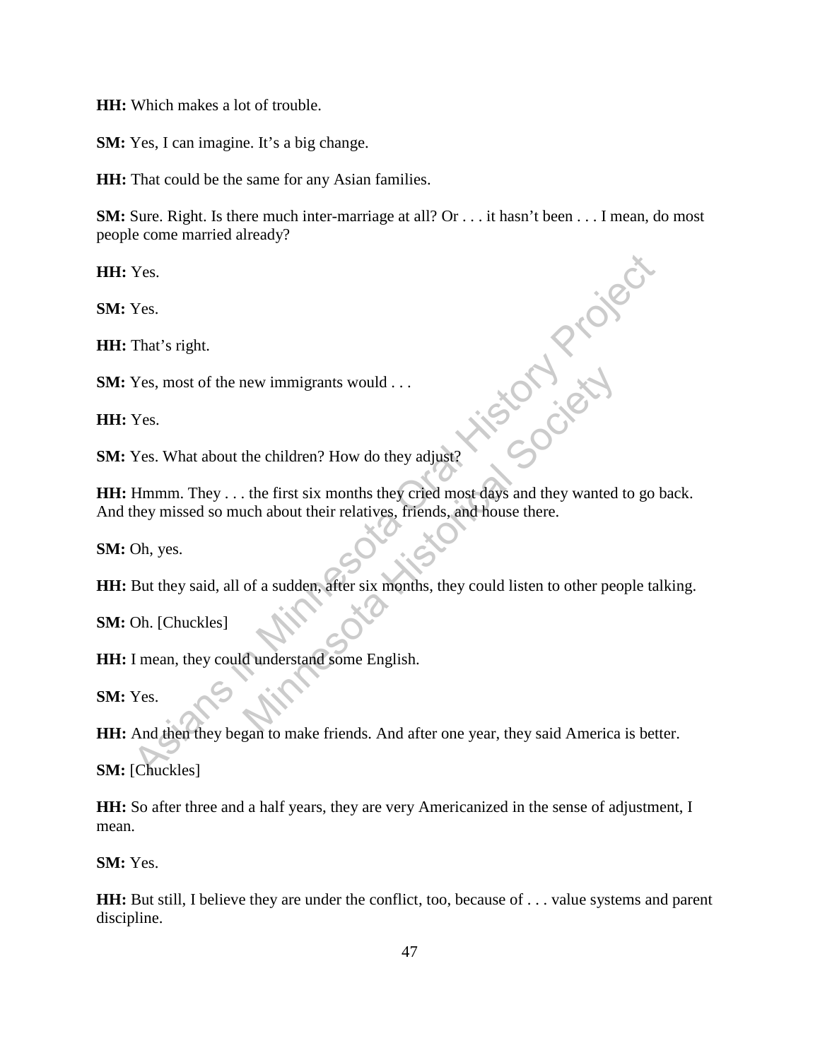**HH:** Which makes a lot of trouble.

**SM:** Yes, I can imagine. It's a big change.

**HH:** That could be the same for any Asian families.

**SM:** Sure. Right. Is there much inter-marriage at all? Or . . . it hasn't been . . . I mean, do most people come married already?

**HH:** Yes.

**SM:** Yes.

**HH:** That's right.

**SM:** Yes, most of the new immigrants would . . .

**HH:** Yes.

**SM:** Yes. What about the children? How do they adjust?

**HH:** Hmmm. They . . . the first six months they cried most days and they wanted to go back. And they missed so much about their relatives, friends, and house there.

**SM:** Oh, yes.

**HH:** But they said, all of a sudden, after six months, they could listen to other people talking.

**SM:** Oh. [Chuckles]

**HH:** I mean, they could understand some English.

**SM:** Yes.

**HH:** And then they began to make friends. And after one year, they said America is better.

**SM:** [Chuckles]

**HH:** So after three and a half years, they are very Americanized in the sense of adjustment, I mean.

**SM:** Yes.

**HH:** But still, I believe they are under the conflict, too, because of . . . value systems and parent discipline.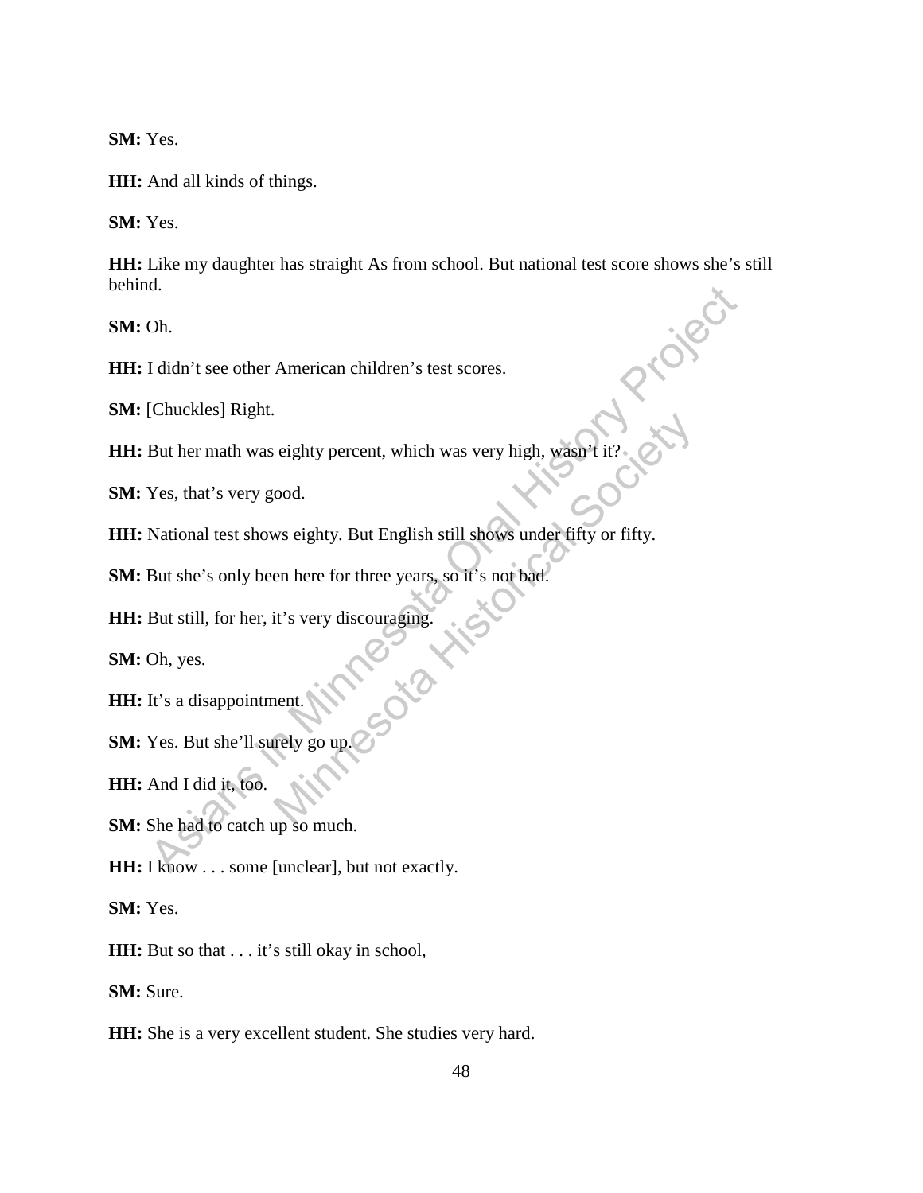**SM:** Yes.

**HH:** And all kinds of things.

**SM:** Yes.

**HH:** Like my daughter has straight As from school. But national test score shows she's still behind.

**SM:** Oh.

**HH:** I didn't see other American children's test scores.

**SM:** [Chuckles] Right.

**HH:** But her math was eighty percent, which was very high, wasn't it?

**SM:** Yes, that's very good.

**HH:** National test shows eighty. But English still shows under fifty or fifty.

**SM:** But she's only been here for three years, so it's not bad.

**HH:** But still, for her, it's very discouraging.

**SM:** Oh, yes.

**HH:** It's a disappointment.

**SM:** Yes. But she'll surely go up.

**HH:** And I did it, too.

**SM:** She had to catch up so much.

**HH:** I know . . . some [unclear], but not exactly.

**SM:** Yes.

**HH:** But so that . . . it's still okay in school,

**SM:** Sure.

**HH:** She is a very excellent student. She studies very hard.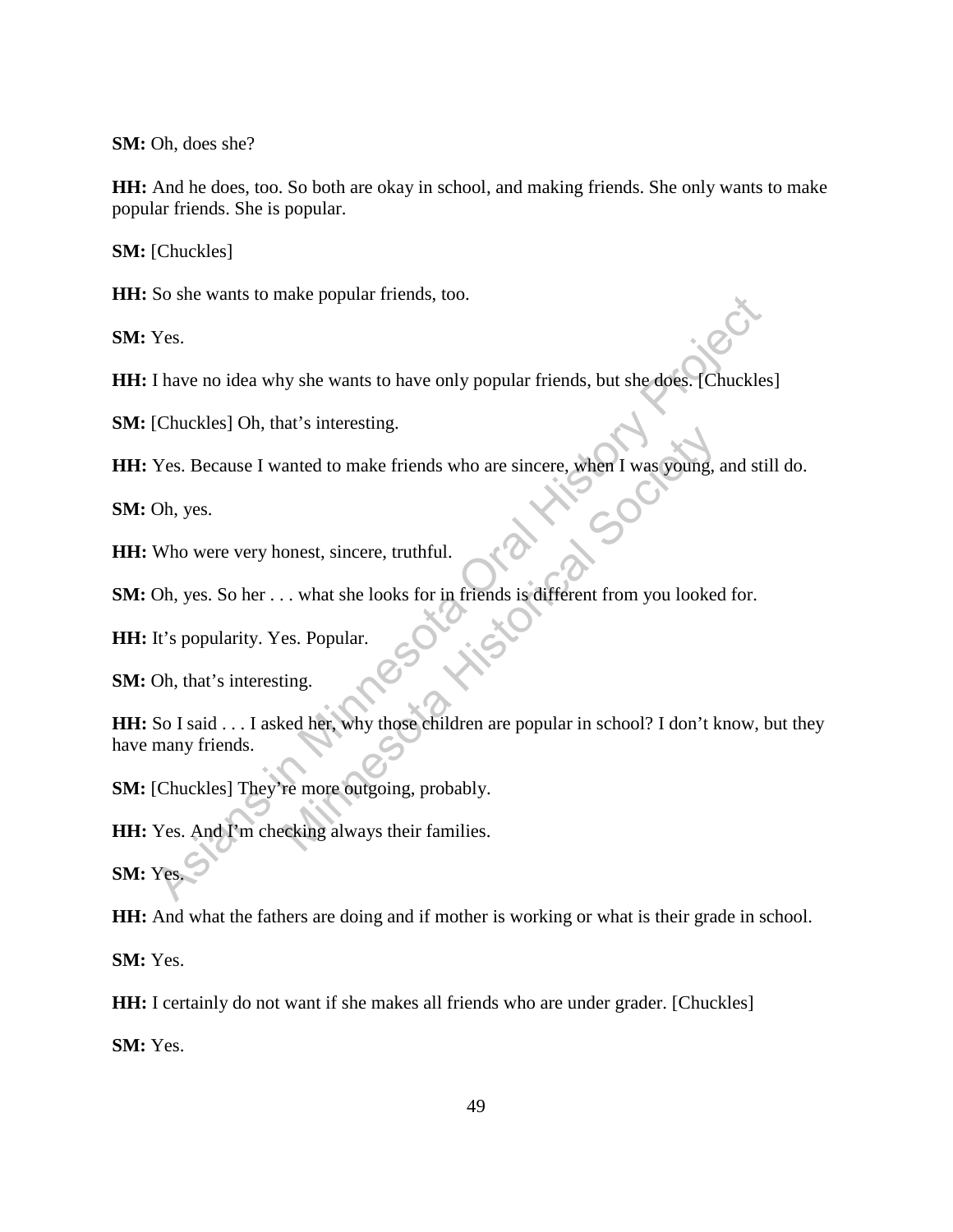**SM:** Oh, does she?

**HH:** And he does, too. So both are okay in school, and making friends. She only wants to make popular friends. She is popular.

**SM:** [Chuckles]

**HH:** So she wants to make popular friends, too.

**SM:** Yes.

**HH:** I have no idea why she wants to have only popular friends, but she does. [Chuckles]

**SM:** [Chuckles] Oh, that's interesting.

**HH:** Yes. Because I wanted to make friends who are sincere, when I was young, and still do.

**SM:** Oh, yes.

**HH:** Who were very honest, sincere, truthful.

**SM:** Oh, yes. So her . . . what she looks for in friends is different from you looked for.

**HH:** It's popularity. Yes. Popular.

**SM:** Oh, that's interesting.

**HH:** So I said . . . I asked her, why those children are popular in school? I don't know, but they have many friends.

**SM:** [Chuckles] They're more outgoing, probably.

**HH:** Yes. And I'm checking always their families.

**SM:** Yes.

**HH:** And what the fathers are doing and if mother is working or what is their grade in school.

**SM:** Yes.

**HH:** I certainly do not want if she makes all friends who are under grader. [Chuckles]

**SM:** Yes.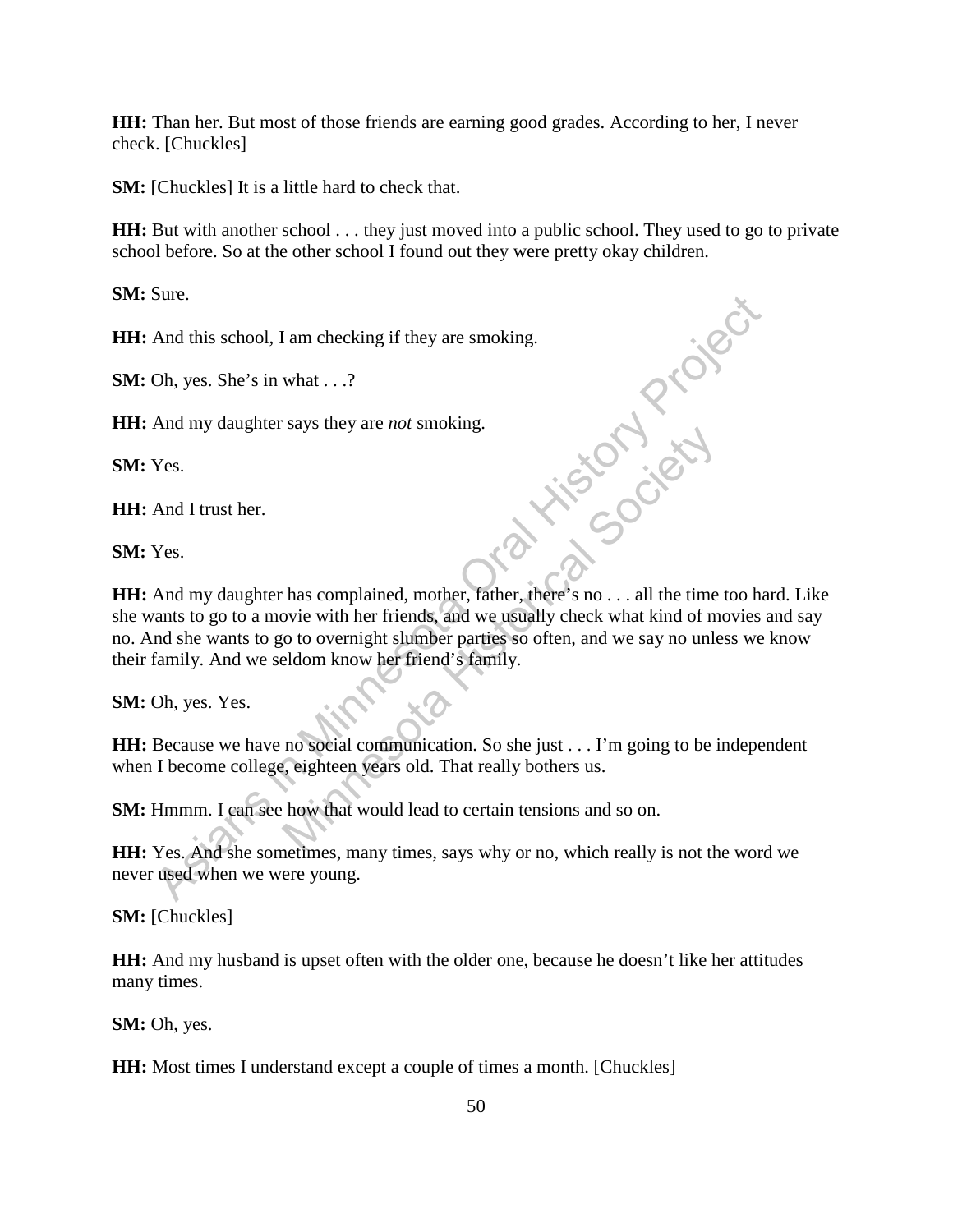**HH:** Than her. But most of those friends are earning good grades. According to her, I never check. [Chuckles]

**SM:** [Chuckles] It is a little hard to check that.

**HH:** But with another school . . . they just moved into a public school. They used to go to private school before. So at the other school I found out they were pretty okay children.

**SM:** Sure.

**HH:** And this school, I am checking if they are smoking.

**SM:** Oh, yes. She's in what . . .?

**HH:** And my daughter says they are *not* smoking.

**SM:** Yes.

**HH:** And I trust her.

**SM:** Yes.

**HH:** And my daughter has complained, mother, father, there's no . . . all the time too hard. Like she wants to go to a movie with her friends, and we usually check what kind of movies and say no. And she wants to go to overnight slumber parties so often, and we say no unless we know their family. And we seldom know her friend's family.

**SM:** Oh, yes. Yes.

**HH:** Because we have no social communication. So she just . . . I'm going to be independent when I become college, eighteen years old. That really bothers us.

**SM:** Hmmm. I can see how that would lead to certain tensions and so on.

**HH:** Yes. And she sometimes, many times, says why or no, which really is not the word we never used when we were young.

**SM:** [Chuckles]

**HH:** And my husband is upset often with the older one, because he doesn't like her attitudes many times.

**SM:** Oh, yes.

**HH:** Most times I understand except a couple of times a month. [Chuckles]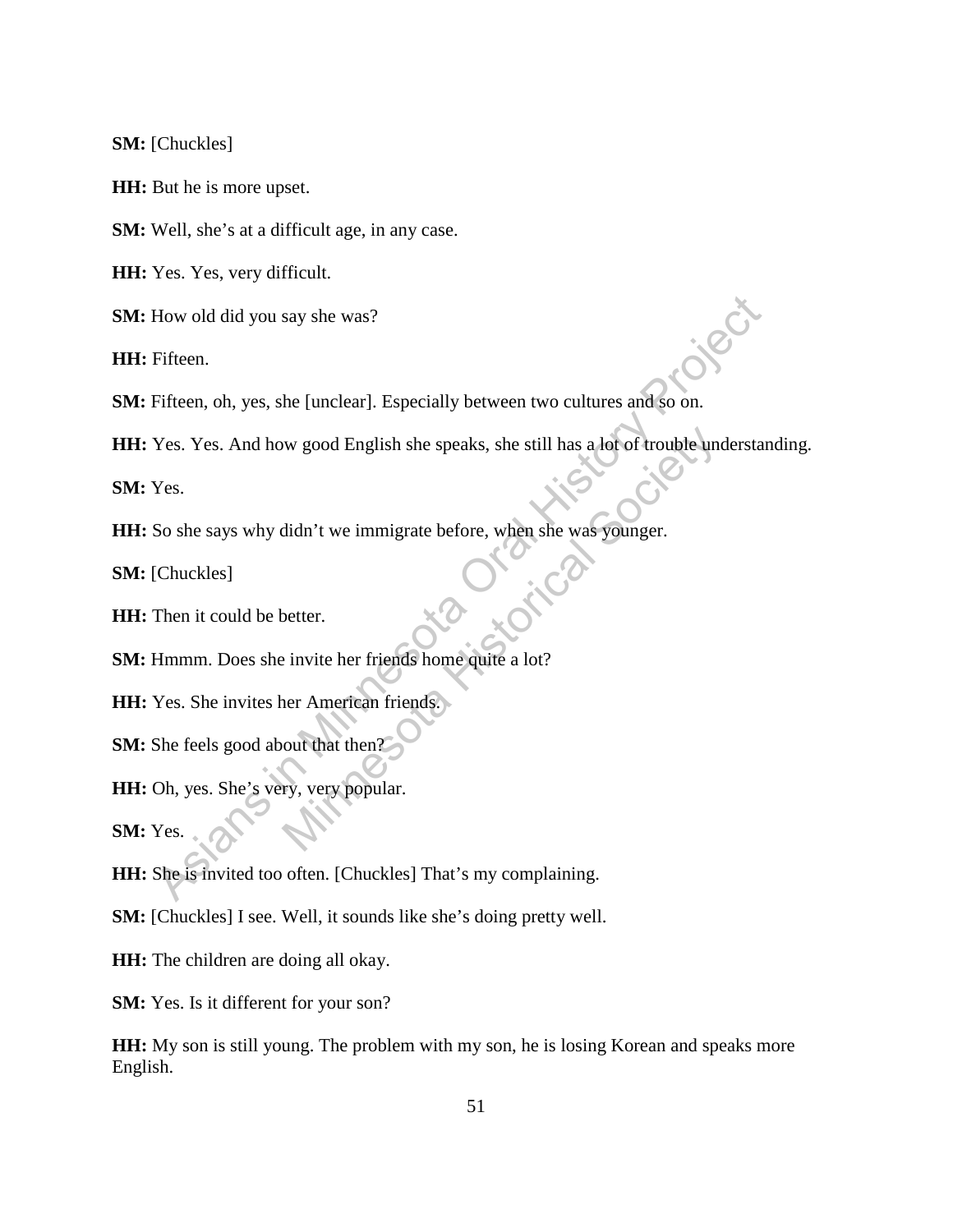**SM:** [Chuckles]

**HH:** But he is more upset.

**SM:** Well, she's at a difficult age, in any case.

**HH:** Yes. Yes, very difficult.

**SM:** How old did you say she was?

**HH:** Fifteen.

**SM:** Fifteen, oh, yes, she [unclear]. Especially between two cultures and so on.

**HH:** Yes. Yes. And how good English she speaks, she still has a lot of trouble understanding.

**SM:** Yes.

**HH:** So she says why didn't we immigrate before, when she was younger.

**SM:** [Chuckles]

**HH:** Then it could be better.

**SM:** Hmmm. Does she invite her friends home quite a lot?

**HH:** Yes. She invites her American friends.

**SM:** She feels good about that then?

**HH:** Oh, yes. She's very, very popular.

**SM:** Yes.

**HH:** She is invited too often. [Chuckles] That's my complaining.

**SM:** [Chuckles] I see. Well, it sounds like she's doing pretty well.

**HH:** The children are doing all okay.

**SM:** Yes. Is it different for your son?

**HH:** My son is still young. The problem with my son, he is losing Korean and speaks more English.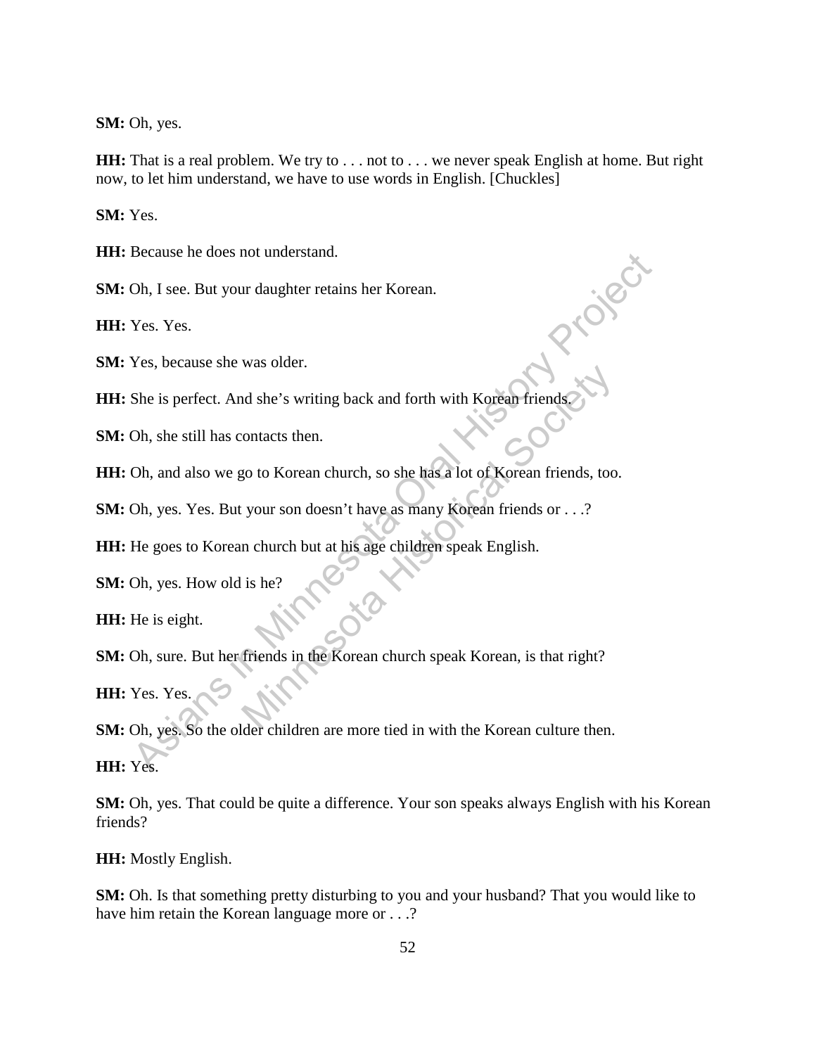**SM:** Oh, yes.

**HH:** That is a real problem. We try to . . . not to . . . we never speak English at home. But right now, to let him understand, we have to use words in English. [Chuckles]

**SM:** Yes.

**HH:** Because he does not understand.

**SM:** Oh, I see. But your daughter retains her Korean.

**HH:** Yes. Yes.

**SM:** Yes, because she was older.

**HH:** She is perfect. And she's writing back and forth with Korean friends.

**SM:** Oh, she still has contacts then.

**HH:** Oh, and also we go to Korean church, so she has a lot of Korean friends, too.

**SM:** Oh, yes. Yes. But your son doesn't have as many Korean friends or . . .?

**HH:** He goes to Korean church but at his age children speak English.

**SM:** Oh, yes. How old is he?

**HH:** He is eight.

**SM:** Oh, sure. But her friends in the Korean church speak Korean, is that right?

**HH:** Yes. Yes.

**SM:** Oh, yes. So the older children are more tied in with the Korean culture then.

**HH:** Yes.

**SM:** Oh, yes. That could be quite a difference. Your son speaks always English with his Korean friends?

**HH:** Mostly English.

**SM:** Oh. Is that something pretty disturbing to you and your husband? That you would like to have him retain the Korean language more or . . .?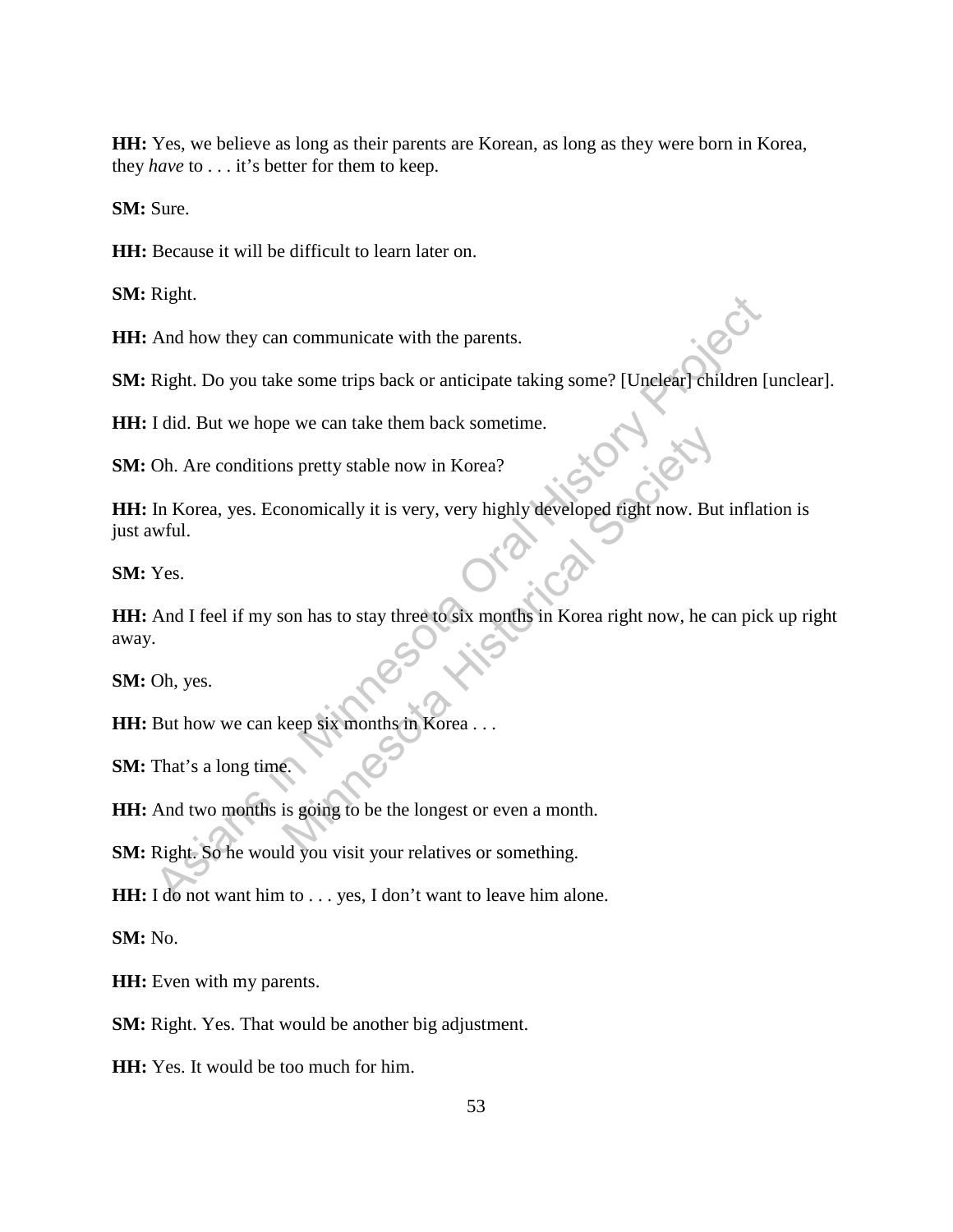**HH:** Yes, we believe as long as their parents are Korean, as long as they were born in Korea, they *have* to . . . it's better for them to keep.

**SM:** Sure.

**HH:** Because it will be difficult to learn later on.

**SM:** Right.

**HH:** And how they can communicate with the parents.

**SM:** Right. Do you take some trips back or anticipate taking some? [Unclear] children [unclear].

**HH:** I did. But we hope we can take them back sometime.

**SM:** Oh. Are conditions pretty stable now in Korea?

**HH:** In Korea, yes. Economically it is very, very highly developed right now. But inflation is just awful.

**SM:** Yes.

**HH:** And I feel if my son has to stay three to six months in Korea right now, he can pick up right away.

**SM:** Oh, yes.

**HH:** But how we can keep six months in Korea . . .

**SM:** That's a long time.

**HH:** And two months is going to be the longest or even a month.

**SM:** Right. So he would you visit your relatives or something.

**HH:** I do not want him to . . . yes, I don't want to leave him alone.

**SM:** No.

**HH:** Even with my parents.

**SM:** Right. Yes. That would be another big adjustment.

**HH:** Yes. It would be too much for him.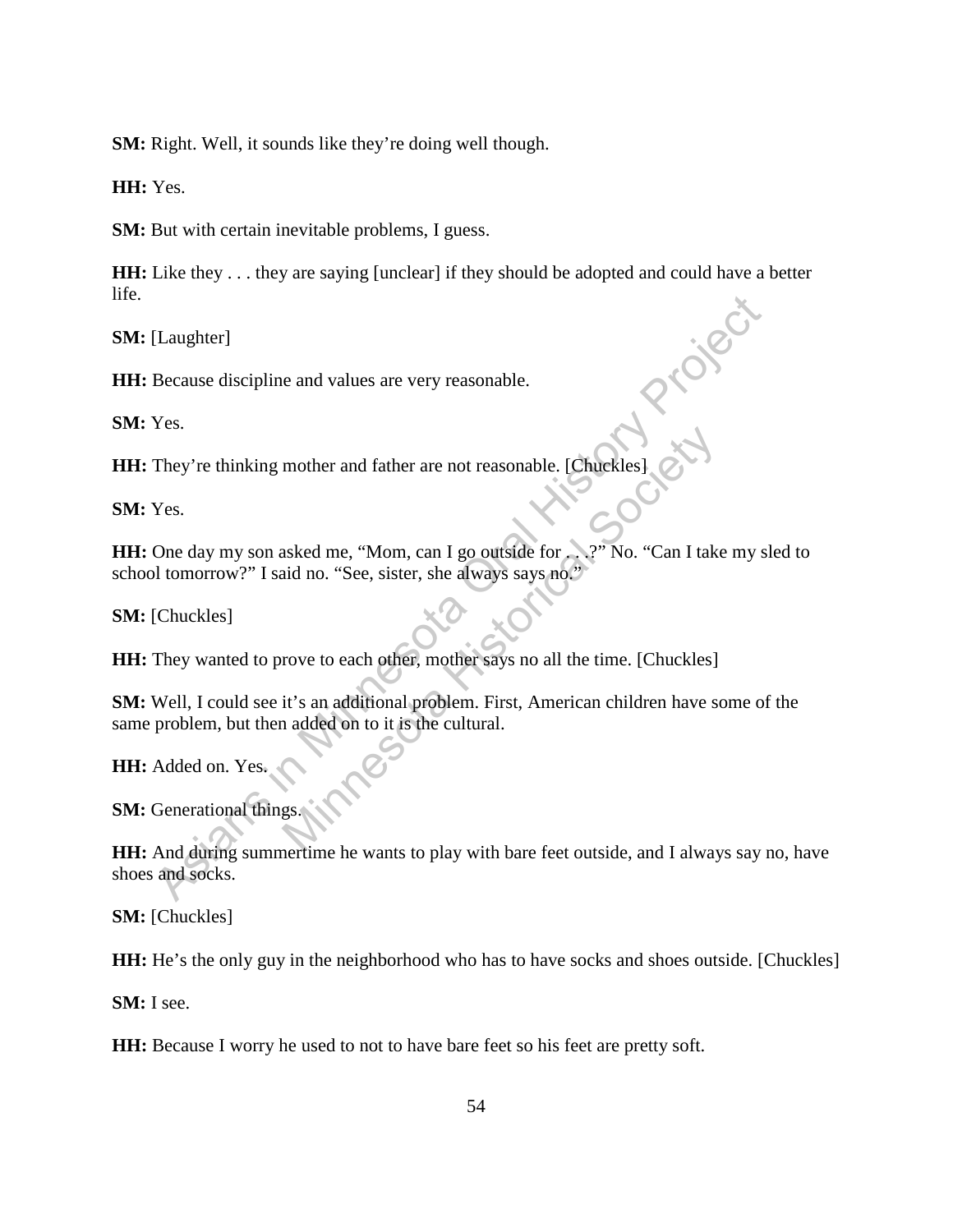**SM:** Right. Well, it sounds like they're doing well though.

**HH:** Yes.

**SM:** But with certain inevitable problems, I guess.

**HH:** Like they . . . they are saying [unclear] if they should be adopted and could have a better life.

**SM:** [Laughter]

**HH:** Because discipline and values are very reasonable.

**SM:** Yes.

**HH:** They're thinking mother and father are not reasonable. [Chuckles]

**SM:** Yes.

**HH:** One day my son asked me, "Mom, can I go outside for . . .?" No. "Can I take my sled to school tomorrow?" I said no. "See, sister, she always says no."

**SM:** [Chuckles]

**HH:** They wanted to prove to each other, mother says no all the time. [Chuckles]

**SM:** Well, I could see it's an additional problem. First, American children have some of the same problem, but then added on to it is the cultural.

**HH:** Added on. Yes.

**SM:** Generational things.

**HH:** And during summertime he wants to play with bare feet outside, and I always say no, have shoes and socks.

**SM:** [Chuckles]

**HH:** He's the only guy in the neighborhood who has to have socks and shoes outside. [Chuckles]

**SM:** I see.

**HH:** Because I worry he used to not to have bare feet so his feet are pretty soft.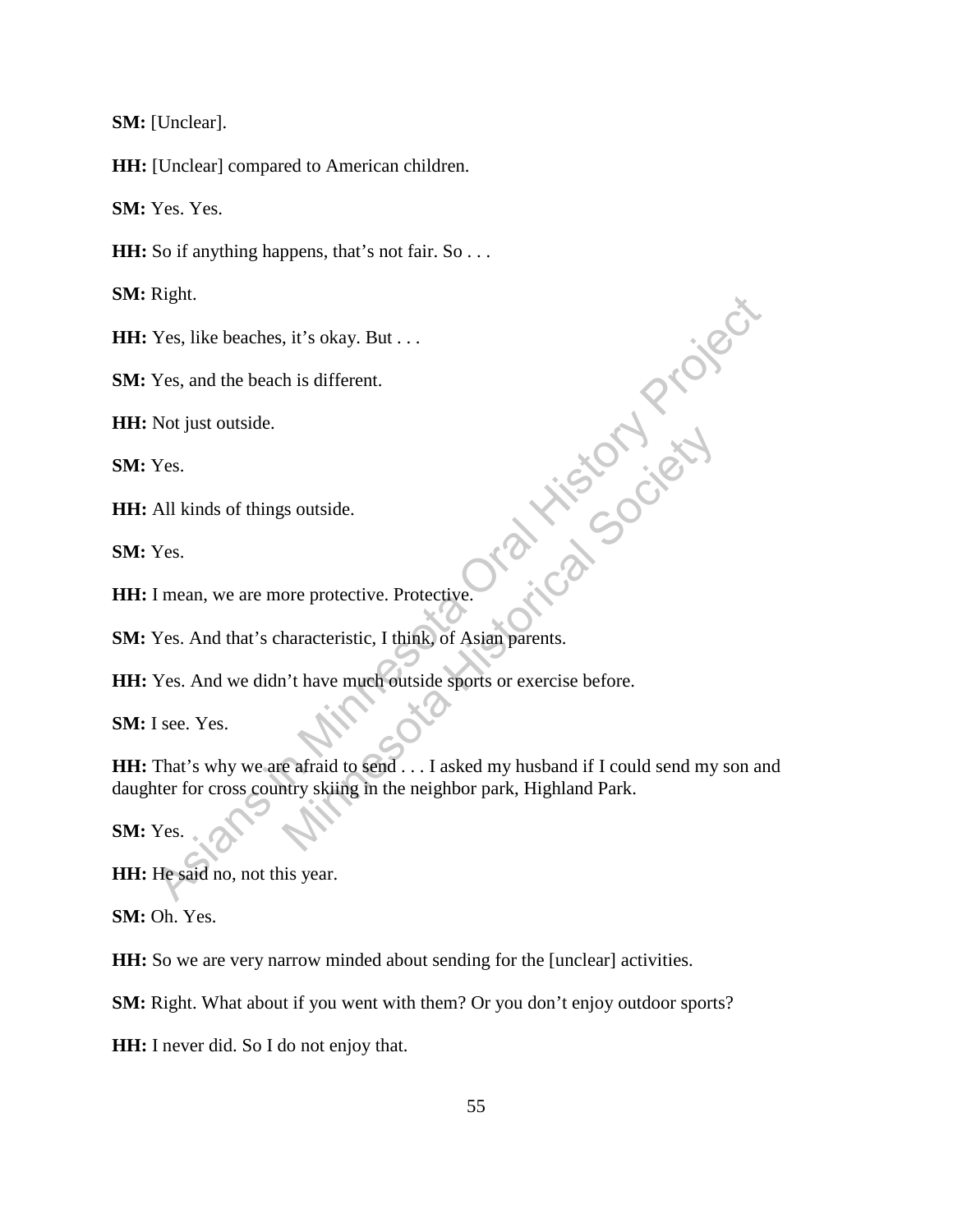**SM:** [Unclear].

**HH:** [Unclear] compared to American children.

**SM:** Yes. Yes.

**HH:** So if anything happens, that's not fair. So . . .

**SM:** Right.

**HH:** Yes, like beaches, it's okay. But . . .

**SM:** Yes, and the beach is different.

**HH:** Not just outside.

**SM:** Yes.

**HH:** All kinds of things outside.

**SM:** Yes.

**HH:** I mean, we are more protective. Protective.

**SM:** Yes. And that's characteristic, I think, of Asian parents.

**HH:** Yes. And we didn't have much outside sports or exercise before.

**SM:** I see. Yes.

**HH:** That's why we are afraid to send . . . I asked my husband if I could send my son and daughter for cross country skiing in the neighbor park, Highland Park.

**SM:** Yes.

**HH:** He said no, not this year.

**SM:** Oh. Yes.

**HH:** So we are very narrow minded about sending for the [unclear] activities.

**SM:** Right. What about if you went with them? Or you don't enjoy outdoor sports?

**HH:** I never did. So I do not enjoy that.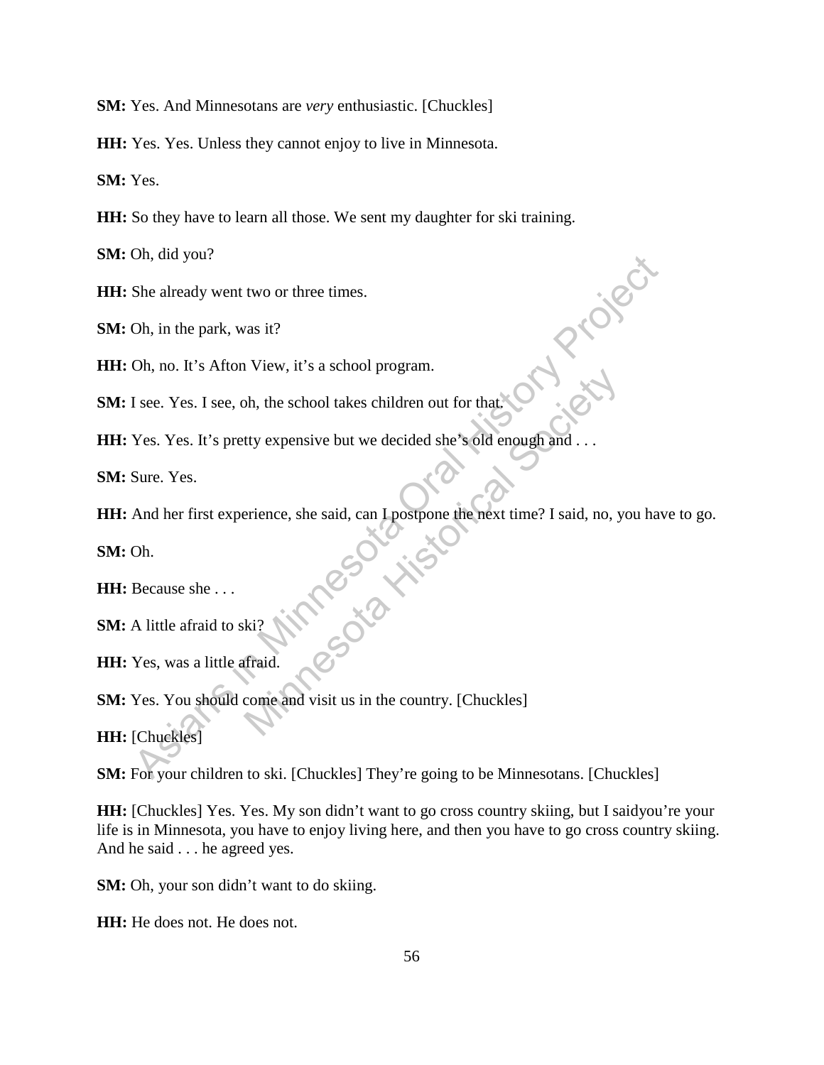**SM:** Yes. And Minnesotans are *very* enthusiastic. [Chuckles]

**HH:** Yes. Yes. Unless they cannot enjoy to live in Minnesota.

**SM:** Yes.

**HH:** So they have to learn all those. We sent my daughter for ski training.

**SM:** Oh, did you?

**HH:** She already went two or three times.

**SM:** Oh, in the park, was it?

**HH:** Oh, no. It's Afton View, it's a school program.

**SM:** I see. Yes. I see, oh, the school takes children out for that.

**HH:** Yes. Yes. It's pretty expensive but we decided she's old enough and . . .

**SM:** Sure. Yes.

**HH:** And her first experience, she said, can I postpone the next time? I said, no, you have to go.

**SM:** Oh.

**HH:** Because she . . .

**SM:** A little afraid to ski?

**HH:** Yes, was a little afraid.

**SM:** Yes. You should come and visit us in the country. [Chuckles]

**HH:** [Chuckles]

**SM:** For your children to ski. [Chuckles] They're going to be Minnesotans. [Chuckles]

**HH:** [Chuckles] Yes. Yes. My son didn't want to go cross country skiing, but I saidyou're your life is in Minnesota, you have to enjoy living here, and then you have to go cross country skiing. And he said . . . he agreed yes.

**SM:** Oh, your son didn't want to do skiing.

**HH:** He does not. He does not.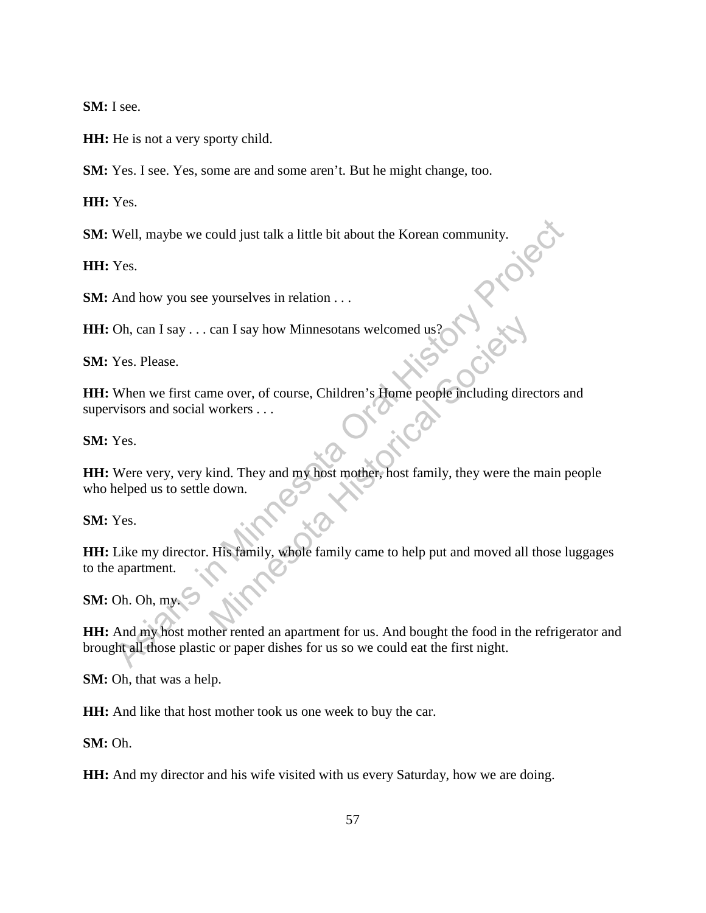**SM:** I see.

**HH:** He is not a very sporty child.

**SM:** Yes. I see. Yes, some are and some aren't. But he might change, too.

**HH:** Yes.

**SM:** Well, maybe we could just talk a little bit about the Korean community.

**HH:** Yes.

**SM:** And how you see yourselves in relation . . .

**HH:** Oh, can I say . . . can I say how Minnesotans welcomed us?

**SM:** Yes. Please.

**HH:** When we first came over, of course, Children's Home people including directors and supervisors and social workers . . .

**SM:** Yes.

**HH:** Were very, very kind. They and my host mother, host family, they were the main people who helped us to settle down.

**SM:** Yes.

**HH:** Like my director. His family, whole family came to help put and moved all those luggages to the apartment.

**SM:** Oh. Oh, my.

**HH:** And my host mother rented an apartment for us. And bought the food in the refrigerator and brought all those plastic or paper dishes for us so we could eat the first night.

**SM:** Oh, that was a help.

**HH:** And like that host mother took us one week to buy the car.

**SM:** Oh.

**HH:** And my director and his wife visited with us every Saturday, how we are doing.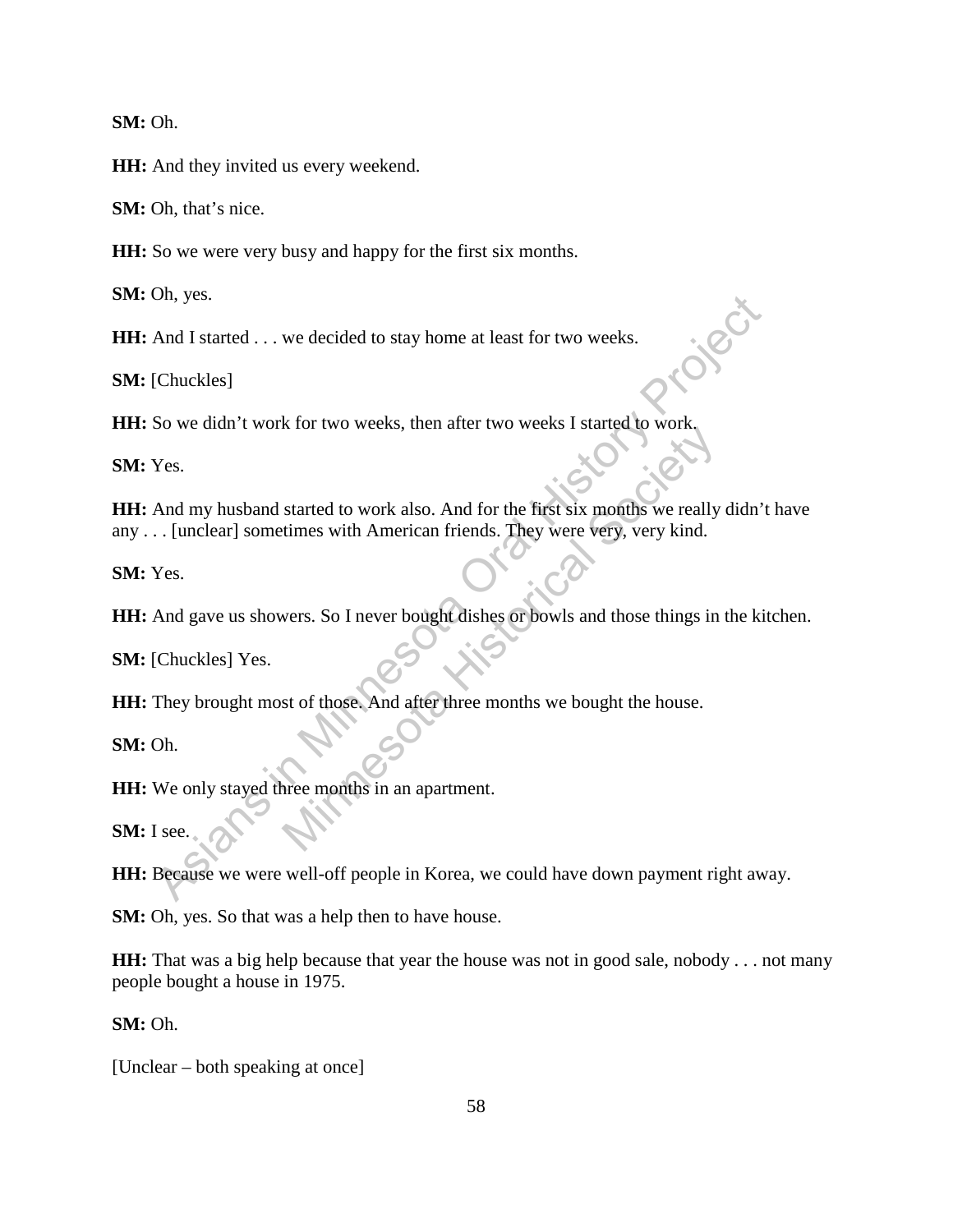**SM:** Oh.

**HH:** And they invited us every weekend.

**SM:** Oh, that's nice.

**HH:** So we were very busy and happy for the first six months.

**SM:** Oh, yes.

**HH:** And I started . . . we decided to stay home at least for two weeks.

**SM:** [Chuckles]

**HH:** So we didn't work for two weeks, then after two weeks I started to work.

**SM:** Yes.

**HH:** And my husband started to work also. And for the first six months we really didn't have any . . . [unclear] sometimes with American friends. They were very, very kind.

**SM:** Yes.

**HH:** And gave us showers. So I never bought dishes or bowls and those things in the kitchen.

**SM:** [Chuckles] Yes.

**HH:** They brought most of those. And after three months we bought the house.

**SM:** Oh.

**HH:** We only stayed three months in an apartment.

**SM:** I see.

**HH:** Because we were well-off people in Korea, we could have down payment right away.

**SM:** Oh, yes. So that was a help then to have house.

**HH:** That was a big help because that year the house was not in good sale, nobody . . . not many people bought a house in 1975.

**SM:** Oh.

[Unclear – both speaking at once]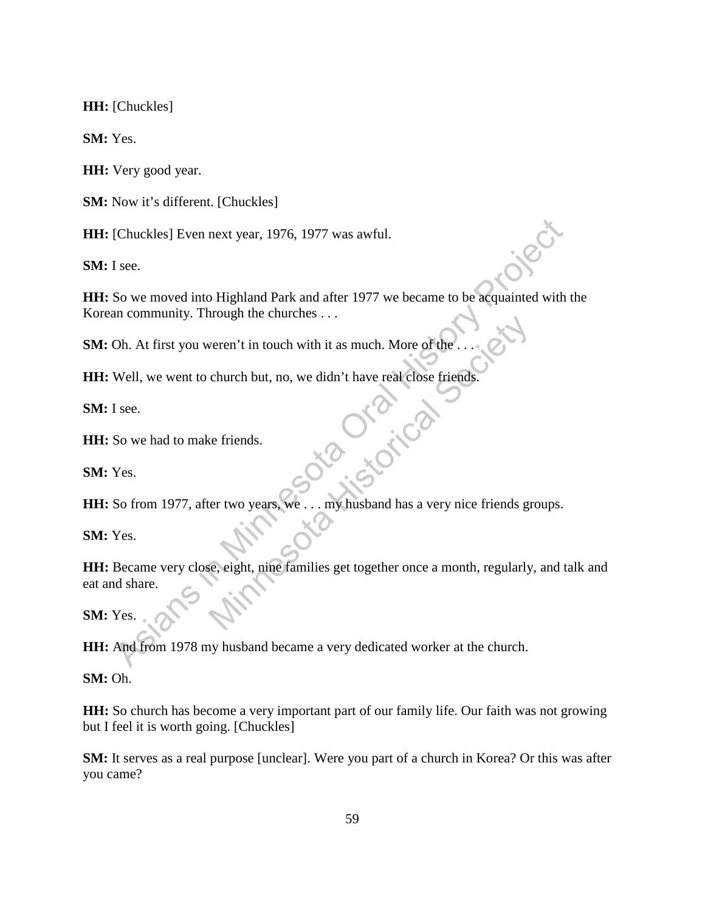**HH:** [Chuckles]

**SM:** Yes.

**HH:** Very good year.

**SM:** Now it's different. [Chuckles]

**HH:** [Chuckles] Even next year, 1976, 1977 was awful.

**SM:** I see.

**HH:** So we moved into Highland Park and after 1977 we became to be acquainted with the Korean community. Through the churches . . .

**SM:** Oh. At first you weren't in touch with it as much. More of the . . .

**HH:** Well, we went to church but, no, we didn't have real close friends.

**SM:** I see.

**HH:** So we had to make friends.

**SM:** Yes.

**HH:** So from 1977, after two years, we . . . my husband has a very nice friends groups.

**SM:** Yes.

**HH:** Became very close, eight, nine families get together once a month, regularly, and talk and eat and share.

**SM:** Yes.

**HH:** And from 1978 my husband became a very dedicated worker at the church.

**SM:** Oh.

**HH:** So church has become a very important part of our family life. Our faith was not growing but I feel it is worth going. [Chuckles]

**SM:** It serves as a real purpose [unclear]. Were you part of a church in Korea? Or this was after you came?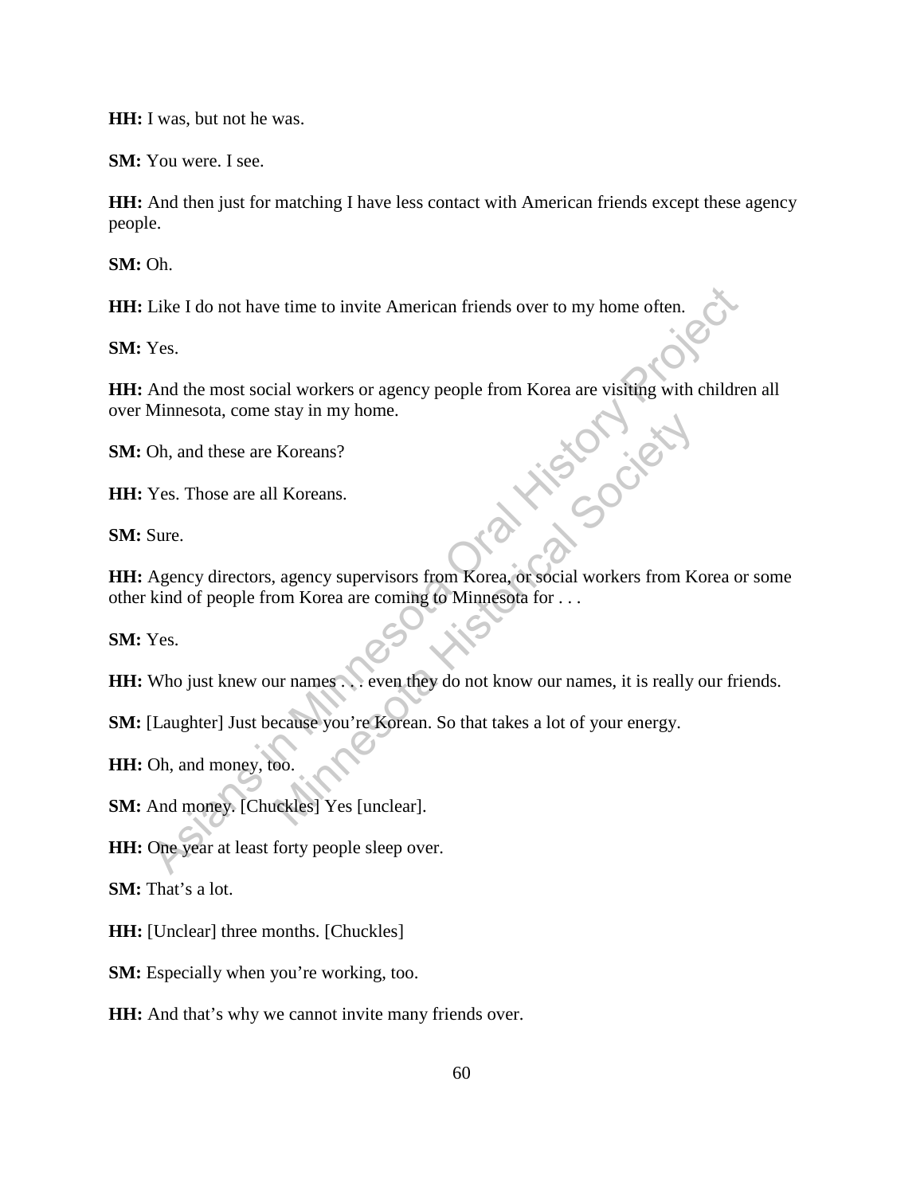**HH:** I was, but not he was.

**SM:** You were. I see.

**HH:** And then just for matching I have less contact with American friends except these agency people.

**SM:** Oh.

**HH:** Like I do not have time to invite American friends over to my home often.

**SM:** Yes.

**HH:** And the most social workers or agency people from Korea are visiting with children all over Minnesota, come stay in my home.

**SM:** Oh, and these are Koreans?

**HH:** Yes. Those are all Koreans.

**SM:** Sure.

**HH:** Agency directors, agency supervisors from Korea, or social workers from Korea or some other kind of people from Korea are coming to Minnesota for . . .

**SM:** Yes.

**HH:** Who just knew our names . . . even they do not know our names, it is really our friends.

**SM:** [Laughter] Just because you're Korean. So that takes a lot of your energy.

**HH:** Oh, and money, too.

**SM:** And money. [Chuckles] Yes [unclear].

**HH:** One year at least forty people sleep over.

**SM:** That's a lot.

**HH:** [Unclear] three months. [Chuckles]

**SM:** Especially when you're working, too.

**HH:** And that's why we cannot invite many friends over.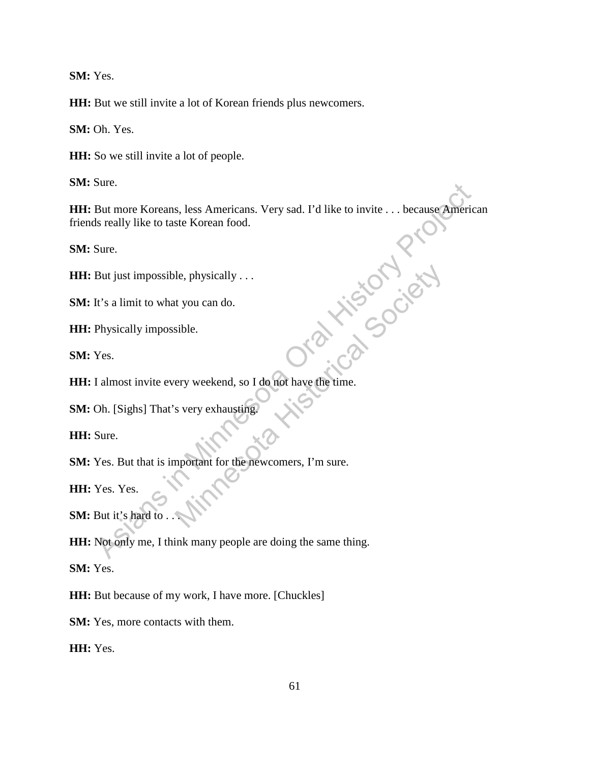**SM:** Yes.

**HH:** But we still invite a lot of Korean friends plus newcomers.

**SM:** Oh. Yes.

**HH:** So we still invite a lot of people.

**SM:** Sure.

**HH:** But more Koreans, less Americans. Very sad. I'd like to invite . . . because American friends really like to taste Korean food.

**SM:** Sure.

**HH:** But just impossible, physically . . .

**SM:** It's a limit to what you can do.

**HH:** Physically impossible.

**SM:** Yes.

**HH:** I almost invite every weekend, so I do not have the time.

**SM:** Oh. [Sighs] That's very exhausting.

**HH:** Sure.

**SM:** Yes. But that is important for the newcomers, I'm sure.

**HH:** Yes. Yes.

**SM:** But it's hard to . . .

**HH:** Not only me, I think many people are doing the same thing.

**SM:** Yes.

**HH:** But because of my work, I have more. [Chuckles]

**SM:** Yes, more contacts with them.

**HH:** Yes.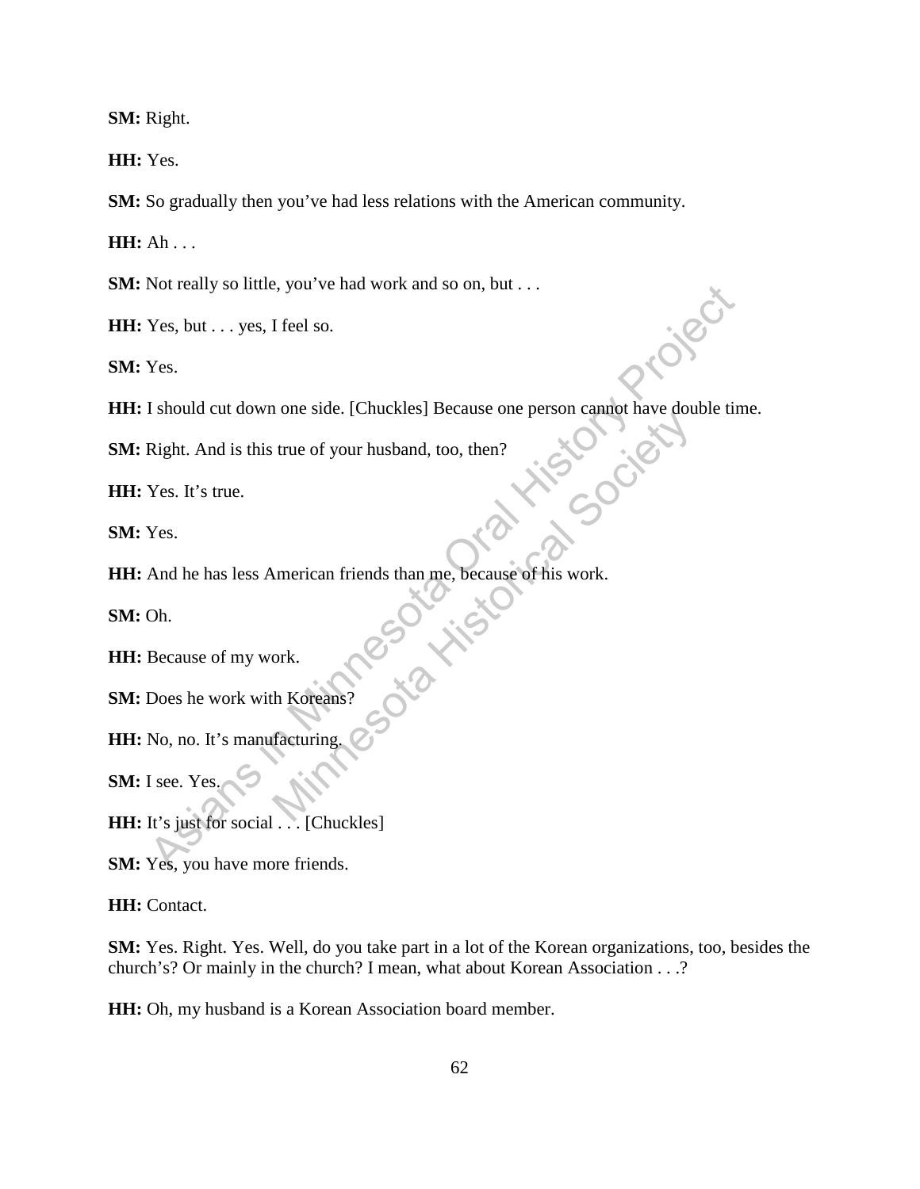**SM:** Right.

**HH:** Yes.

**SM:** So gradually then you've had less relations with the American community.

**HH:** Ah . . .

**SM:** Not really so little, you've had work and so on, but . . .

**HH:** Yes, but . . . yes, I feel so.

**SM:** Yes.

**HH:** I should cut down one side. [Chuckles] Because one person cannot have double time.

**SM:** Right. And is this true of your husband, too, then?

**HH:** Yes. It's true.

**SM:** Yes.

**HH:** And he has less American friends than me, because of his work.

**SM:** Oh.

**HH:** Because of my work.

**SM:** Does he work with Koreans?

**HH:** No, no. It's manufacturing.

**SM:** I see. Yes.

**HH:** It's just for social . . . [Chuckles]

**SM:** Yes, you have more friends.

**HH:** Contact.

**SM:** Yes. Right. Yes. Well, do you take part in a lot of the Korean organizations, too, besides the church's? Or mainly in the church? I mean, what about Korean Association . . .?

**HH:** Oh, my husband is a Korean Association board member.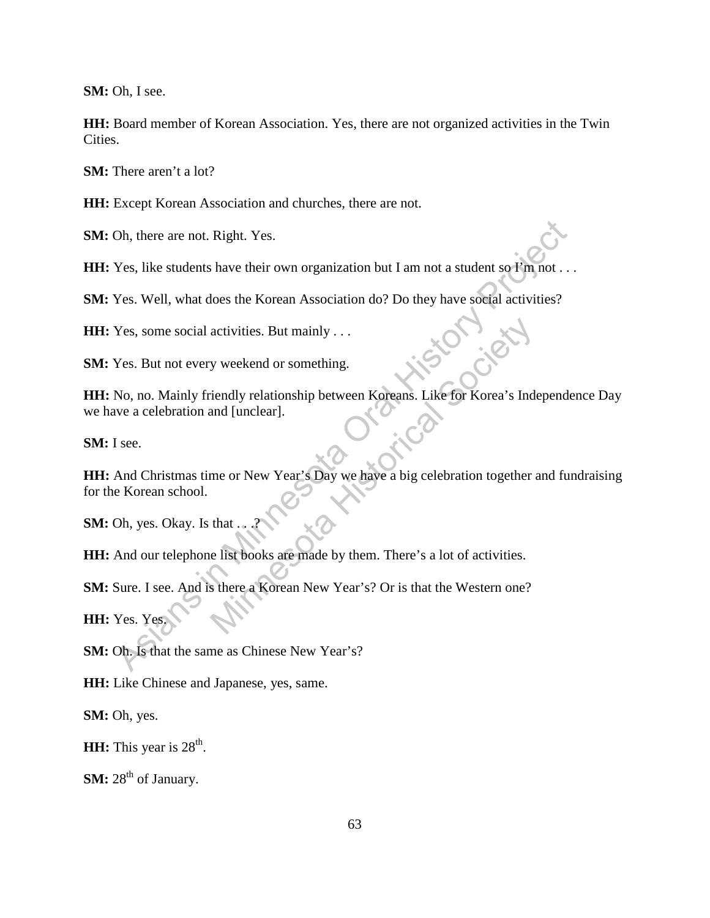**SM:** Oh, I see.

**HH:** Board member of Korean Association. Yes, there are not organized activities in the Twin Cities.

**SM:** There aren't a lot?

**HH:** Except Korean Association and churches, there are not.

**SM:** Oh, there are not. Right. Yes.

**HH:** Yes, like students have their own organization but I am not a student so I'm not . . .

**SM:** Yes. Well, what does the Korean Association do? Do they have social activities?

**HH:** Yes, some social activities. But mainly . . .

**SM:** Yes. But not every weekend or something.

**HH:** No, no. Mainly friendly relationship between Koreans. Like for Korea's Independence Day we have a celebration and [unclear].

**SM:** I see.

**HH:** And Christmas time or New Year's Day we have a big celebration together and fundraising for the Korean school.

**SM:** Oh, yes. Okay. Is that . . .?

**HH:** And our telephone list books are made by them. There's a lot of activities.

**SM:** Sure. I see. And is there a Korean New Year's? Or is that the Western one?

**HH:** Yes. Yes.

**SM:** Oh. Is that the same as Chinese New Year's?

**HH:** Like Chinese and Japanese, yes, same.

**SM:** Oh, yes.

**HH:** This year is 28th.

**SM:** 28th of January.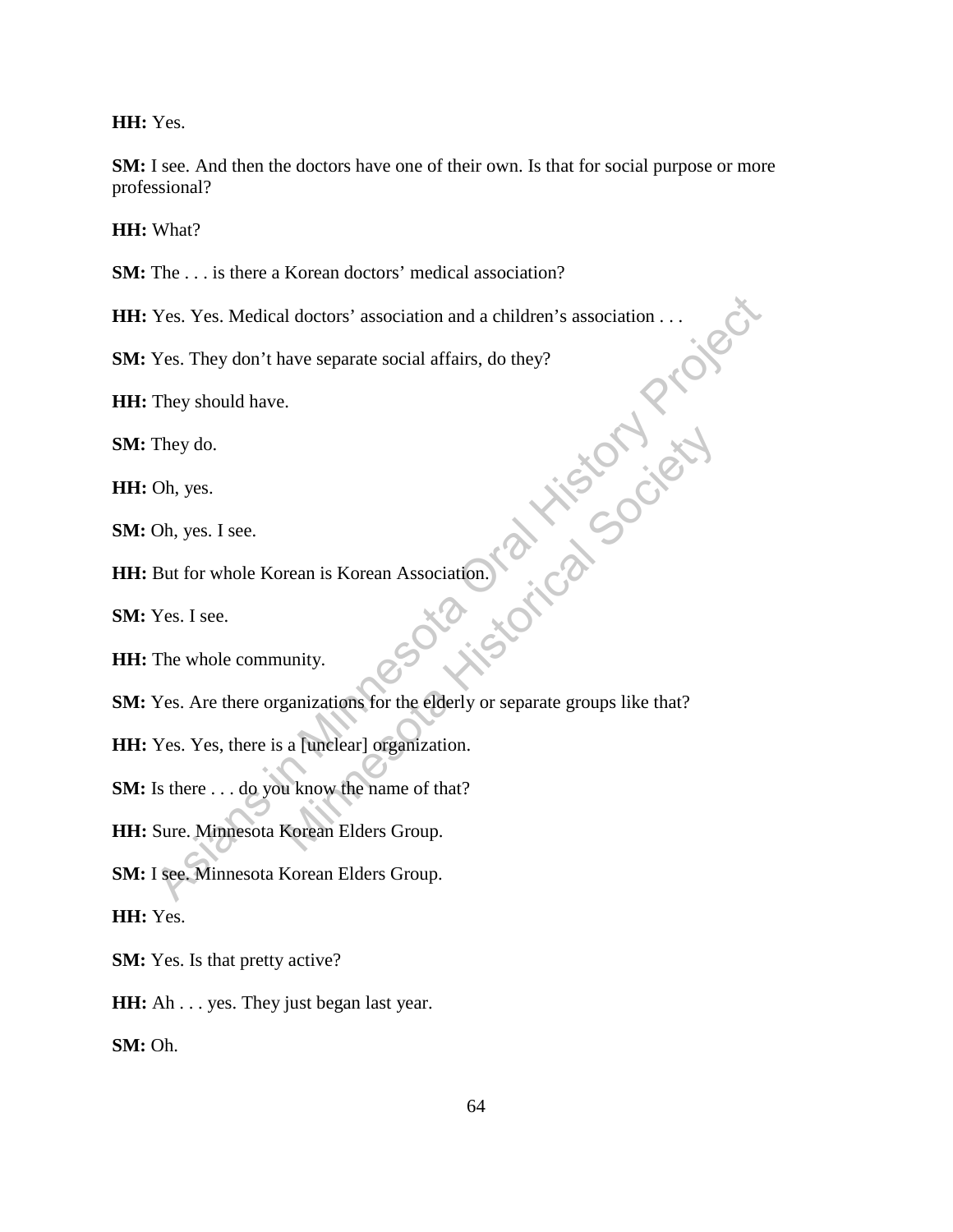**HH:** Yes.

**SM:** I see. And then the doctors have one of their own. Is that for social purpose or more professional?

**HH:** What?

**SM:** The . . . is there a Korean doctors' medical association?

**HH:** Yes. Yes. Medical doctors' association and a children's association . . .

**SM:** Yes. They don't have separate social affairs, do they?

**HH:** They should have.

**SM:** They do.

**HH:** Oh, yes.

**SM:** Oh, yes. I see.

**HH:** But for whole Korean is Korean Association.

**SM:** Yes. I see.

**HH:** The whole community.

**SM:** Yes. Are there organizations for the elderly or separate groups like that?

**HH:** Yes. Yes, there is a [unclear] organization.

**SM:** Is there . . . do you know the name of that?

**HH:** Sure. Minnesota Korean Elders Group.

**SM:** I see. Minnesota Korean Elders Group.

**HH:** Yes.

**SM:** Yes. Is that pretty active?

**HH:** Ah . . . yes. They just began last year.

**SM:** Oh.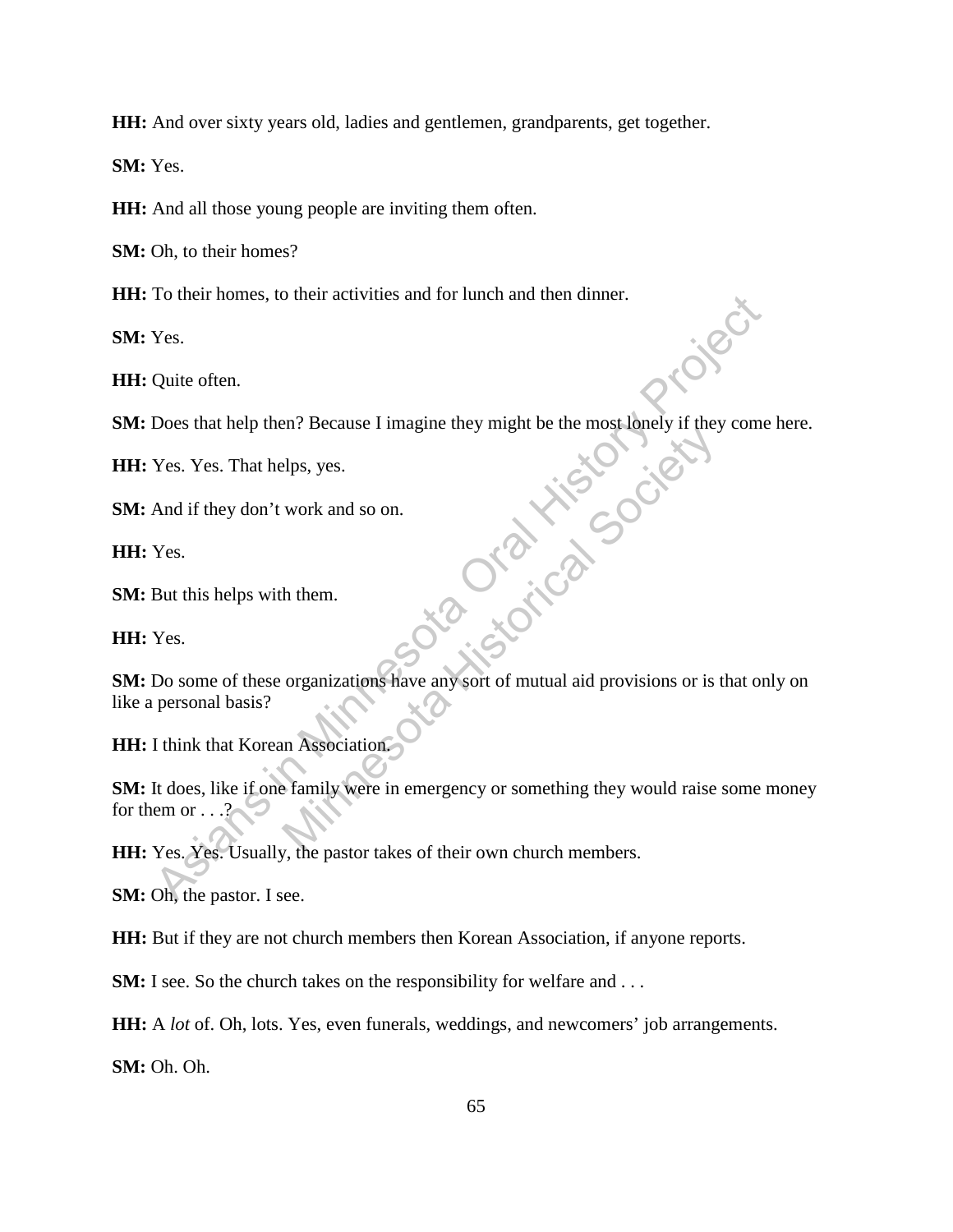**HH:** And over sixty years old, ladies and gentlemen, grandparents, get together.

**SM:** Yes.

**HH:** And all those young people are inviting them often.

**SM:** Oh, to their homes?

**HH:** To their homes, to their activities and for lunch and then dinner.

**SM:** Yes.

**HH:** Quite often.

**SM:** Does that help then? Because I imagine they might be the most lonely if they come here.

**HH:** Yes. Yes. That helps, yes.

**SM:** And if they don't work and so on.

**HH:** Yes.

**SM:** But this helps with them.

**HH:** Yes.

**SM:** Do some of these organizations have any sort of mutual aid provisions or is that only on like a personal basis?

**HH:** I think that Korean Association.

**SM:** It does, like if one family were in emergency or something they would raise some money for them or . . .?

**HH:** Yes. Yes. Usually, the pastor takes of their own church members.

**SM:** Oh, the pastor. I see.

**HH:** But if they are not church members then Korean Association, if anyone reports.

**SM:** I see. So the church takes on the responsibility for welfare and . . .

**HH:** A *lot* of. Oh, lots. Yes, even funerals, weddings, and newcomers' job arrangements.

**SM:** Oh. Oh.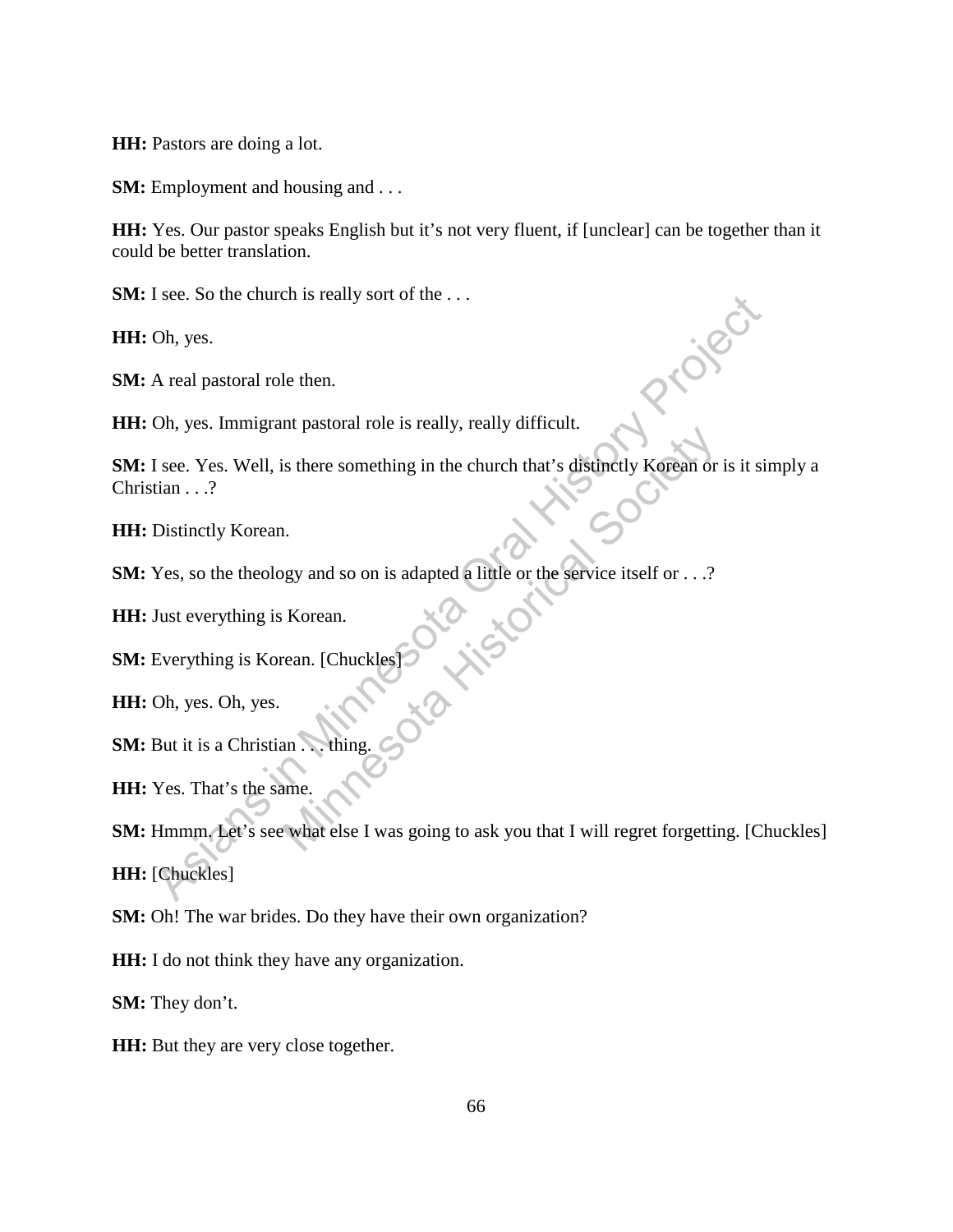**HH:** Pastors are doing a lot.

**SM:** Employment and housing and . . .

**HH:** Yes. Our pastor speaks English but it's not very fluent, if [unclear] can be together than it could be better translation.

**SM:** I see. So the church is really sort of the . . .

**HH:** Oh, yes.

**SM:** A real pastoral role then.

**HH:** Oh, yes. Immigrant pastoral role is really, really difficult.

**SM:** I see. Yes. Well, is there something in the church that's distinctly Korean or is it simply a Christian . . .?

**HH:** Distinctly Korean.

**SM:** Yes, so the theology and so on is adapted a little or the service itself or . . .?

**HH:** Just everything is Korean.

**SM:** Everything is Korean. [Chuckles]

**HH:** Oh, yes. Oh, yes.

**SM:** But it is a Christian . . . thing.

**HH:** Yes. That's the same.

**SM:** Hmmm. Let's see what else I was going to ask you that I will regret forgetting. [Chuckles]

**HH:** [Chuckles]

**SM:** Oh! The war brides. Do they have their own organization?

**HH:** I do not think they have any organization.

**SM:** They don't.

**HH:** But they are very close together.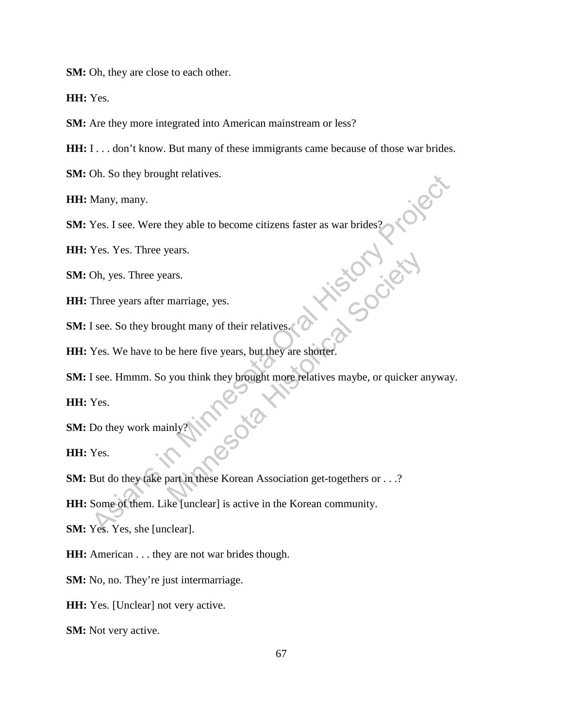**SM:** Oh, they are close to each other.

**HH:** Yes.

**SM:** Are they more integrated into American mainstream or less?

**HH:** I . . . don't know. But many of these immigrants came because of those war brides.

**SM:** Oh. So they brought relatives.

**HH:** Many, many.

**SM:** Yes. I see. Were they able to become citizens faster as war brides?

**HH:** Yes. Yes. Three years.

**SM:** Oh, yes. Three years.

**HH:** Three years after marriage, yes.

**SM:** I see. So they brought many of their relatives.

**HH:** Yes. We have to be here five years, but they are shorter.

**SM:** I see. Hmmm. So you think they brought more relatives maybe, or quicker anyway.

**HH:** Yes.

**SM:** Do they work mainly?

**HH:** Yes.

**SM:** But do they take part in these Korean Association get-togethers or . . .?

**HH:** Some of them. Like [unclear] is active in the Korean community.

**SM:** Yes. Yes, she [unclear].

**HH:** American . . . they are not war brides though.

**SM:** No, no. They're just intermarriage.

**HH:** Yes. [Unclear] not very active.

**SM:** Not very active.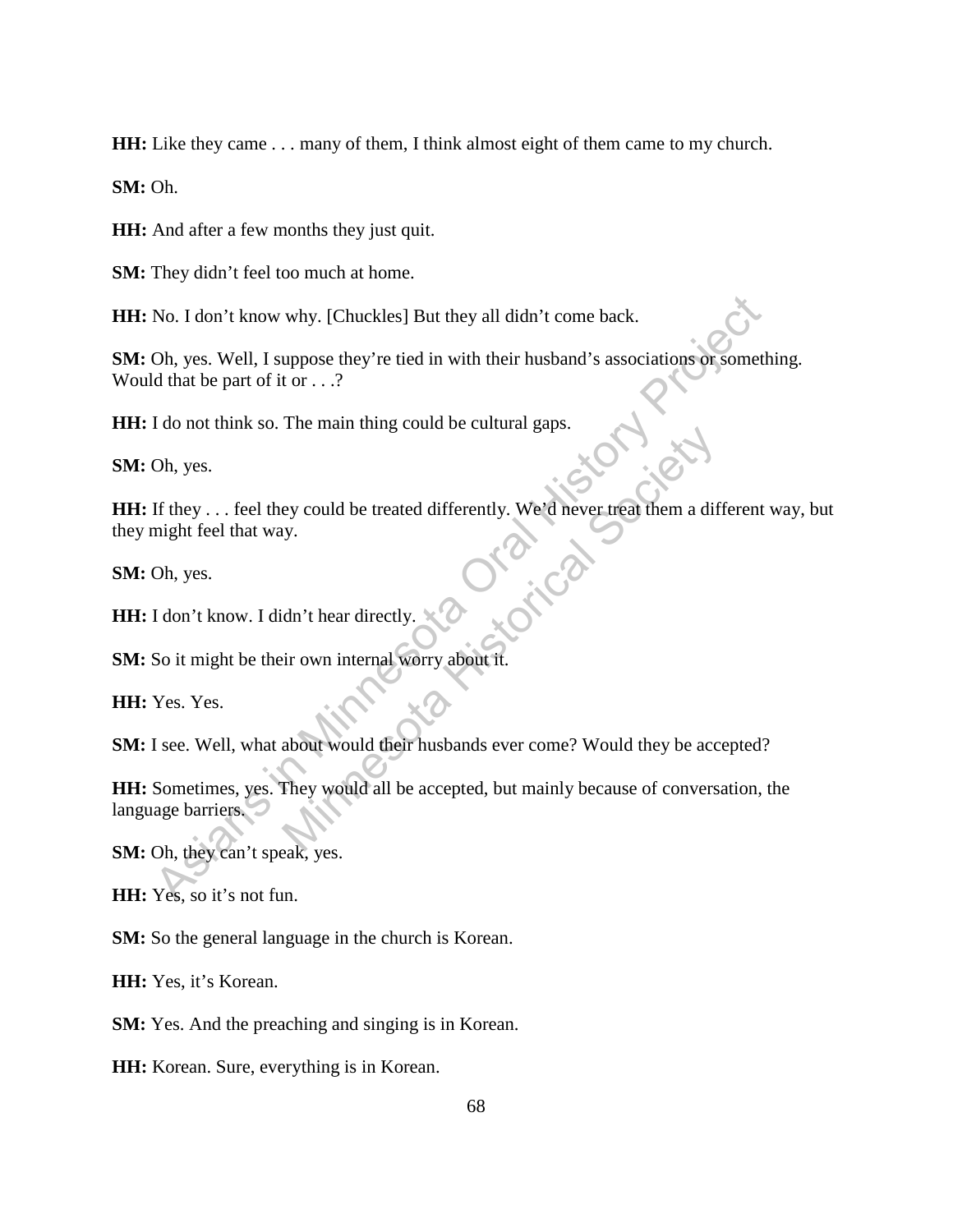**HH:** Like they came . . . many of them, I think almost eight of them came to my church.

**SM:** Oh.

**HH:** And after a few months they just quit.

**SM:** They didn't feel too much at home.

**HH:** No. I don't know why. [Chuckles] But they all didn't come back.

**SM:** Oh, yes. Well, I suppose they're tied in with their husband's associations or something. Would that be part of it or . . .?

**HH:** I do not think so. The main thing could be cultural gaps.

**SM:** Oh, yes.

**HH:** If they . . . feel they could be treated differently. We'd never treat them a different way, but they might feel that way.

**SM:** Oh, yes.

**HH:** I don't know. I didn't hear directly.

**SM:** So it might be their own internal worry about it.

**HH:** Yes. Yes.

**SM:** I see. Well, what about would their husbands ever come? Would they be accepted?

**HH:** Sometimes, yes. They would all be accepted, but mainly because of conversation, the language barriers.

**SM:** Oh, they can't speak, yes.

**HH:** Yes, so it's not fun.

**SM:** So the general language in the church is Korean.

**HH:** Yes, it's Korean.

**SM:** Yes. And the preaching and singing is in Korean.

**HH:** Korean. Sure, everything is in Korean.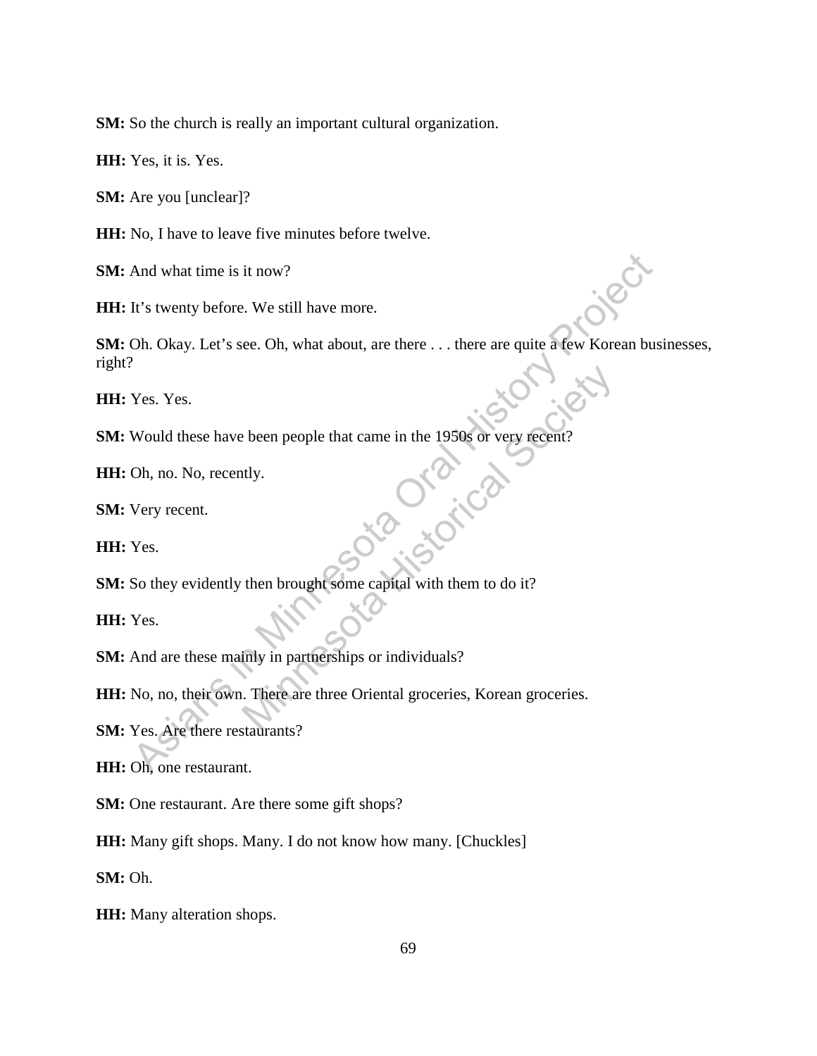**SM:** So the church is really an important cultural organization.

**HH:** Yes, it is. Yes.

**SM:** Are you [unclear]?

**HH:** No, I have to leave five minutes before twelve.

**SM:** And what time is it now?

**HH:** It's twenty before. We still have more.

**SM:** Oh. Okay. Let's see. Oh, what about, are there . . . there are quite a few Korean businesses, right?

**HH:** Yes. Yes.

**SM:** Would these have been people that came in the 1950s or very recent?

**HH:** Oh, no. No, recently.

**SM:** Very recent.

**HH:** Yes.

**SM:** So they evidently then brought some capital with them to do it?

**HH:** Yes.

**SM:** And are these mainly in partnerships or individuals?

**HH:** No, no, their own. There are three Oriental groceries, Korean groceries.

**SM:** Yes. Are there restaurants?

**HH:** Oh, one restaurant.

**SM:** One restaurant. Are there some gift shops?

**HH:** Many gift shops. Many. I do not know how many. [Chuckles]

**SM:** Oh.

**HH:** Many alteration shops.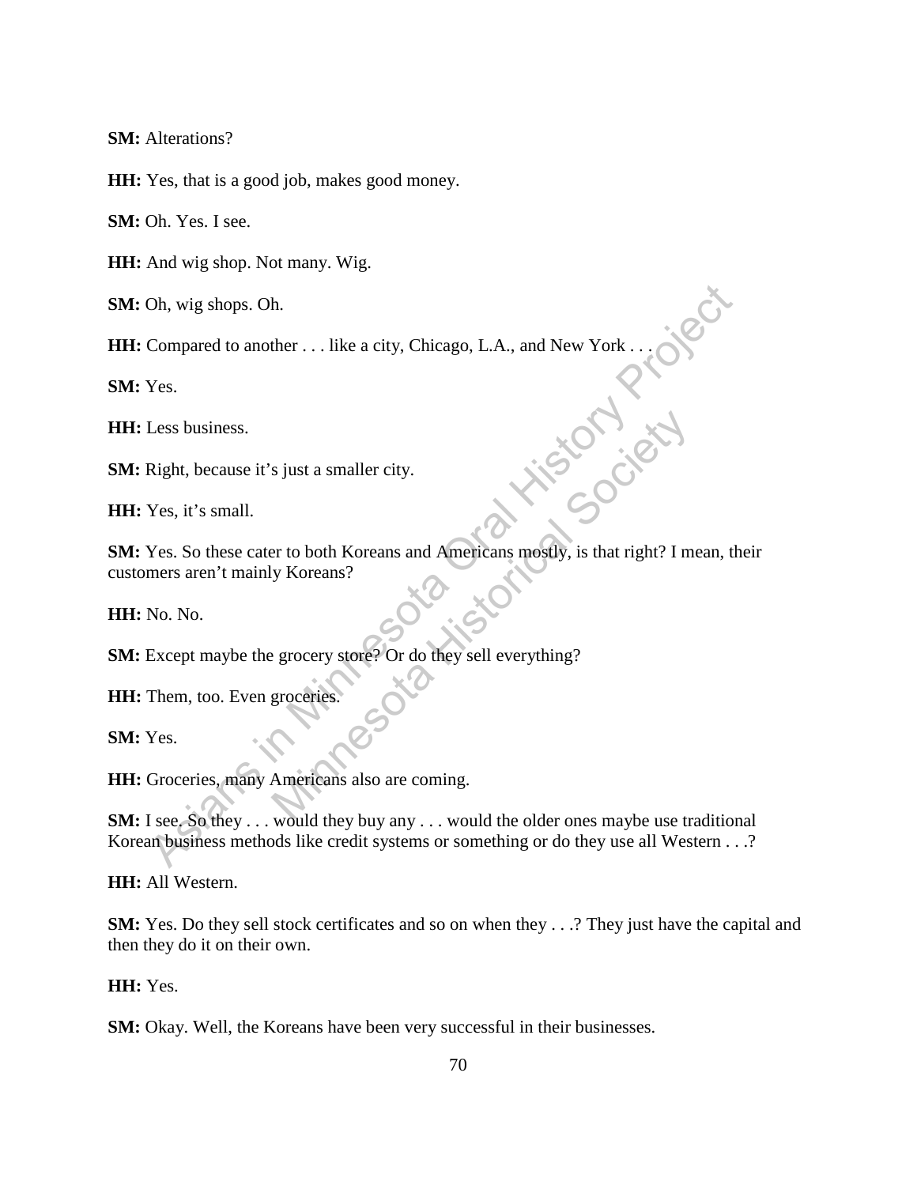**SM:** Alterations?

**HH:** Yes, that is a good job, makes good money.

**SM:** Oh. Yes. I see.

**HH:** And wig shop. Not many. Wig.

**SM:** Oh, wig shops. Oh.

**HH:** Compared to another . . . like a city, Chicago, L.A., and New York . . .

**SM:** Yes.

**HH:** Less business.

**SM:** Right, because it's just a smaller city.

**HH:** Yes, it's small.

**SM:** Yes. So these cater to both Koreans and Americans mostly, is that right? I mean, their customers aren't mainly Koreans?

**HH:** No. No.

**SM:** Except maybe the grocery store? Or do they sell everything?

**HH:** Them, too. Even groceries.

**SM:** Yes.

**HH:** Groceries, many Americans also are coming.

**SM:** I see. So they . . . would they buy any . . . would the older ones maybe use traditional Korean business methods like credit systems or something or do they use all Western . . .?

**HH:** All Western.

**SM:** Yes. Do they sell stock certificates and so on when they . . .? They just have the capital and then they do it on their own.

**HH:** Yes.

**SM:** Okay. Well, the Koreans have been very successful in their businesses.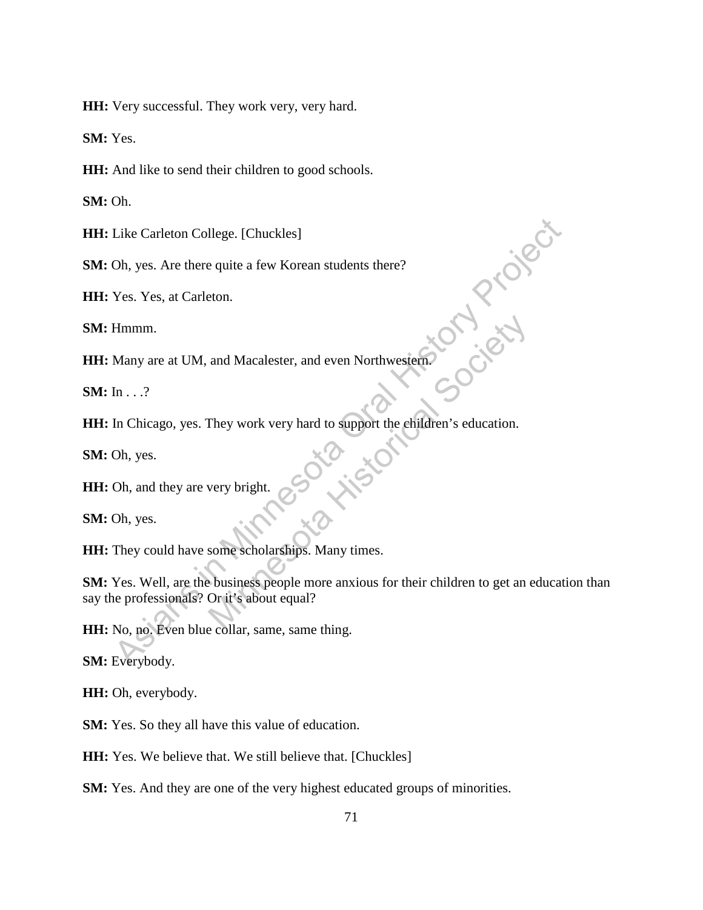**HH:** Very successful. They work very, very hard.

**SM:** Yes.

**HH:** And like to send their children to good schools.

**SM:** Oh.

**HH:** Like Carleton College. [Chuckles]

**SM:** Oh, yes. Are there quite a few Korean students there?

**HH:** Yes. Yes, at Carleton.

**SM:** Hmmm.

**HH:** Many are at UM, and Macalester, and even Northwestern.

**SM:** In . . .?

**HH:** In Chicago, yes. They work very hard to support the children's education.

**SM:** Oh, yes.

**HH:** Oh, and they are very bright.

**SM:** Oh, yes.

**HH:** They could have some scholarships. Many times.

**SM:** Yes. Well, are the business people more anxious for their children to get an education than say the professionals? Or it's about equal?

**HH:** No, no. Even blue collar, same, same thing.

**SM:** Everybody.

**HH:** Oh, everybody.

**SM:** Yes. So they all have this value of education.

**HH:** Yes. We believe that. We still believe that. [Chuckles]

**SM:** Yes. And they are one of the very highest educated groups of minorities.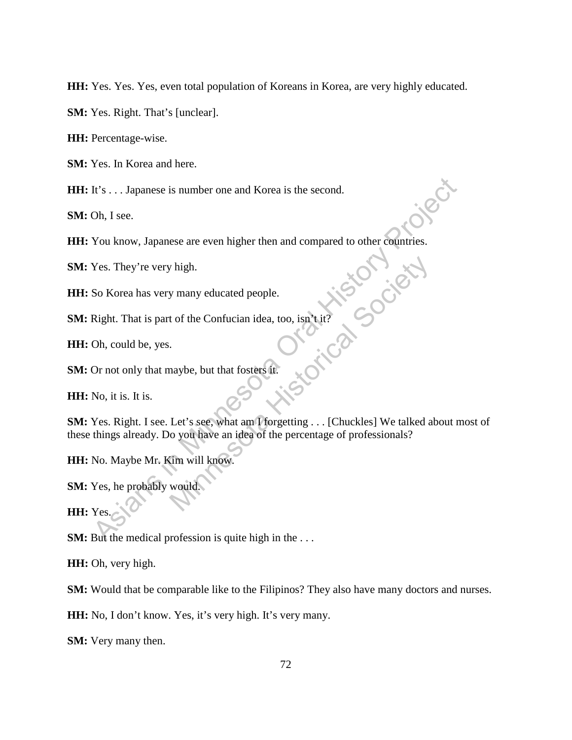**HH:** Yes. Yes. Yes, even total population of Koreans in Korea, are very highly educated.

**SM:** Yes. Right. That's [unclear].

**HH:** Percentage-wise.

**SM:** Yes. In Korea and here.

**HH:** It's . . . Japanese is number one and Korea is the second.

**SM:** Oh, I see.

**HH:** You know, Japanese are even higher then and compared to other countries.

**SM:** Yes. They're very high.

**HH:** So Korea has very many educated people.

**SM:** Right. That is part of the Confucian idea, too, isn't it?

**HH:** Oh, could be, yes.

**SM:** Or not only that maybe, but that fosters it.

**HH:** No, it is. It is.

**SM:** Yes. Right. I see. Let's see, what am I forgetting . . . [Chuckles] We talked about most of these things already. Do you have an idea of the percentage of professionals?

**HH:** No. Maybe Mr. Kim will know.

**SM:** Yes, he probably would.

**HH:** Yes.

**SM:** But the medical profession is quite high in the . . .

**HH:** Oh, very high.

**SM:** Would that be comparable like to the Filipinos? They also have many doctors and nurses.

**HH:** No, I don't know. Yes, it's very high. It's very many.

**SM:** Very many then.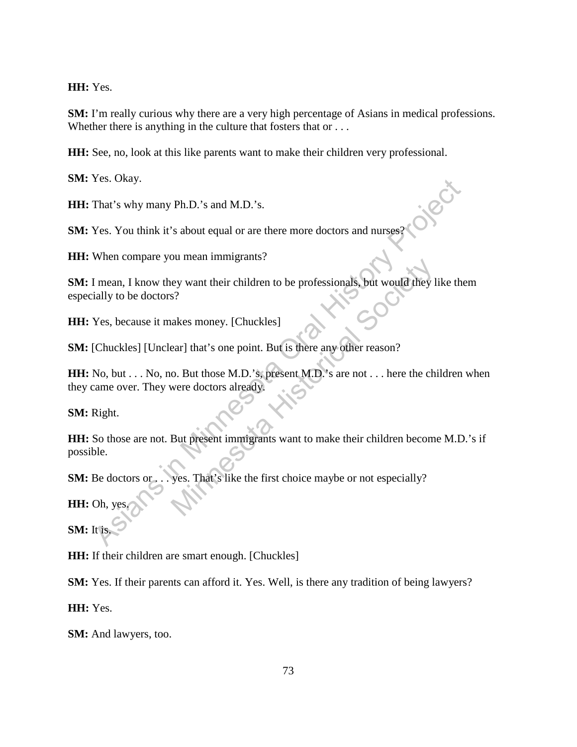**HH:** Yes.

**SM:** I'm really curious why there are a very high percentage of Asians in medical professions. Whether there is anything in the culture that fosters that or . . .

**HH:** See, no, look at this like parents want to make their children very professional.

**SM:** Yes. Okay.

**HH:** That's why many Ph.D.'s and M.D.'s.

**SM:** Yes. You think it's about equal or are there more doctors and nurses?

**HH:** When compare you mean immigrants?

**SM:** I mean, I know they want their children to be professionals, but would they like them especially to be doctors?

**HH:** Yes, because it makes money. [Chuckles]

**SM:** [Chuckles] [Unclear] that's one point. But is there any other reason?

**HH:** No, but . . . No, no. But those M.D.'s, present M.D.'s are not . . . here the children when they came over. They were doctors already.

**SM:** Right.

**HH:** So those are not. But present immigrants want to make their children become M.D.'s if possible.

**SM:** Be doctors or . . . yes. That's like the first choice maybe or not especially?

**HH:** Oh, yes.

**SM:** It is.

**HH:** If their children are smart enough. [Chuckles]

**SM:** Yes. If their parents can afford it. Yes. Well, is there any tradition of being lawyers?

**HH:** Yes.

**SM:** And lawyers, too.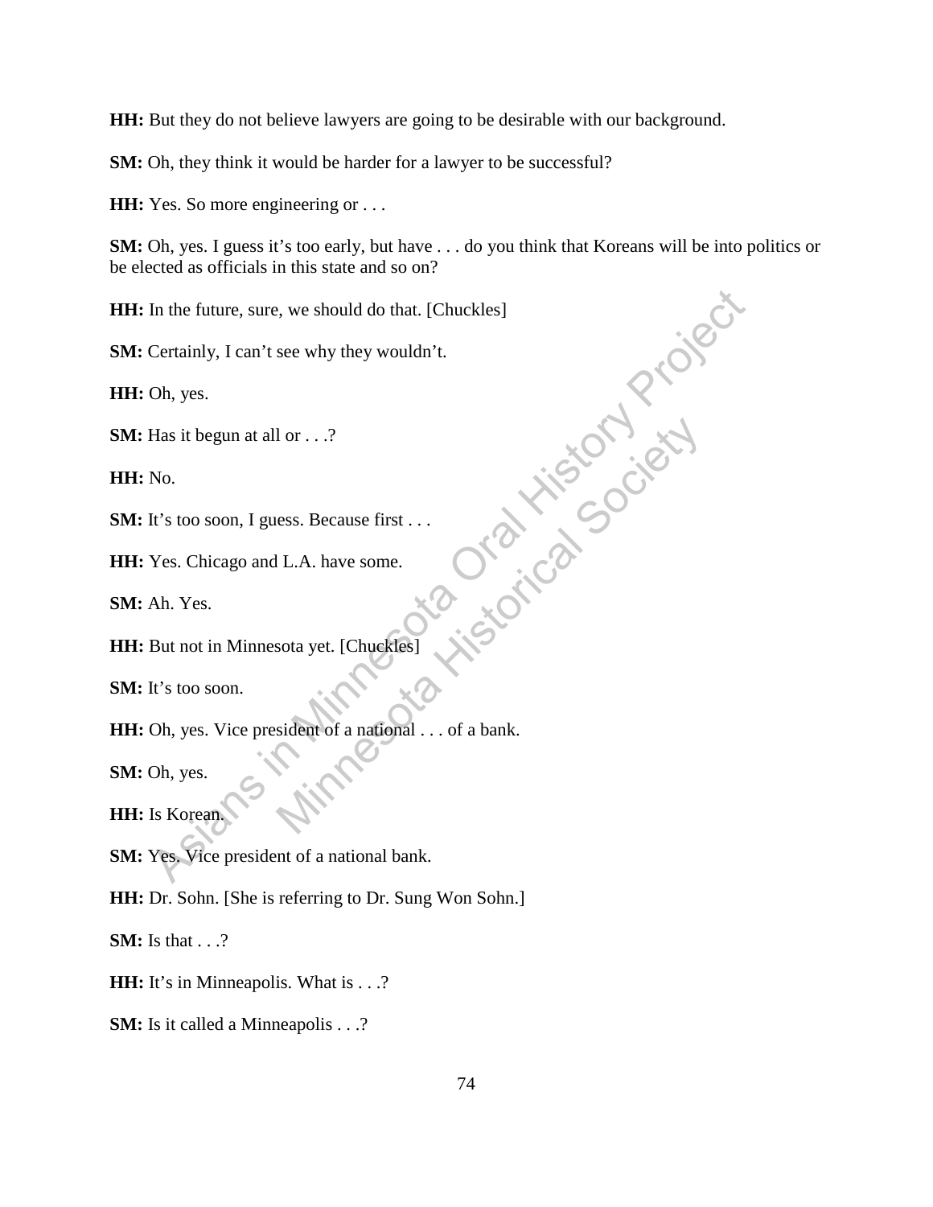**HH:** But they do not believe lawyers are going to be desirable with our background.

**SM:** Oh, they think it would be harder for a lawyer to be successful?

**HH:** Yes. So more engineering or . . .

**SM:** Oh, yes. I guess it's too early, but have . . . do you think that Koreans will be into politics or be elected as officials in this state and so on?

**HH:** In the future, sure, we should do that. [Chuckles]

**SM:** Certainly, I can't see why they wouldn't.

**HH:** Oh, yes.

**SM:** Has it begun at all or . . .?

**HH:** No.

**SM:** It's too soon, I guess. Because first . . .

**HH:** Yes. Chicago and L.A. have some.

**SM:** Ah. Yes.

**HH:** But not in Minnesota yet. [Chuckles]

**SM:** It's too soon.

**HH:** Oh, yes. Vice president of a national . . . of a bank.

**SM:** Oh, yes.

**HH:** Is Korean.

**SM:** Yes. Vice president of a national bank.

**HH:** Dr. Sohn. [She is referring to Dr. Sung Won Sohn.]

**SM:** Is that . . .?

**HH:** It's in Minneapolis. What is . . .?

**SM:** Is it called a Minneapolis . . .?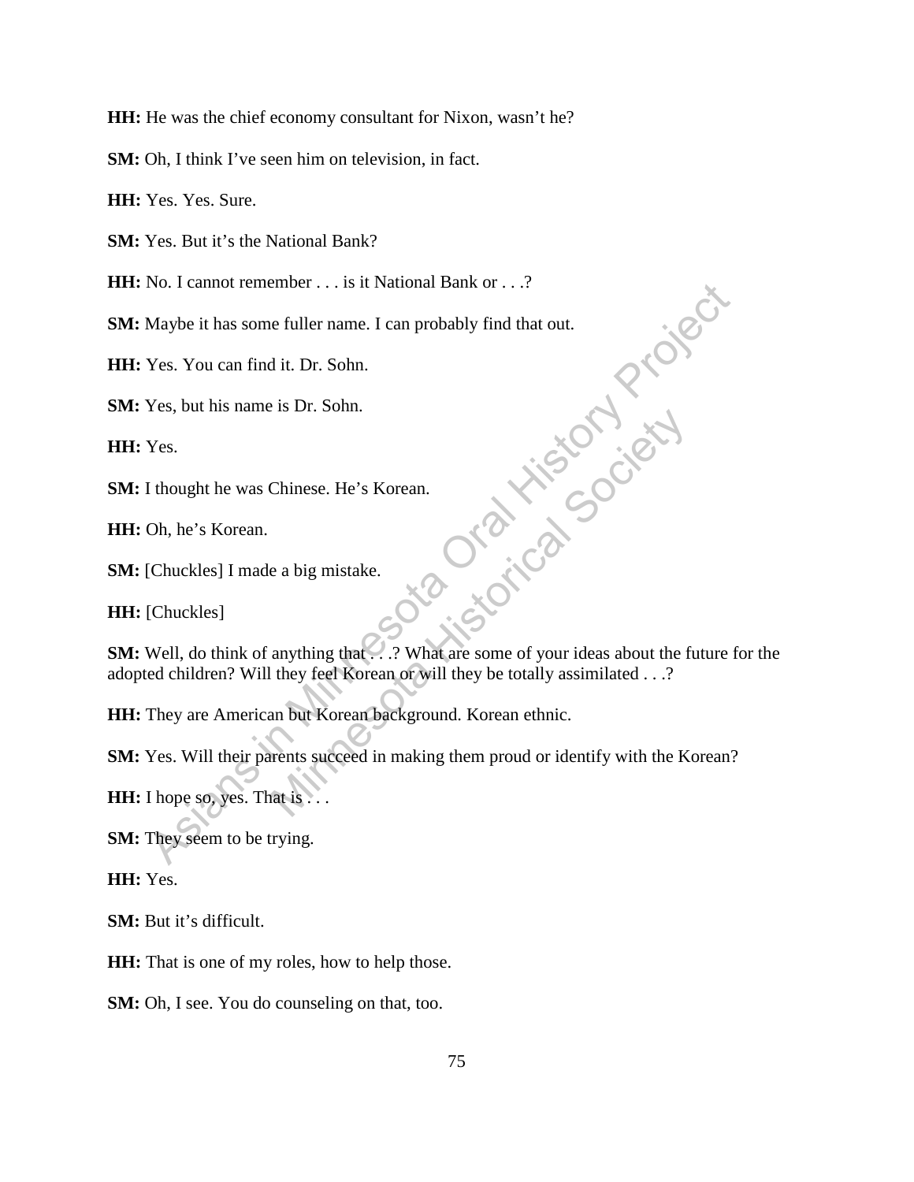**HH:** He was the chief economy consultant for Nixon, wasn't he?

**SM:** Oh, I think I've seen him on television, in fact.

**HH:** Yes. Yes. Sure.

**SM:** Yes. But it's the National Bank?

**HH:** No. I cannot remember . . . is it National Bank or . . .?

**SM:** Maybe it has some fuller name. I can probably find that out.

**HH:** Yes. You can find it. Dr. Sohn.

**SM:** Yes, but his name is Dr. Sohn.

**HH:** Yes.

**SM:** I thought he was Chinese. He's Korean.

**HH:** Oh, he's Korean.

**SM:** [Chuckles] I made a big mistake.

**HH:** [Chuckles]

**SM:** Well, do think of anything that . . .? What are some of your ideas about the future for the adopted children? Will they feel Korean or will they be totally assimilated . . .?

**HH:** They are American but Korean background. Korean ethnic.

**SM:** Yes. Will their parents succeed in making them proud or identify with the Korean?

**HH:** I hope so, yes. That is . . .

**SM:** They seem to be trying.

**HH:** Yes.

**SM:** But it's difficult.

**HH:** That is one of my roles, how to help those.

**SM:** Oh, I see. You do counseling on that, too.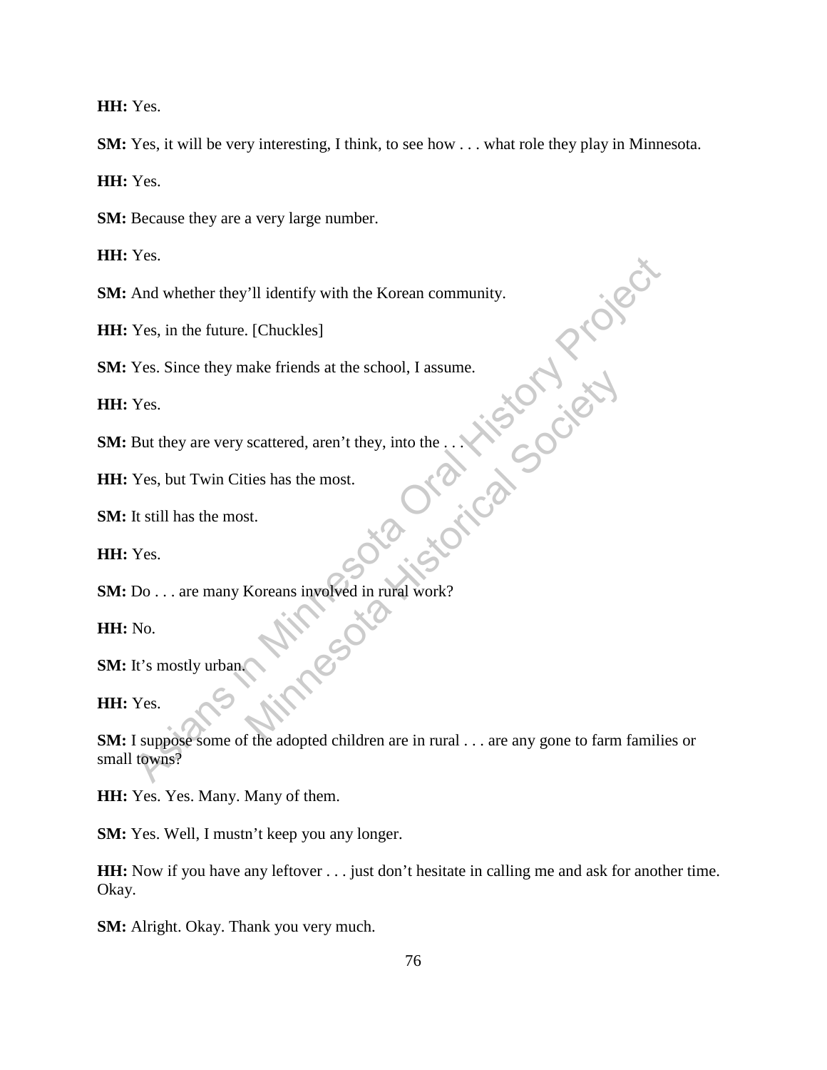**HH:** Yes.

**SM:** Yes, it will be very interesting, I think, to see how . . . what role they play in Minnesota.

**HH:** Yes.

**SM:** Because they are a very large number.

**HH:** Yes.

**SM:** And whether they'll identify with the Korean community.

**HH:** Yes, in the future. [Chuckles]

**SM:** Yes. Since they make friends at the school, I assume.

**HH:** Yes.

**SM:** But they are very scattered, aren't they, into the . . .

**HH:** Yes, but Twin Cities has the most.

**SM:** It still has the most.

**HH:** Yes.

**SM:** Do . . . are many Koreans involved in rural work?

**HH:** No.

**SM:** It's mostly urban.

**HH:** Yes.

**SM:** I suppose some of the adopted children are in rural . . . are any gone to farm families or small towns?

**HH:** Yes. Yes. Many. Many of them.

**SM:** Yes. Well, I mustn't keep you any longer.

**HH:** Now if you have any leftover . . . just don't hesitate in calling me and ask for another time. Okay.

**SM:** Alright. Okay. Thank you very much.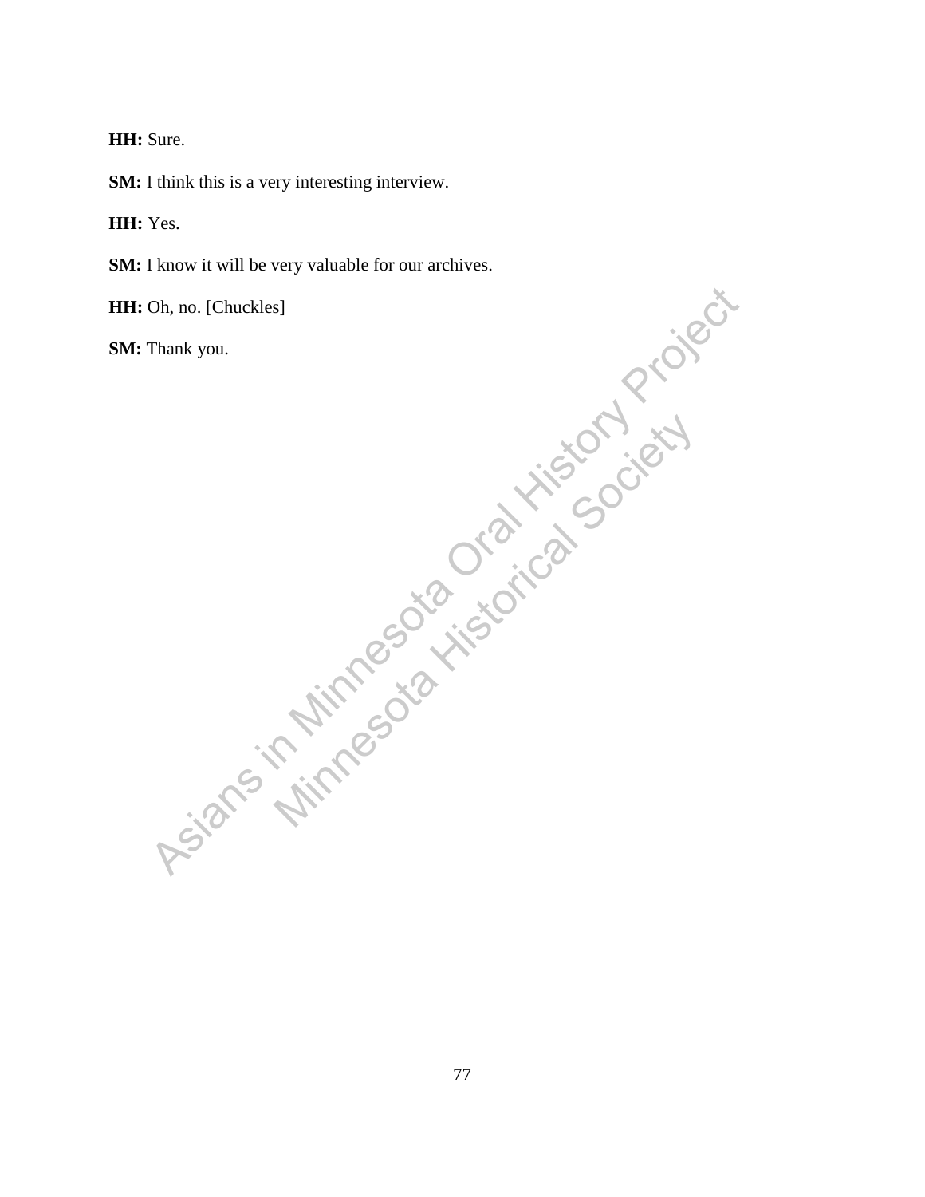**HH:** Sure.

**SM:** I think this is a very interesting interview.

**HH:** Yes.

**SM:** I know it will be very valuable for our archives.

**HH:** Oh, no. [Chuckles]

**SM:** Thank you.